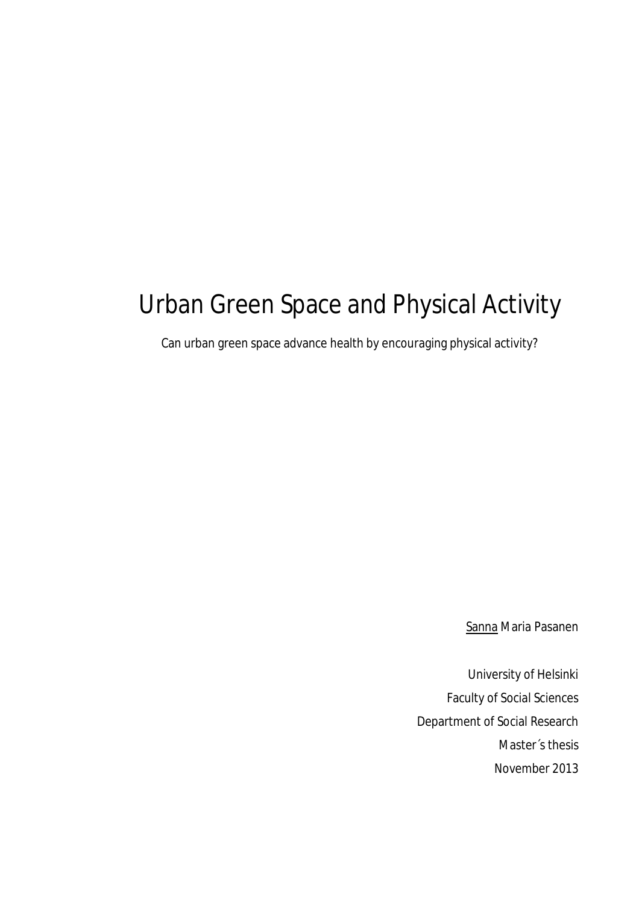# Urban Green Space and Physical Activity

Can urban green space advance health by encouraging physical activity?

Sanna Maria Pasanen

University of Helsinki

Faculty of Social Sciences

Department of Social Research

Master´s thesis

November 2013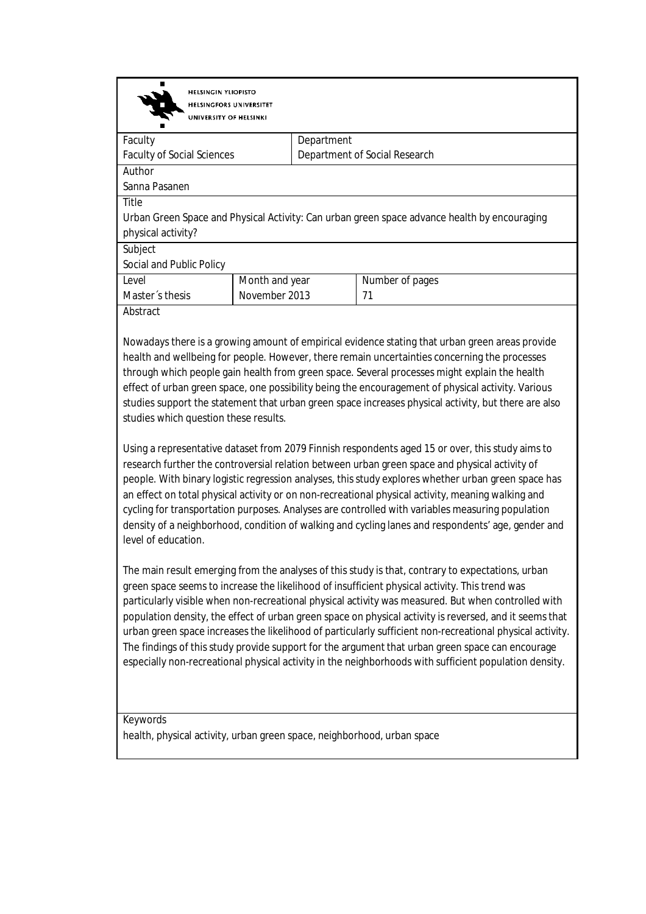HELSINGIN YLIOPISTO
HELSINGFORS UNIVERSITET
UNIVERSITY OF HELSINKI

| Faculty | Department |
| --- | --- |
| Faculty of Social Sciences | Department of Social Research |

| Author |
| --- |
| Sanna Pasanen |

| Title |
| --- |
| Urban Green Space and Physical Activity: Can urban green space advance health by encouraging physical activity? |

| Subject |
| --- |
| Social and Public Policy |

| Level | Month and year | Number of pages |
| --- | --- | --- |
| Master´s thesis | November 2013 | 71 |

Abstract

Nowadays there is a growing amount of empirical evidence stating that urban green areas provide health and wellbeing for people. However, there remain uncertainties concerning the processes through which people gain health from green space. Several processes might explain the health effect of urban green space, one possibility being the encouragement of physical activity. Various studies support the statement that urban green space increases physical activity, but there are also studies which question these results.

Using a representative dataset from 2079 Finnish respondents aged 15 or over, this study aims to research further the controversial relation between urban green space and physical activity of people. With binary logistic regression analyses, this study explores whether urban green space has an effect on total physical activity or on non-recreational physical activity, meaning walking and cycling for transportation purposes. Analyses are controlled with variables measuring population density of a neighborhood, condition of walking and cycling lanes and respondents' age, gender and level of education.

The main result emerging from the analyses of this study is that, contrary to expectations, urban green space seems to increase the likelihood of insufficient physical activity. This trend was particularly visible when non-recreational physical activity was measured. But when controlled with population density, the effect of urban green space on physical activity is reversed, and it seems that urban green space increases the likelihood of particularly sufficient non-recreational physical activity. The findings of this study provide support for the argument that urban green space can encourage especially non-recreational physical activity in the neighborhoods with sufficient population density.

Keywords

health, physical activity, urban green space, neighborhood, urban space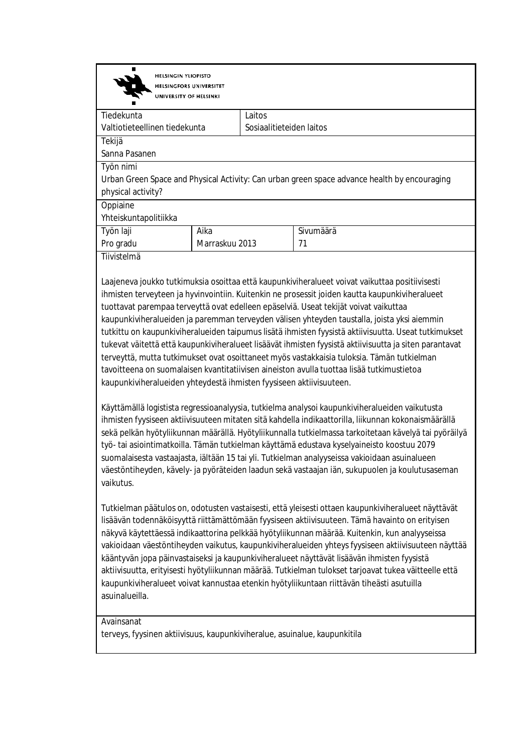HELSINGIN YLIOPISTO
HELSINGFORS UNIVERSITET
UNIVERSITY OF HELSINKI

| Tiedekunta | Laitos |
|---|---|
| Valtiotieteellinen tiedekunta | Sosiaalitieteiden laitos |

**Tekijä**
Sanna Pasanen

**Työn nimi**
Urban Green Space and Physical Activity: Can urban green space advance health by encouraging physical activity?

**Oppiaine**
Yhteiskuntapolitiikka

| Työn laji | Aika | Sivumäärä |
|---|---|---|
| Pro gradu | Marraskuu 2013 | 71 |

**Tiivistelmä**

Laajeneva joukko tutkimuksia osoittaa että kaupunkiviheralueet voivat vaikuttaa positiivisesti ihmisten terveyteen ja hyvinvointiin. Kuitenkin ne prosessit joiden kautta kaupunkiviheralueet tuottavat parempaa terveyttä ovat edelleen epäselviä. Useat tekijät voivat vaikuttaa kaupunkiviheralueiden ja paremman terveyden välisen yhteyden taustalla, joista yksi aiemmin tutkittu on kaupunkiviheralueiden taipumus lisätä ihmisten fyysistä aktiivisuutta. Useat tutkimukset tukevat väitettä että kaupunkiviheralueet lisäävät ihmisten fyysistä aktiivisuutta ja siten parantavat terveyttä, mutta tutkimukset ovat osoittaneet myös vastakkaisia tuloksia. Tämän tutkielman tavoitteena on suomalaisen kvantitatiivisen aineiston avulla tuottaa lisää tutkimustietoa kaupunkiviheralueiden yhteydestä ihmisten fyysiseen aktiivisuuteen.

Käyttämällä logistista regressioanalyysia, tutkielma analysoi kaupunkiviheralueiden vaikutusta ihmisten fyysiseen aktiivisuuteen mitaten sitä kahdella indikaattorilla, liikunnan kokonaismäärällä sekä pelkän hyötyliikunnan määrällä. Hyötyliikunnalla tutkielmassa tarkoitetaan kävelyä tai pyöräilyä työ- tai asiointimatkoilla. Tämän tutkielman käyttämä edustava kyselyaineisto koostuu 2079 suomalaisesta vastaajasta, iältään 15 tai yli. Tutkielman analyyseissa vakioidaan asuinalueen väestöntiheyden, kävely- ja pyöräteiden laadun sekä vastaajan iän, sukupuolen ja koulutusaseman vaikutus.

Tutkielman päätulos on, odotusten vastaisesti, että yleisesti ottaen kaupunkiviheralueet näyttävät lisäävän todennäköisyyttä riittämättömään fyysiseen aktiivisuuteen. Tämä havainto on erityisen näkyvä käytettäessä indikaattorina pelkkää hyötyliikunnan määrää. Kuitenkin, kun analyyseissa vakioidaan väestöntiheyden vaikutus, kaupunkiviheralueiden yhteys fyysiseen aktiivisuuteen näyttää kääntyvän jopa päinvastaiseksi ja kaupunkiviheralueet näyttävät lisäävän ihmisten fyysistä aktiivisuutta, erityisesti hyötyliikunnan määrää. Tutkielman tulokset tarjoavat tukea väitteelle että kaupunkiviheralueet voivat kannustaa etenkin hyötyliikuntaan riittävän tiheästi asutuilla asuinalueilla.

**Avainsanat**
terveys, fyysinen aktiivisuus, kaupunkiviheralue, asuinalue, kaupunkitila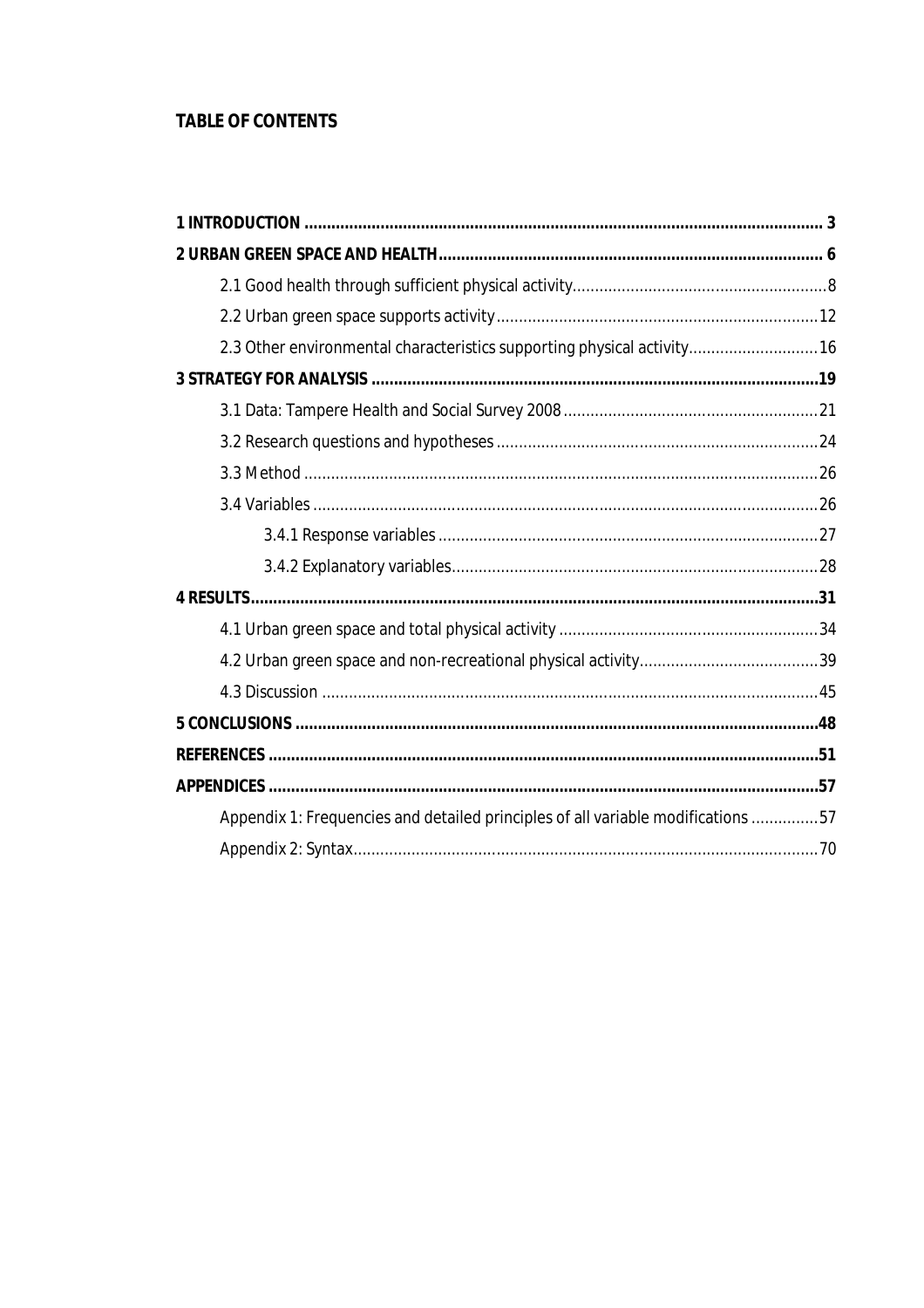## TABLE OF CONTENTS

**1 INTRODUCTION** .......... **3**

**2 URBAN GREEN SPACE AND HEALTH** .......... **6**

- 2.1 Good health through sufficient physical activity .......... 8
- 2.2 Urban green space supports activity .......... 12
- 2.3 Other environmental characteristics supporting physical activity .......... 16

**3 STRATEGY FOR ANALYSIS** .......... **19**

- 3.1 Data: Tampere Health and Social Survey 2008 .......... 21
- 3.2 Research questions and hypotheses .......... 24
- 3.3 Method .......... 26
- 3.4 Variables .......... 26
  - 3.4.1 Response variables .......... 27
  - 3.4.2 Explanatory variables .......... 28

**4 RESULTS** .......... **31**

- 4.1 Urban green space and total physical activity .......... 34
- 4.2 Urban green space and non-recreational physical activity .......... 39
- 4.3 Discussion .......... 45

**5 CONCLUSIONS** .......... **48**

**REFERENCES** .......... **51**

**APPENDICES** .......... **57**

- Appendix 1: Frequencies and detailed principles of all variable modifications .......... 57
- Appendix 2: Syntax .......... 70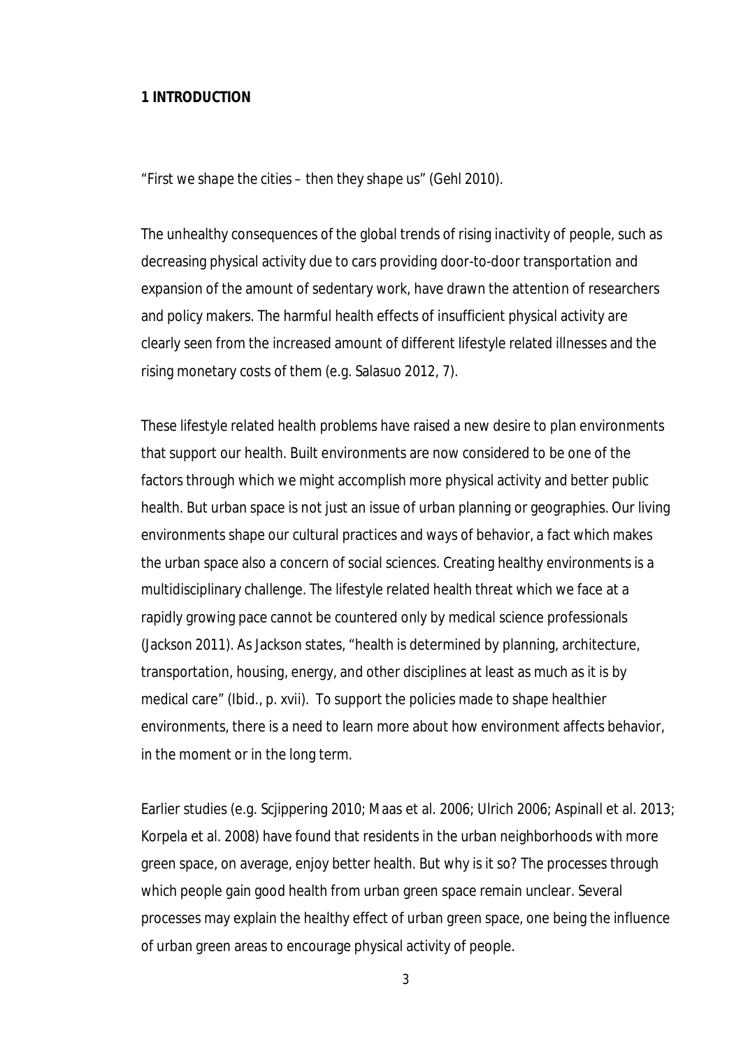# 1 INTRODUCTION

*"First we shape the cities – then they shape us"* (Gehl 2010).

The unhealthy consequences of the global trends of rising inactivity of people, such as decreasing physical activity due to cars providing door-to-door transportation and expansion of the amount of sedentary work, have drawn the attention of researchers and policy makers. The harmful health effects of insufficient physical activity are clearly seen from the increased amount of different lifestyle related illnesses and the rising monetary costs of them (e.g. Salasuo 2012, 7).

These lifestyle related health problems have raised a new desire to plan environments that support our health. Built environments are now considered to be one of the factors through which we might accomplish more physical activity and better public health. But urban space is not just an issue of urban planning or geographies. Our living environments shape our cultural practices and ways of behavior, a fact which makes the urban space also a concern of social sciences. Creating healthy environments is a multidisciplinary challenge. The lifestyle related health threat which we face at a rapidly growing pace cannot be countered only by medical science professionals (Jackson 2011). As Jackson states, "health is determined by planning, architecture, transportation, housing, energy, and other disciplines at least as much as it is by medical care" (Ibid., p. xvii). To support the policies made to shape healthier environments, there is a need to learn more about how environment affects behavior, in the moment or in the long term.

Earlier studies (e.g. Scjippering 2010; Maas et al. 2006; Ulrich 2006; Aspinall et al. 2013; Korpela et al. 2008) have found that residents in the urban neighborhoods with more green space, on average, enjoy better health. But why is it so? The processes through which people gain good health from urban green space remain unclear. Several processes may explain the healthy effect of urban green space, one being the influence of urban green areas to encourage physical activity of people.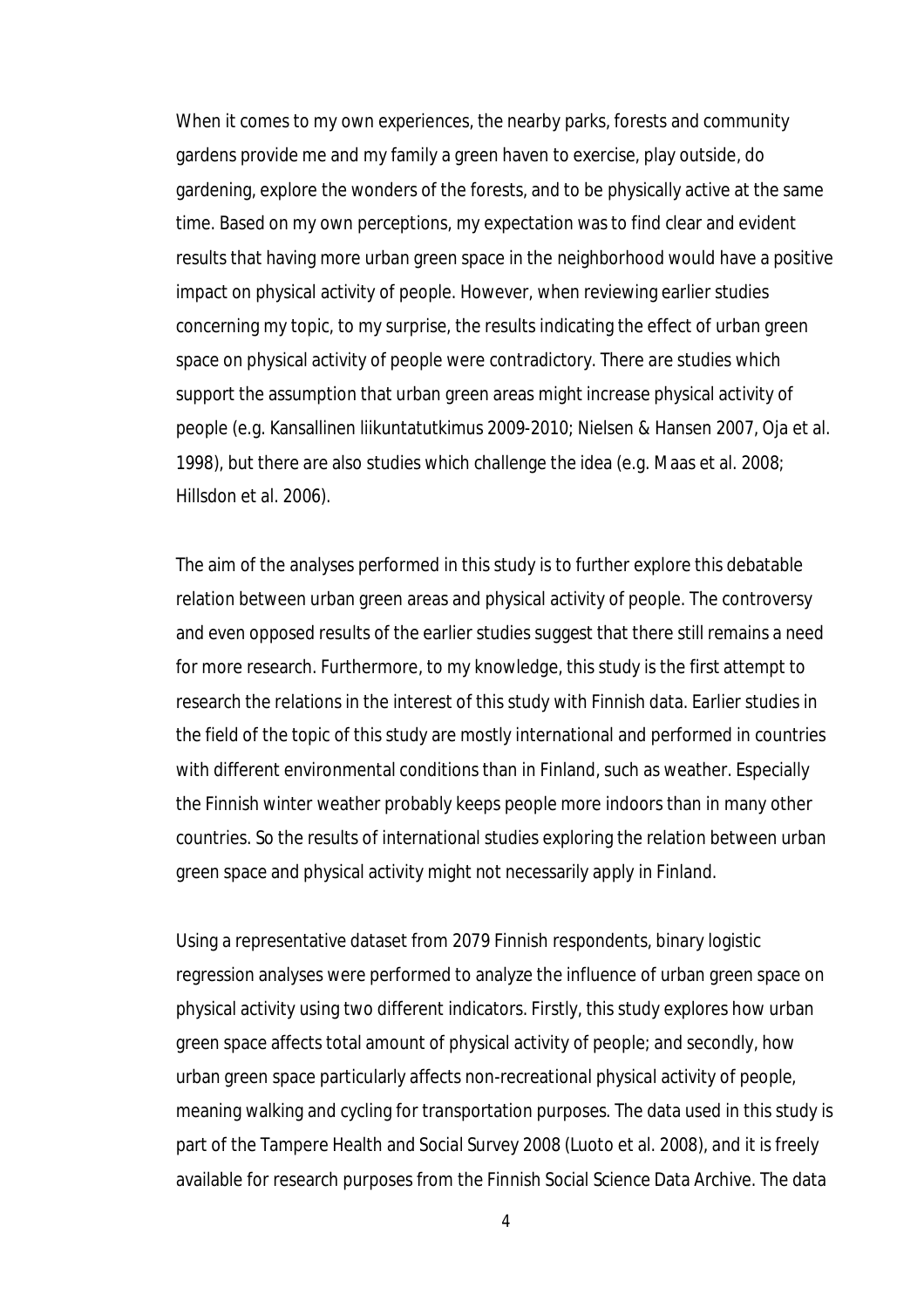When it comes to my own experiences, the nearby parks, forests and community gardens provide me and my family a green haven to exercise, play outside, do gardening, explore the wonders of the forests, and to be physically active at the same time. Based on my own perceptions, my expectation was to find clear and evident results that having more urban green space in the neighborhood would have a positive impact on physical activity of people. However, when reviewing earlier studies concerning my topic, to my surprise, the results indicating the effect of urban green space on physical activity of people were contradictory. There are studies which support the assumption that urban green areas might increase physical activity of people (e.g. Kansallinen liikuntatutkimus 2009-2010; Nielsen & Hansen 2007, Oja et al. 1998), but there are also studies which challenge the idea (e.g. Maas et al. 2008; Hillsdon et al. 2006).

The aim of the analyses performed in this study is to further explore this debatable relation between urban green areas and physical activity of people. The controversy and even opposed results of the earlier studies suggest that there still remains a need for more research. Furthermore, to my knowledge, this study is the first attempt to research the relations in the interest of this study with Finnish data. Earlier studies in the field of the topic of this study are mostly international and performed in countries with different environmental conditions than in Finland, such as weather. Especially the Finnish winter weather probably keeps people more indoors than in many other countries. So the results of international studies exploring the relation between urban green space and physical activity might not necessarily apply in Finland.

Using a representative dataset from 2079 Finnish respondents, binary logistic regression analyses were performed to analyze the influence of urban green space on physical activity using two different indicators. Firstly, this study explores how urban green space affects total amount of physical activity of people; and secondly, how urban green space particularly affects non-recreational physical activity of people, meaning walking and cycling for transportation purposes. The data used in this study is part of the Tampere Health and Social Survey 2008 (Luoto et al. 2008), and it is freely available for research purposes from the Finnish Social Science Data Archive. The data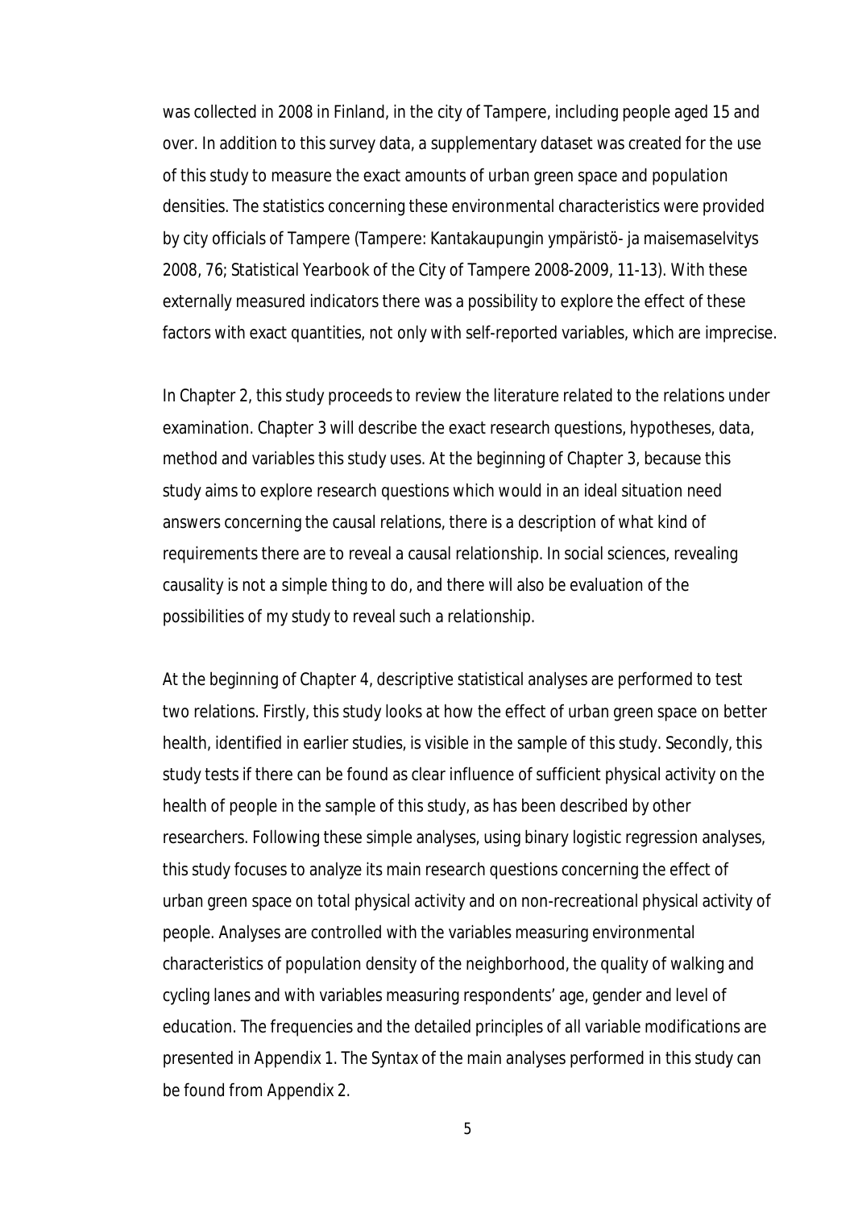was collected in 2008 in Finland, in the city of Tampere, including people aged 15 and over. In addition to this survey data, a supplementary dataset was created for the use of this study to measure the exact amounts of urban green space and population densities. The statistics concerning these environmental characteristics were provided by city officials of Tampere (Tampere: Kantakaupungin ympäristö- ja maisemaselvitys 2008, 76; Statistical Yearbook of the City of Tampere 2008-2009, 11-13). With these externally measured indicators there was a possibility to explore the effect of these factors with exact quantities, not only with self-reported variables, which are imprecise.

In Chapter 2, this study proceeds to review the literature related to the relations under examination. Chapter 3 will describe the exact research questions, hypotheses, data, method and variables this study uses. At the beginning of Chapter 3, because this study aims to explore research questions which would in an ideal situation need answers concerning the causal relations, there is a description of what kind of requirements there are to reveal a causal relationship. In social sciences, revealing causality is not a simple thing to do, and there will also be evaluation of the possibilities of my study to reveal such a relationship.

At the beginning of Chapter 4, descriptive statistical analyses are performed to test two relations. Firstly, this study looks at how the effect of urban green space on better health, identified in earlier studies, is visible in the sample of this study. Secondly, this study tests if there can be found as clear influence of sufficient physical activity on the health of people in the sample of this study, as has been described by other researchers. Following these simple analyses, using binary logistic regression analyses, this study focuses to analyze its main research questions concerning the effect of urban green space on total physical activity and on non-recreational physical activity of people. Analyses are controlled with the variables measuring environmental characteristics of population density of the neighborhood, the quality of walking and cycling lanes and with variables measuring respondents' age, gender and level of education. The frequencies and the detailed principles of all variable modifications are presented in Appendix 1. The Syntax of the main analyses performed in this study can be found from Appendix 2.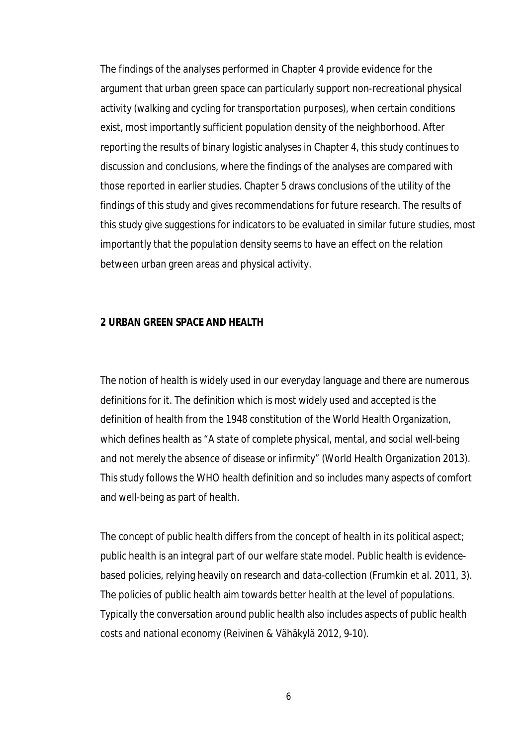The findings of the analyses performed in Chapter 4 provide evidence for the argument that urban green space can particularly support non-recreational physical activity (walking and cycling for transportation purposes), when certain conditions exist, most importantly sufficient population density of the neighborhood. After reporting the results of binary logistic analyses in Chapter 4, this study continues to discussion and conclusions, where the findings of the analyses are compared with those reported in earlier studies. Chapter 5 draws conclusions of the utility of the findings of this study and gives recommendations for future research. The results of this study give suggestions for indicators to be evaluated in similar future studies, most importantly that the population density seems to have an effect on the relation between urban green areas and physical activity.

## 2 URBAN GREEN SPACE AND HEALTH

The notion of health is widely used in our everyday language and there are numerous definitions for it. The definition which is most widely used and accepted is the definition of health from the 1948 constitution of the World Health Organization, which defines health as "*A state of complete physical, mental, and social well-being and not merely the absence of disease or infirmity*" (World Health Organization 2013). This study follows the WHO health definition and so includes many aspects of comfort and well-being as part of health.

The concept of public health differs from the concept of health in its political aspect; public health is an integral part of our welfare state model. Public health is evidence-based policies, relying heavily on research and data-collection (Frumkin et al. 2011, 3). The policies of public health aim towards better health at the level of populations. Typically the conversation around public health also includes aspects of public health costs and national economy (Reivinen & Vähäkylä 2012, 9-10).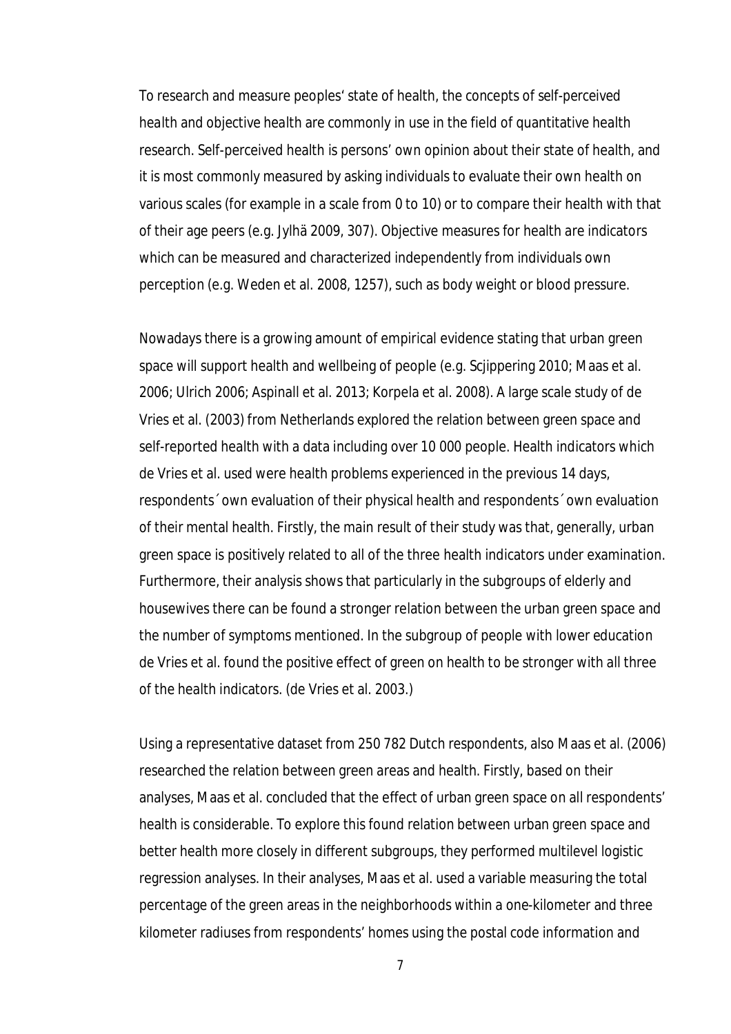To research and measure peoples' state of health, the concepts of self-perceived health and objective health are commonly in use in the field of quantitative health research. Self-perceived health is persons' own opinion about their state of health, and it is most commonly measured by asking individuals to evaluate their own health on various scales (for example in a scale from 0 to 10) or to compare their health with that of their age peers (e.g. Jylhä 2009, 307). Objective measures for health are indicators which can be measured and characterized independently from individuals own perception (e.g. Weden et al. 2008, 1257), such as body weight or blood pressure.

Nowadays there is a growing amount of empirical evidence stating that urban green space will support health and wellbeing of people (e.g. Scjippering 2010; Maas et al. 2006; Ulrich 2006; Aspinall et al. 2013; Korpela et al. 2008). A large scale study of de Vries et al. (2003) from Netherlands explored the relation between green space and self-reported health with a data including over 10 000 people. Health indicators which de Vries et al. used were health problems experienced in the previous 14 days, respondents´ own evaluation of their physical health and respondents´ own evaluation of their mental health. Firstly, the main result of their study was that, generally, urban green space is positively related to all of the three health indicators under examination. Furthermore, their analysis shows that particularly in the subgroups of elderly and housewives there can be found a stronger relation between the urban green space and the number of symptoms mentioned. In the subgroup of people with lower education de Vries et al. found the positive effect of green on health to be stronger with all three of the health indicators. (de Vries et al. 2003.)

Using a representative dataset from 250 782 Dutch respondents, also Maas et al. (2006) researched the relation between green areas and health. Firstly, based on their analyses, Maas et al. concluded that the effect of urban green space on all respondents' health is considerable. To explore this found relation between urban green space and better health more closely in different subgroups, they performed multilevel logistic regression analyses. In their analyses, Maas et al. used a variable measuring the total percentage of the green areas in the neighborhoods within a one-kilometer and three kilometer radiuses from respondents' homes using the postal code information and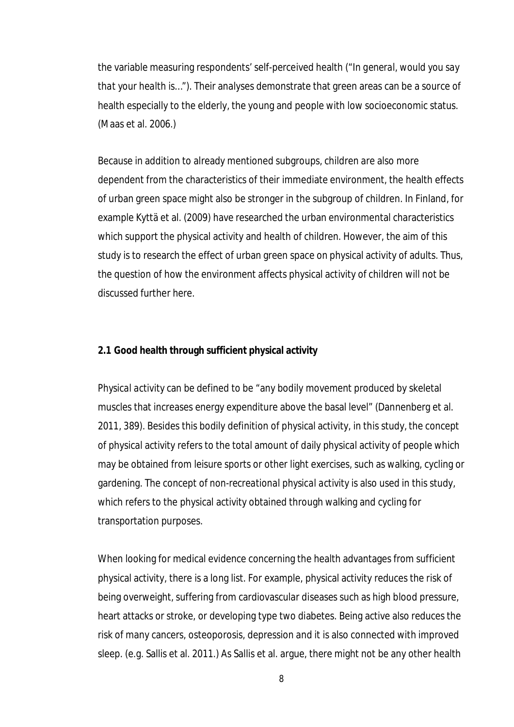the variable measuring respondents' self-perceived health ("*In general, would you say that your health is…*"). Their analyses demonstrate that green areas can be a source of health especially to the elderly, the young and people with low socioeconomic status. (Maas et al. 2006.)

Because in addition to already mentioned subgroups, children are also more dependent from the characteristics of their immediate environment, the health effects of urban green space might also be stronger in the subgroup of children. In Finland, for example Kyttä et al. (2009) have researched the urban environmental characteristics which support the physical activity and health of children. However, the aim of this study is to research the effect of urban green space on physical activity of adults. Thus, the question of how the environment affects physical activity of children will not be discussed further here.

## 2.1 Good health through sufficient physical activity

*Physical activity* can be defined to be "any bodily movement produced by skeletal muscles that increases energy expenditure above the basal level" (Dannenberg et al. 2011, 389). Besides this bodily definition of physical activity, in this study, the concept of physical activity refers to the total amount of daily physical activity of people which may be obtained from leisure sports or other light exercises, such as walking, cycling or gardening. The concept of *non-recreational physical activity* is also used in this study, which refers to the physical activity obtained through walking and cycling for transportation purposes.

When looking for medical evidence concerning the health advantages from sufficient physical activity, there is a long list. For example, physical activity reduces the risk of being overweight, suffering from cardiovascular diseases such as high blood pressure, heart attacks or stroke, or developing type two diabetes. Being active also reduces the risk of many cancers, osteoporosis, depression and it is also connected with improved sleep. (e.g. Sallis et al. 2011.) As Sallis et al. argue, there might not be any other health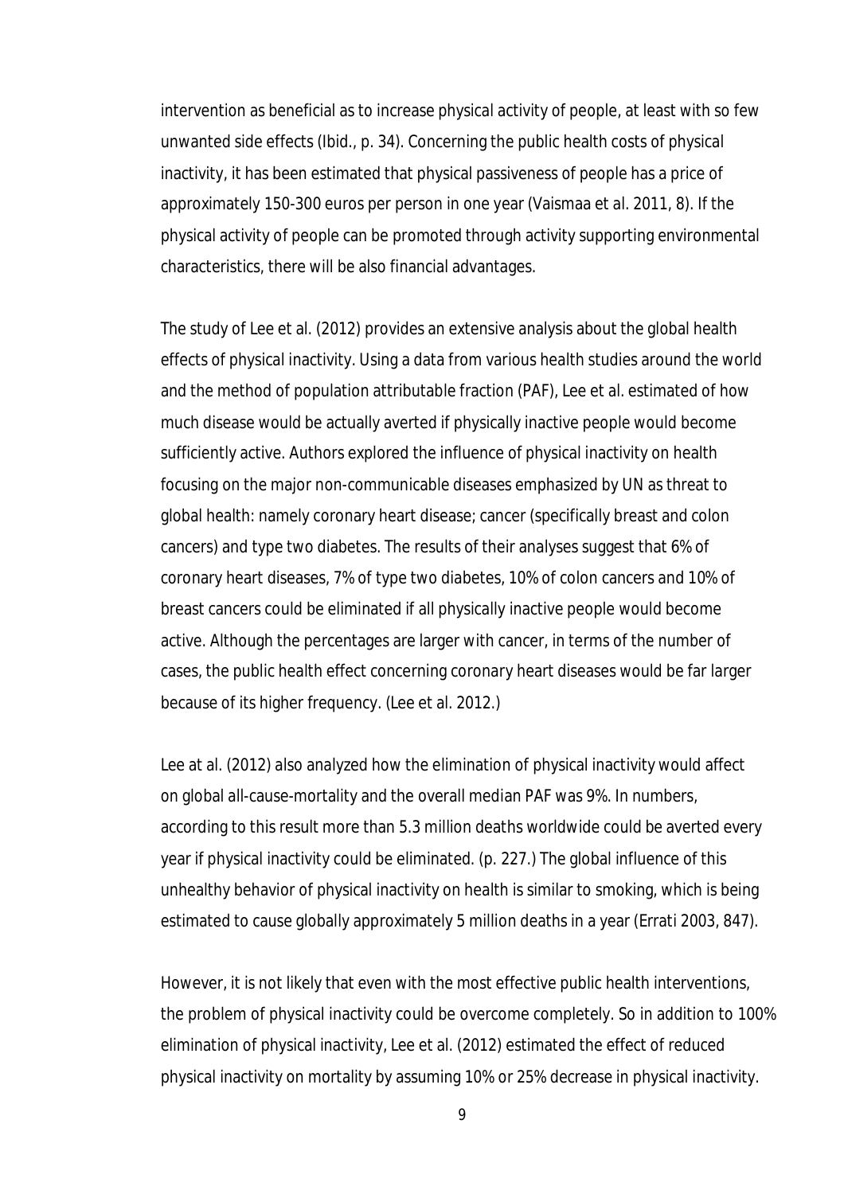intervention as beneficial as to increase physical activity of people, at least with so few unwanted side effects (Ibid., p. 34). Concerning the public health costs of physical inactivity, it has been estimated that physical passiveness of people has a price of approximately 150-300 euros per person in one year (Vaismaa et al. 2011, 8). If the physical activity of people can be promoted through activity supporting environmental characteristics, there will be also financial advantages.

The study of Lee et al. (2012) provides an extensive analysis about the global health effects of physical inactivity. Using a data from various health studies around the world and the method of population attributable fraction (PAF), Lee et al. estimated of how much disease would be actually averted if physically inactive people would become sufficiently active. Authors explored the influence of physical inactivity on health focusing on the major non-communicable diseases emphasized by UN as threat to global health: namely coronary heart disease; cancer (specifically breast and colon cancers) and type two diabetes. The results of their analyses suggest that 6% of coronary heart diseases, 7% of type two diabetes, 10% of colon cancers and 10% of breast cancers could be eliminated if all physically inactive people would become active. Although the percentages are larger with cancer, in terms of the number of cases, the public health effect concerning coronary heart diseases would be far larger because of its higher frequency. (Lee et al. 2012.)

Lee at al. (2012) also analyzed how the elimination of physical inactivity would affect on global all-cause-mortality and the overall median PAF was 9%. In numbers, according to this result more than 5.3 million deaths worldwide could be averted every year if physical inactivity could be eliminated. (p. 227.) The global influence of this unhealthy behavior of physical inactivity on health is similar to smoking, which is being estimated to cause globally approximately 5 million deaths in a year (Errati 2003, 847).

However, it is not likely that even with the most effective public health interventions, the problem of physical inactivity could be overcome completely. So in addition to 100% elimination of physical inactivity, Lee et al. (2012) estimated the effect of reduced physical inactivity on mortality by assuming 10% or 25% decrease in physical inactivity.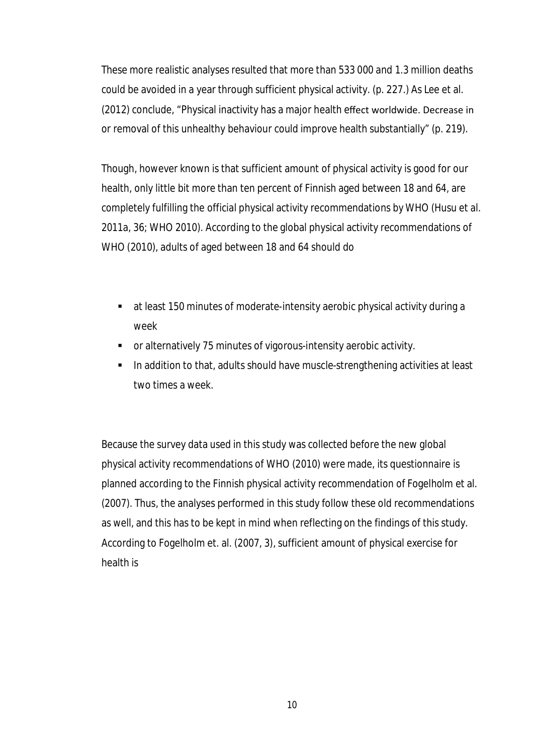These more realistic analyses resulted that more than 533 000 and 1.3 million deaths could be avoided in a year through sufficient physical activity. (p. 227.) As Lee et al. (2012) conclude, "Physical inactivity has a major health effect worldwide. Decrease in or removal of this unhealthy behaviour could improve health substantially" (p. 219).

Though, however known is that sufficient amount of physical activity is good for our health, only little bit more than ten percent of Finnish aged between 18 and 64, are completely fulfilling the official physical activity recommendations by WHO (Husu et al. 2011a, 36; WHO 2010). According to the global physical activity recommendations of WHO (2010), adults of aged between 18 and 64 should do

- at least 150 minutes of moderate-intensity aerobic physical activity during a week
- or alternatively 75 minutes of vigorous-intensity aerobic activity.
- In addition to that, adults should have muscle-strengthening activities at least two times a week.

Because the survey data used in this study was collected before the new global physical activity recommendations of WHO (2010) were made, its questionnaire is planned according to the Finnish physical activity recommendation of Fogelholm et al. (2007). Thus, the analyses performed in this study follow these old recommendations as well, and this has to be kept in mind when reflecting on the findings of this study. According to Fogelholm et. al. (2007, 3), sufficient amount of physical exercise for health is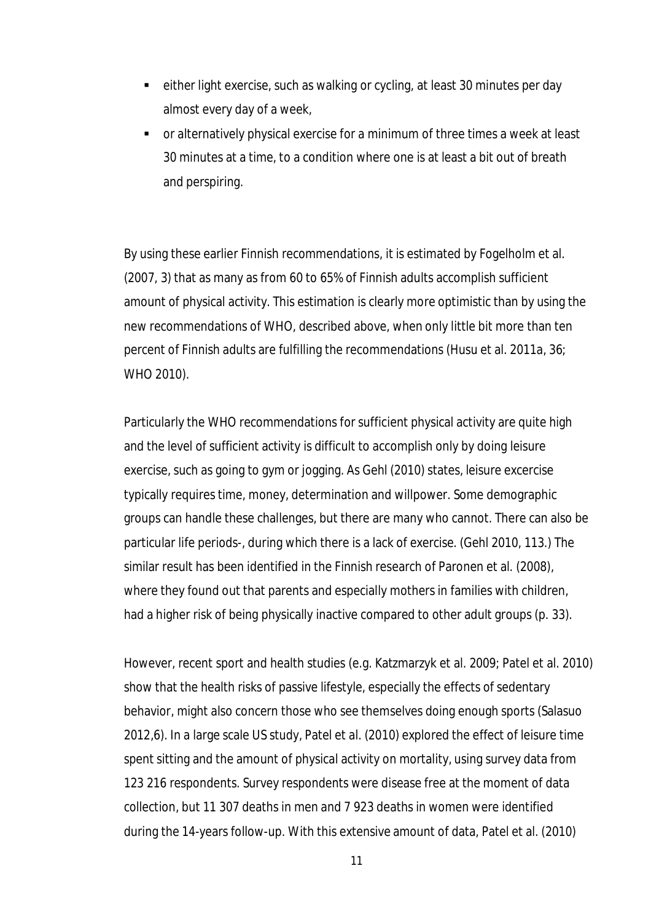- either light exercise, such as walking or cycling, at least 30 minutes per day almost every day of a week,
- or alternatively physical exercise for a minimum of three times a week at least 30 minutes at a time, to a condition where one is at least a bit out of breath and perspiring.

By using these earlier Finnish recommendations, it is estimated by Fogelholm et al. (2007, 3) that as many as from 60 to 65% of Finnish adults accomplish sufficient amount of physical activity. This estimation is clearly more optimistic than by using the new recommendations of WHO, described above, when only little bit more than ten percent of Finnish adults are fulfilling the recommendations (Husu et al. 2011a, 36; WHO 2010).

Particularly the WHO recommendations for sufficient physical activity are quite high and the level of sufficient activity is difficult to accomplish only by doing leisure exercise, such as going to gym or jogging. As Gehl (2010) states, leisure excercise typically requires time, money, determination and willpower. Some demographic groups can handle these challenges, but there are many who cannot. There can also be particular life periods-, during which there is a lack of exercise. (Gehl 2010, 113.) The similar result has been identified in the Finnish research of Paronen et al. (2008), where they found out that parents and especially mothers in families with children, had a higher risk of being physically inactive compared to other adult groups (p. 33).

However, recent sport and health studies (e.g. Katzmarzyk et al. 2009; Patel et al. 2010) show that the health risks of passive lifestyle, especially the effects of sedentary behavior, might also concern those who see themselves doing enough sports (Salasuo 2012,6). In a large scale US study, Patel et al. (2010) explored the effect of leisure time spent sitting and the amount of physical activity on mortality, using survey data from 123 216 respondents. Survey respondents were disease free at the moment of data collection, but 11 307 deaths in men and 7 923 deaths in women were identified during the 14-years follow-up. With this extensive amount of data, Patel et al. (2010)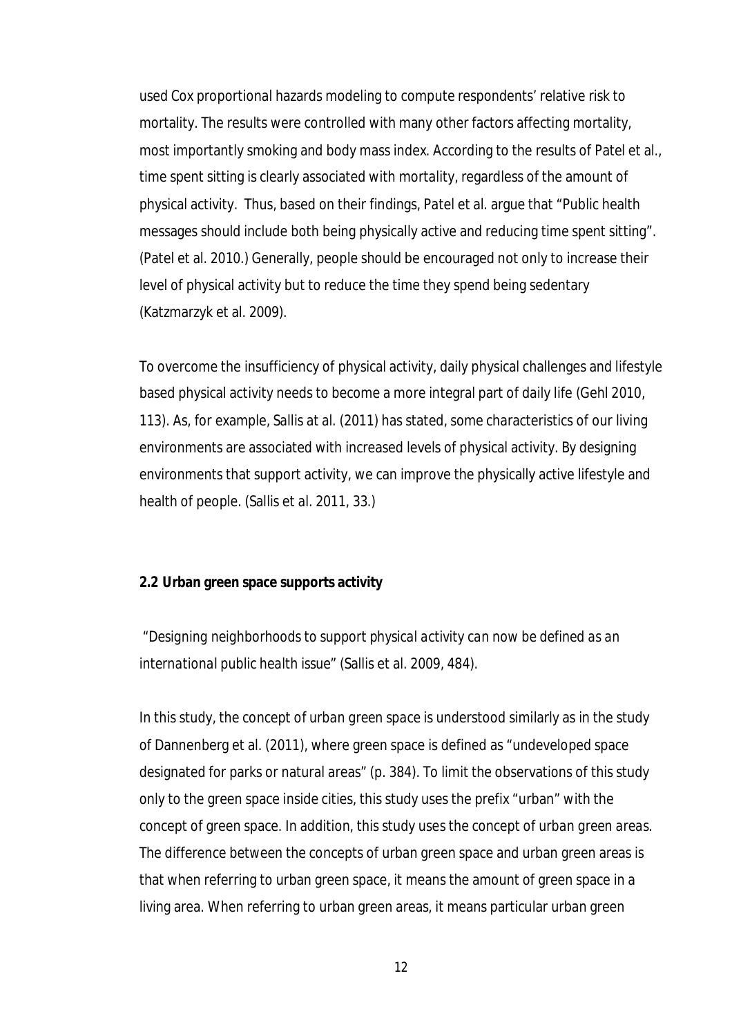used Cox proportional hazards modeling to compute respondents' relative risk to mortality. The results were controlled with many other factors affecting mortality, most importantly smoking and body mass index. According to the results of Patel et al., time spent sitting is clearly associated with mortality, regardless of the amount of physical activity. Thus, based on their findings, Patel et al. argue that "Public health messages should include both being physically active and reducing time spent sitting". (Patel et al. 2010.) Generally, people should be encouraged not only to increase their level of physical activity but to reduce the time they spend being sedentary (Katzmarzyk et al. 2009).

To overcome the insufficiency of physical activity, daily physical challenges and lifestyle based physical activity needs to become a more integral part of daily life (Gehl 2010, 113). As, for example, Sallis at al. (2011) has stated, some characteristics of our living environments are associated with increased levels of physical activity. By designing environments that support activity, we can improve the physically active lifestyle and health of people. (Sallis et al. 2011, 33.)

### 2.2 Urban green space supports activity

*"Designing neighborhoods to support physical activity can now be defined as an international public health issue"* (Sallis et al. 2009, 484).

In this study, the concept of *urban green space* is understood similarly as in the study of Dannenberg et al. (2011), where green space is defined as "undeveloped space designated for parks or natural areas" (p. 384). To limit the observations of this study only to the green space inside cities, this study uses the prefix "urban" with the concept of green space. In addition, this study uses the concept of *urban green areas*. The difference between the concepts of urban green space and urban green areas is that when referring to urban green space, it means the amount of green space in a living area. When referring to urban green areas, it means particular urban green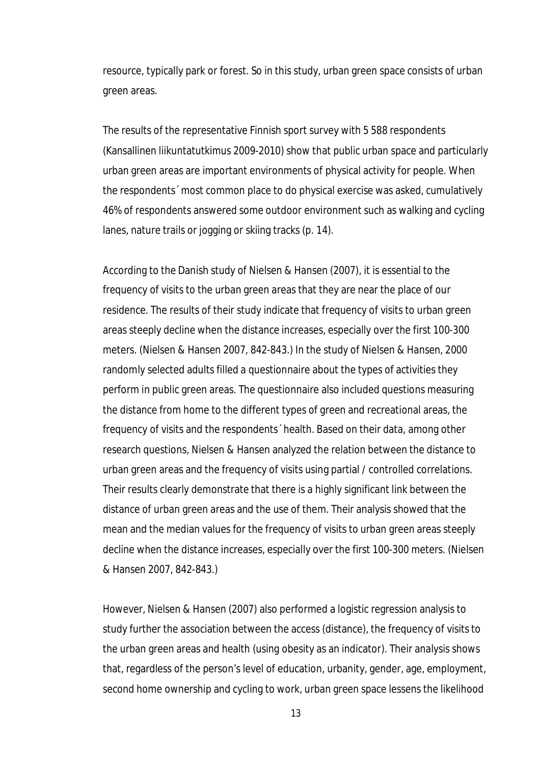resource, typically park or forest. So in this study, urban green space consists of urban green areas.

The results of the representative Finnish sport survey with 5 588 respondents (Kansallinen liikuntatutkimus 2009-2010) show that public urban space and particularly urban green areas are important environments of physical activity for people. When the respondents´ most common place to do physical exercise was asked, cumulatively 46% of respondents answered some outdoor environment such as walking and cycling lanes, nature trails or jogging or skiing tracks (p. 14).

According to the Danish study of Nielsen & Hansen (2007), it is essential to the frequency of visits to the urban green areas that they are near the place of our residence. The results of their study indicate that frequency of visits to urban green areas steeply decline when the distance increases, especially over the first 100-300 meters. (Nielsen & Hansen 2007, 842-843.) In the study of Nielsen & Hansen, 2000 randomly selected adults filled a questionnaire about the types of activities they perform in public green areas. The questionnaire also included questions measuring the distance from home to the different types of green and recreational areas, the frequency of visits and the respondents´ health. Based on their data, among other research questions, Nielsen & Hansen analyzed the relation between the distance to urban green areas and the frequency of visits using partial / controlled correlations. Their results clearly demonstrate that there is a highly significant link between the distance of urban green areas and the use of them. Their analysis showed that the mean and the median values for the frequency of visits to urban green areas steeply decline when the distance increases, especially over the first 100-300 meters. (Nielsen & Hansen 2007, 842-843.)

However, Nielsen & Hansen (2007) also performed a logistic regression analysis to study further the association between the access (distance), the frequency of visits to the urban green areas and health (using obesity as an indicator). Their analysis shows that, regardless of the person's level of education, urbanity, gender, age, employment, second home ownership and cycling to work, urban green space lessens the likelihood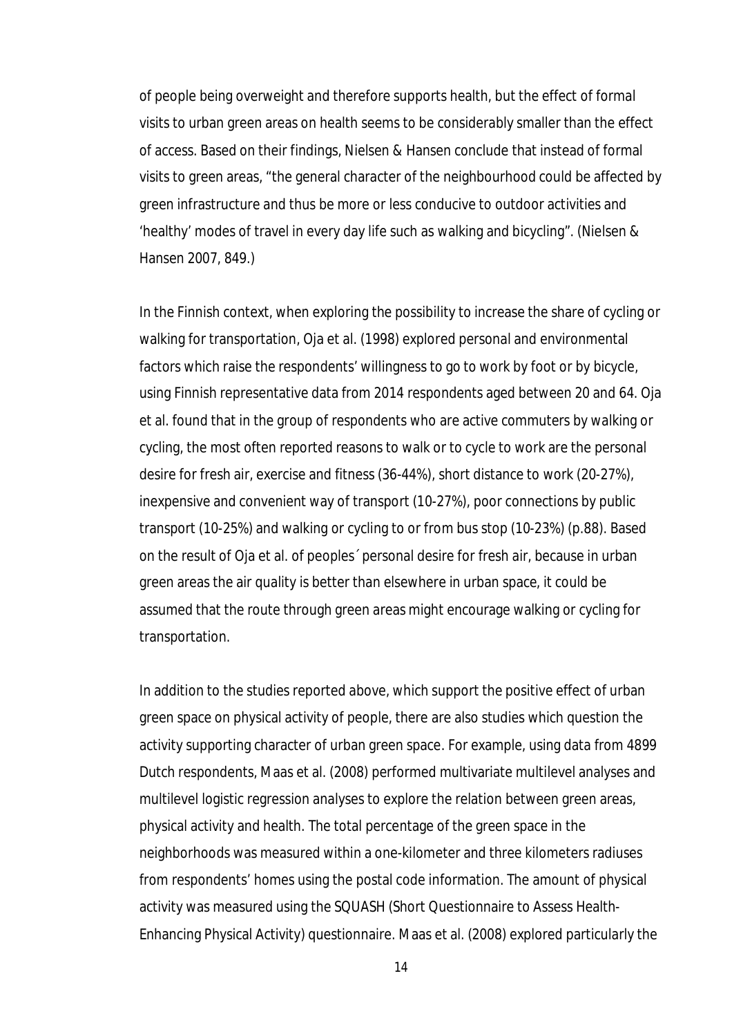of people being overweight and therefore supports health, but the effect of formal visits to urban green areas on health seems to be considerably smaller than the effect of access. Based on their findings, Nielsen & Hansen conclude that instead of formal visits to green areas, "the general character of the neighbourhood could be affected by green infrastructure and thus be more or less conducive to outdoor activities and 'healthy' modes of travel in every day life such as walking and bicycling". (Nielsen & Hansen 2007, 849.)

In the Finnish context, when exploring the possibility to increase the share of cycling or walking for transportation, Oja et al. (1998) explored personal and environmental factors which raise the respondents' willingness to go to work by foot or by bicycle, using Finnish representative data from 2014 respondents aged between 20 and 64. Oja et al. found that in the group of respondents who are active commuters by walking or cycling, the most often reported reasons to walk or to cycle to work are the personal desire for fresh air, exercise and fitness (36-44%), short distance to work (20-27%), inexpensive and convenient way of transport (10-27%), poor connections by public transport (10-25%) and walking or cycling to or from bus stop (10-23%) (p.88). Based on the result of Oja et al. of peoples´ personal desire for fresh air, because in urban green areas the air quality is better than elsewhere in urban space, it could be assumed that the route through green areas might encourage walking or cycling for transportation.

In addition to the studies reported above, which support the positive effect of urban green space on physical activity of people, there are also studies which question the activity supporting character of urban green space. For example, using data from 4899 Dutch respondents, Maas et al. (2008) performed multivariate multilevel analyses and multilevel logistic regression analyses to explore the relation between green areas, physical activity and health. The total percentage of the green space in the neighborhoods was measured within a one-kilometer and three kilometers radiuses from respondents' homes using the postal code information. The amount of physical activity was measured using the SQUASH (Short Questionnaire to Assess Health-Enhancing Physical Activity) questionnaire. Maas et al. (2008) explored particularly the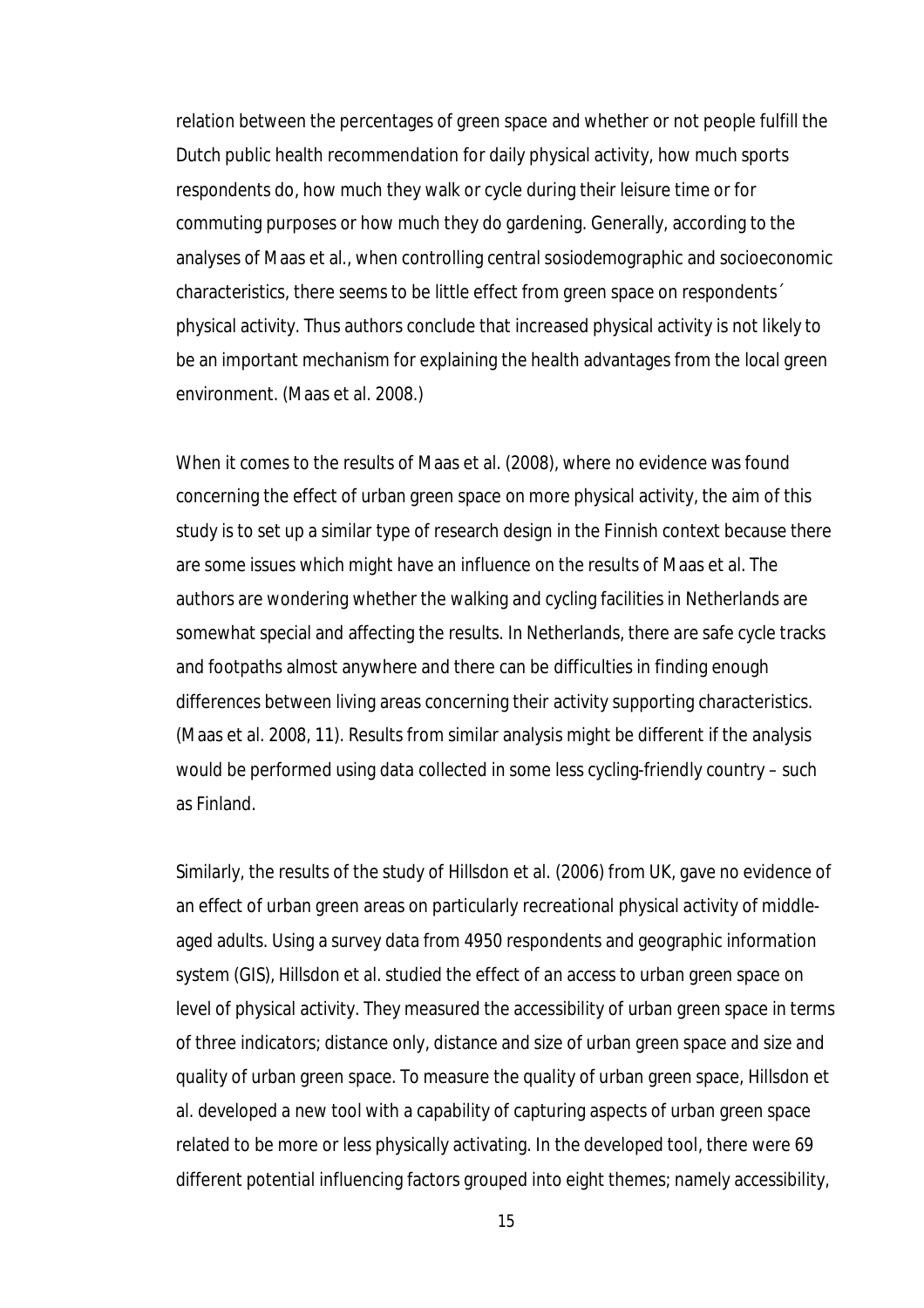relation between the percentages of green space and whether or not people fulfill the Dutch public health recommendation for daily physical activity, how much sports respondents do, how much they walk or cycle during their leisure time or for commuting purposes or how much they do gardening. Generally, according to the analyses of Maas et al., when controlling central sosiodemographic and socioeconomic characteristics, there seems to be little effect from green space on respondents´ physical activity. Thus authors conclude that increased physical activity is not likely to be an important mechanism for explaining the health advantages from the local green environment. (Maas et al. 2008.)

When it comes to the results of Maas et al. (2008), where no evidence was found concerning the effect of urban green space on more physical activity, the aim of this study is to set up a similar type of research design in the Finnish context because there are some issues which might have an influence on the results of Maas et al. The authors are wondering whether the walking and cycling facilities in Netherlands are somewhat special and affecting the results. In Netherlands, there are safe cycle tracks and footpaths almost anywhere and there can be difficulties in finding enough differences between living areas concerning their activity supporting characteristics. (Maas et al. 2008, 11). Results from similar analysis might be different if the analysis would be performed using data collected in some less cycling-friendly country – such as Finland.

Similarly, the results of the study of Hillsdon et al. (2006) from UK, gave no evidence of an effect of urban green areas on particularly recreational physical activity of middle-aged adults. Using a survey data from 4950 respondents and geographic information system (GIS), Hillsdon et al. studied the effect of an access to urban green space on level of physical activity. They measured the accessibility of urban green space in terms of three indicators; distance only, distance and size of urban green space and size and quality of urban green space. To measure the quality of urban green space, Hillsdon et al. developed a new tool with a capability of capturing aspects of urban green space related to be more or less physically activating. In the developed tool, there were 69 different potential influencing factors grouped into eight themes; namely accessibility,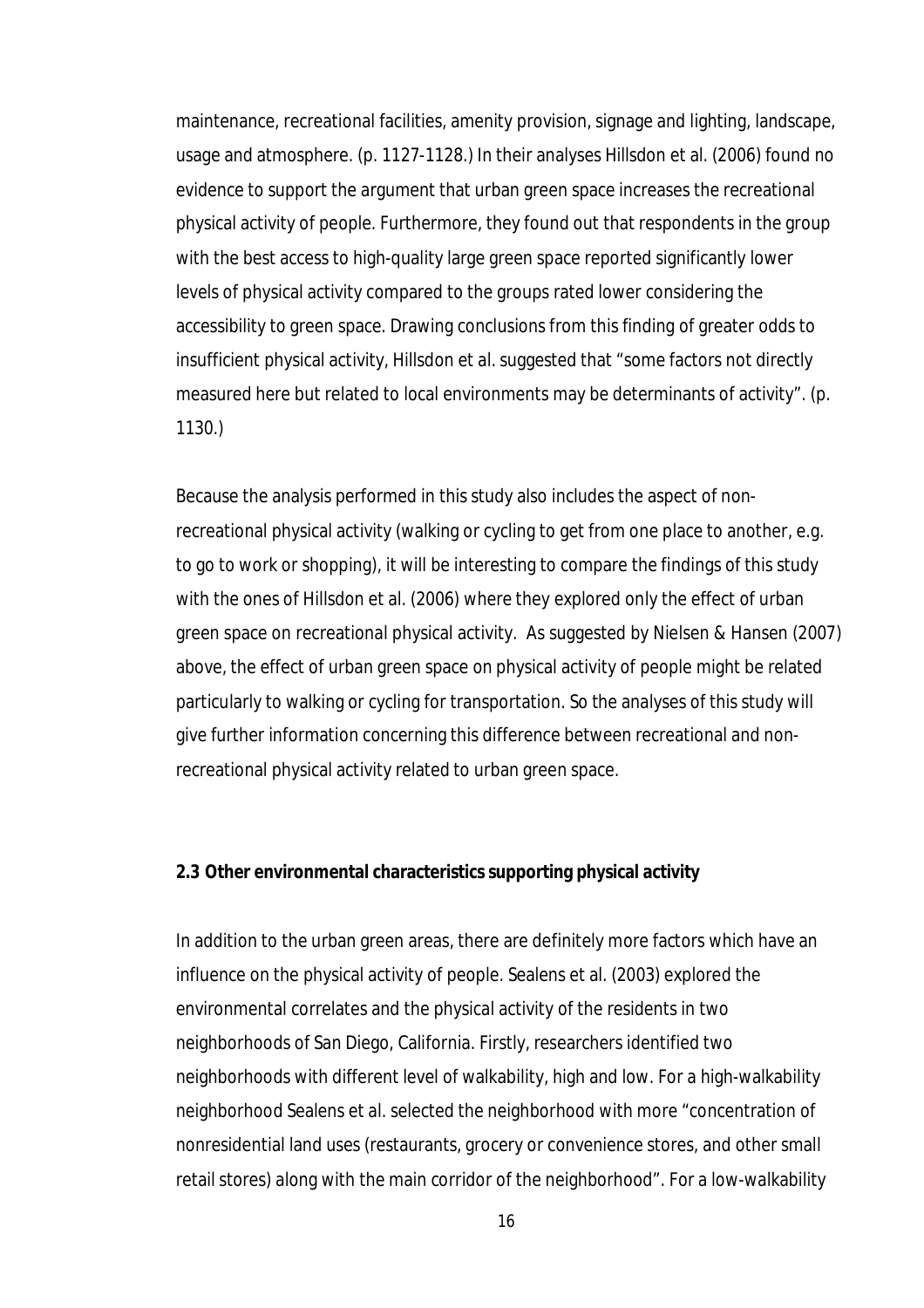maintenance, recreational facilities, amenity provision, signage and lighting, landscape, usage and atmosphere. (p. 1127-1128.) In their analyses Hillsdon et al. (2006) found no evidence to support the argument that urban green space increases the recreational physical activity of people. Furthermore, they found out that respondents in the group with the best access to high-quality large green space reported significantly lower levels of physical activity compared to the groups rated lower considering the accessibility to green space. Drawing conclusions from this finding of greater odds to insufficient physical activity, Hillsdon et al. suggested that "some factors not directly measured here but related to local environments may be determinants of activity". (p. 1130.)

Because the analysis performed in this study also includes the aspect of non-recreational physical activity (walking or cycling to get from one place to another, e.g. to go to work or shopping), it will be interesting to compare the findings of this study with the ones of Hillsdon et al. (2006) where they explored only the effect of urban green space on recreational physical activity. As suggested by Nielsen & Hansen (2007) above, the effect of urban green space on physical activity of people might be related particularly to walking or cycling for transportation. So the analyses of this study will give further information concerning this difference between recreational and non-recreational physical activity related to urban green space.

### 2.3 Other environmental characteristics supporting physical activity

In addition to the urban green areas, there are definitely more factors which have an influence on the physical activity of people. Sealens et al. (2003) explored the environmental correlates and the physical activity of the residents in two neighborhoods of San Diego, California. Firstly, researchers identified two neighborhoods with different level of walkability, high and low. For a high-walkability neighborhood Sealens et al. selected the neighborhood with more "concentration of nonresidential land uses (restaurants, grocery or convenience stores, and other small retail stores) along with the main corridor of the neighborhood". For a low-walkability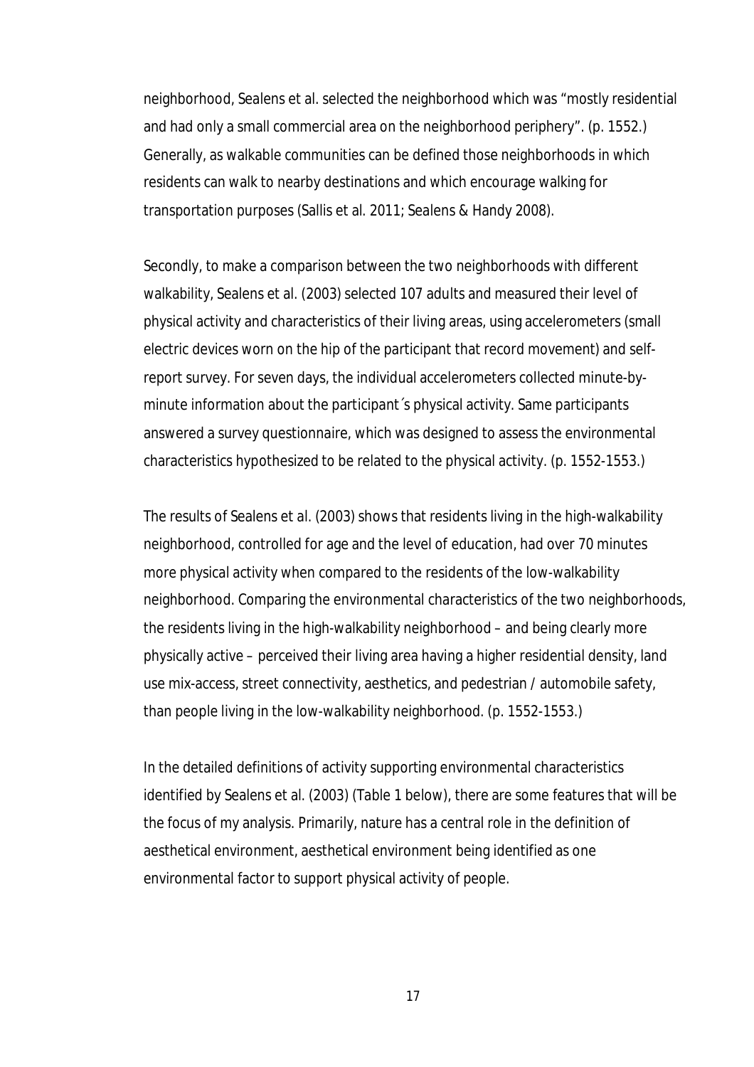neighborhood, Sealens et al. selected the neighborhood which was "mostly residential and had only a small commercial area on the neighborhood periphery". (p. 1552.) Generally, as walkable communities can be defined those neighborhoods in which residents can walk to nearby destinations and which encourage walking for transportation purposes (Sallis et al. 2011; Sealens & Handy 2008).

Secondly, to make a comparison between the two neighborhoods with different walkability, Sealens et al. (2003) selected 107 adults and measured their level of physical activity and characteristics of their living areas, using accelerometers (small electric devices worn on the hip of the participant that record movement) and self-report survey. For seven days, the individual accelerometers collected minute-by-minute information about the participant´s physical activity. Same participants answered a survey questionnaire, which was designed to assess the environmental characteristics hypothesized to be related to the physical activity. (p. 1552-1553.)

The results of Sealens et al. (2003) shows that residents living in the high-walkability neighborhood, controlled for age and the level of education, had over 70 minutes more physical activity when compared to the residents of the low-walkability neighborhood. Comparing the environmental characteristics of the two neighborhoods, the residents living in the high-walkability neighborhood – and being clearly more physically active – perceived their living area having a higher residential density, land use mix-access, street connectivity, aesthetics, and pedestrian / automobile safety, than people living in the low-walkability neighborhood. (p. 1552-1553.)

In the detailed definitions of activity supporting environmental characteristics identified by Sealens et al. (2003) (Table 1 below), there are some features that will be the focus of my analysis. Primarily, nature has a central role in the definition of aesthetical environment, aesthetical environment being identified as one environmental factor to support physical activity of people.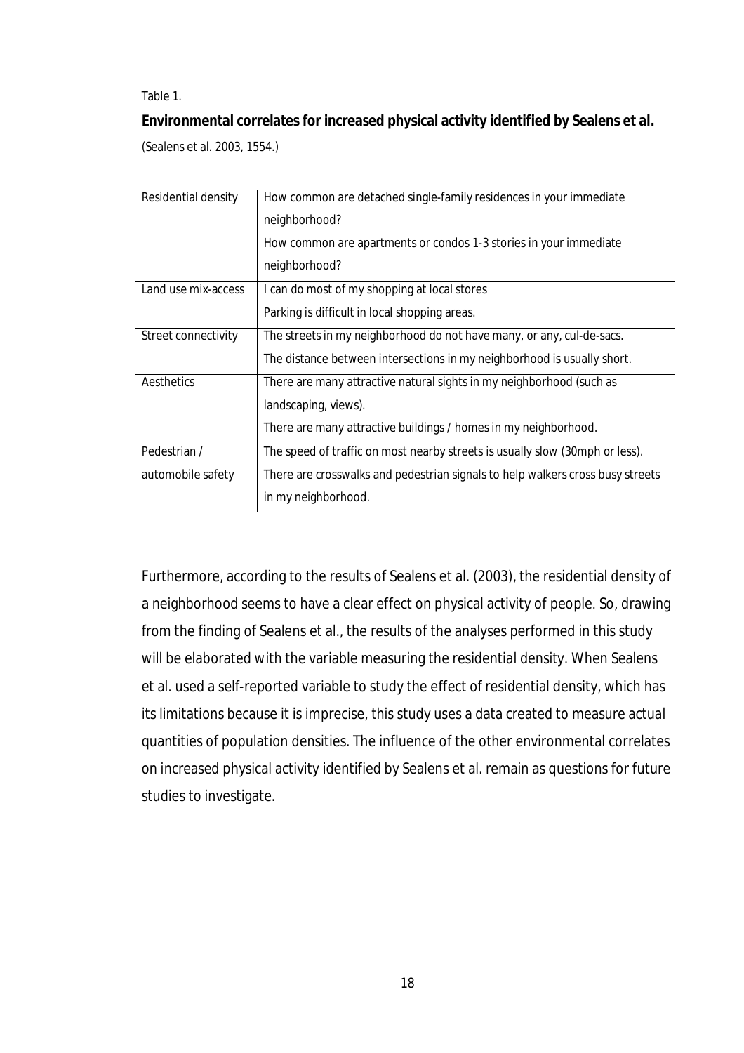Table 1.

**Environmental correlates for increased physical activity identified by Sealens et al.**

(Sealens et al. 2003, 1554.)

| | |
|---|---|
| Residential density | How common are detached single-family residences in your immediate neighborhood? How common are apartments or condos 1-3 stories in your immediate neighborhood? |
| Land use mix-access | I can do most of my shopping at local stores Parking is difficult in local shopping areas. |
| Street connectivity | The streets in my neighborhood do not have many, or any, cul-de-sacs. The distance between intersections in my neighborhood is usually short. |
| Aesthetics | There are many attractive natural sights in my neighborhood (such as landscaping, views). There are many attractive buildings / homes in my neighborhood. |
| Pedestrian / automobile safety | The speed of traffic on most nearby streets is usually slow (30mph or less). There are crosswalks and pedestrian signals to help walkers cross busy streets in my neighborhood. |

Furthermore, according to the results of Sealens et al. (2003), the residential density of a neighborhood seems to have a clear effect on physical activity of people. So, drawing from the finding of Sealens et al., the results of the analyses performed in this study will be elaborated with the variable measuring the residential density. When Sealens et al. used a self-reported variable to study the effect of residential density, which has its limitations because it is imprecise, this study uses a data created to measure actual quantities of population densities. The influence of the other environmental correlates on increased physical activity identified by Sealens et al. remain as questions for future studies to investigate.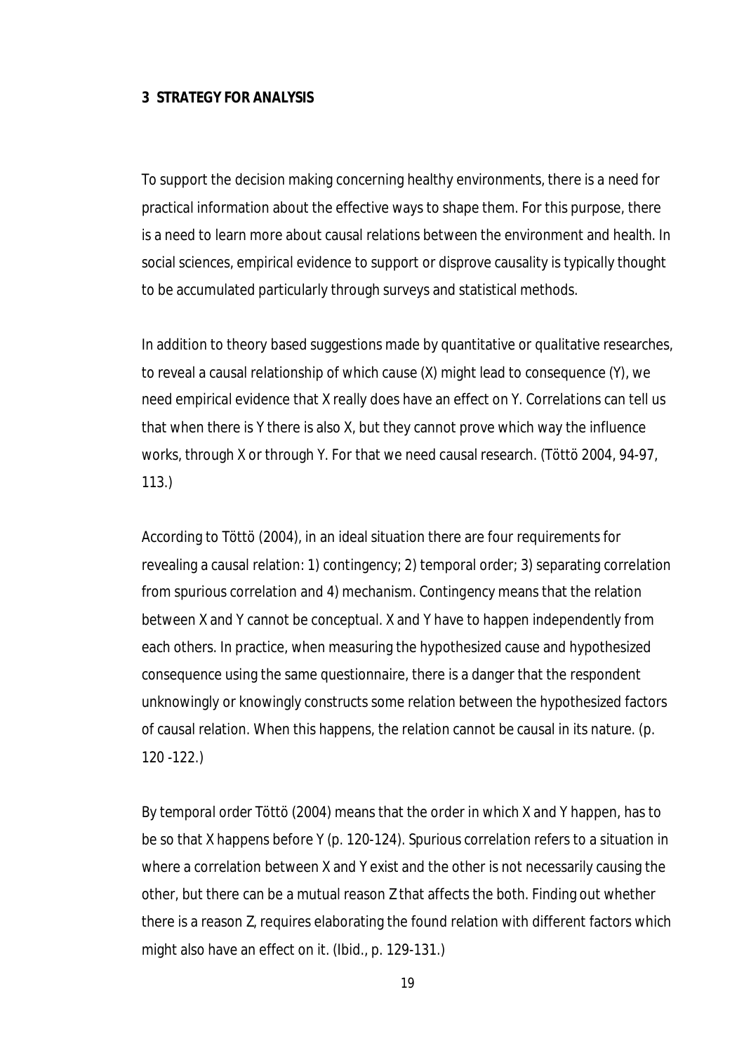# 3 STRATEGY FOR ANALYSIS

To support the decision making concerning healthy environments, there is a need for practical information about the effective ways to shape them. For this purpose, there is a need to learn more about causal relations between the environment and health. In social sciences, empirical evidence to support or disprove causality is typically thought to be accumulated particularly through surveys and statistical methods.

In addition to theory based suggestions made by quantitative or qualitative researches, to reveal a causal relationship of which cause (X) might lead to consequence (Y), we need empirical evidence that X really does have an effect on Y. Correlations can tell us that when there is Y there is also X, but they cannot prove which way the influence works, through X or through Y. For that we need causal research. (Töttö 2004, 94-97, 113.)

According to Töttö (2004), in an ideal situation there are four requirements for revealing a causal relation: 1) contingency; 2) temporal order; 3) separating correlation from spurious correlation and 4) mechanism. Contingency means that the relation between X and Y cannot be conceptual. X and Y have to happen independently from each others. In practice, when measuring the hypothesized cause and hypothesized consequence using the same questionnaire, there is a danger that the respondent unknowingly or knowingly constructs some relation between the hypothesized factors of causal relation. When this happens, the relation cannot be causal in its nature. (p. 120 -122.)

By temporal order Töttö (2004) means that the order in which X and Y happen, has to be so that X happens before Y (p. 120-124). Spurious correlation refers to a situation in where a correlation between X and Y exist and the other is not necessarily causing the other, but there can be a mutual reason Z that affects the both. Finding out whether there is a reason Z, requires elaborating the found relation with different factors which might also have an effect on it. (Ibid., p. 129-131.)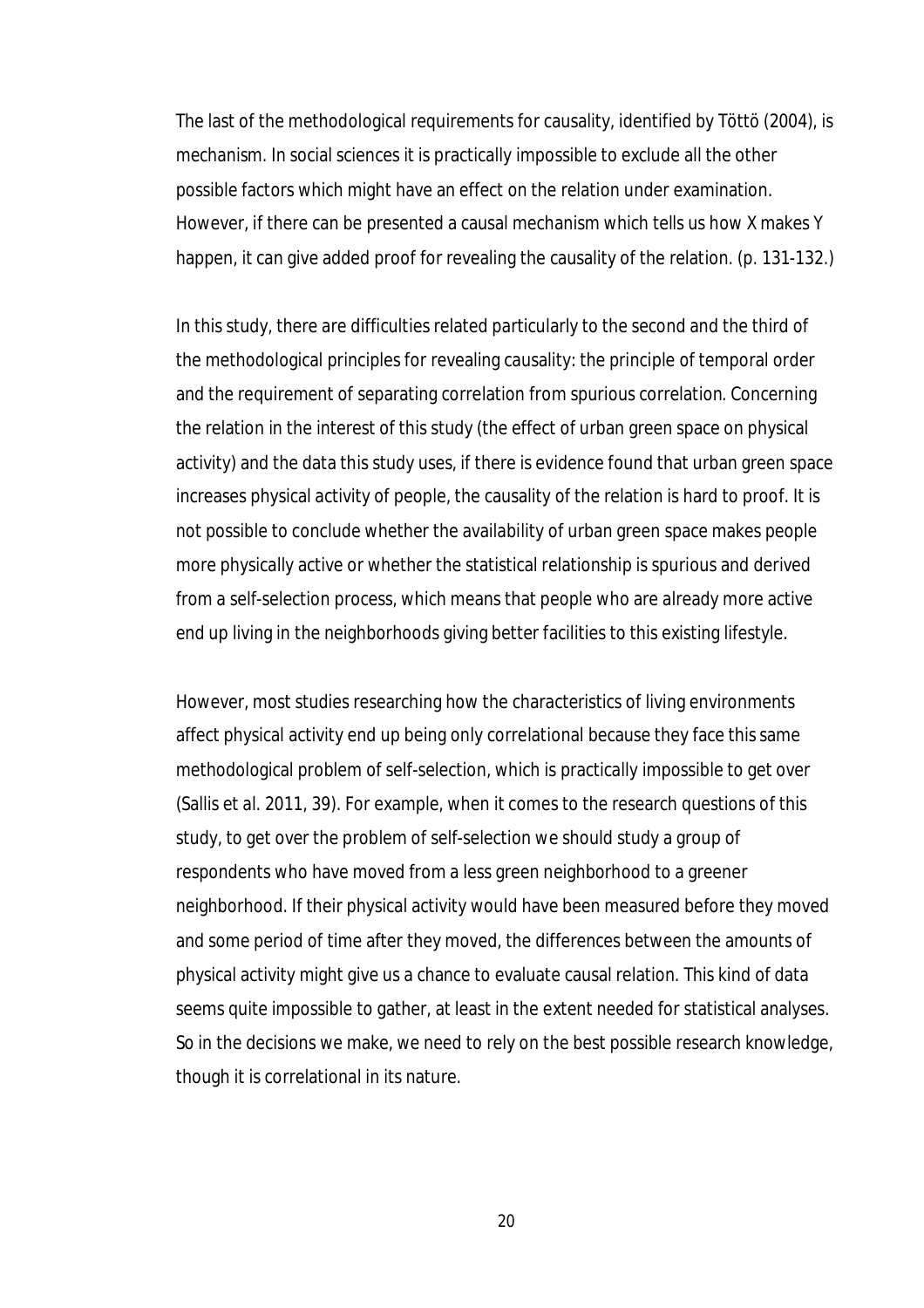The last of the methodological requirements for causality, identified by Töttö (2004), is mechanism. In social sciences it is practically impossible to exclude all the other possible factors which might have an effect on the relation under examination. However, if there can be presented a causal mechanism which tells us how X makes Y happen, it can give added proof for revealing the causality of the relation. (p. 131-132.)

In this study, there are difficulties related particularly to the second and the third of the methodological principles for revealing causality: the principle of temporal order and the requirement of separating correlation from spurious correlation. Concerning the relation in the interest of this study (the effect of urban green space on physical activity) and the data this study uses, if there is evidence found that urban green space increases physical activity of people, the causality of the relation is hard to proof. It is not possible to conclude whether the availability of urban green space makes people more physically active or whether the statistical relationship is spurious and derived from a self-selection process, which means that people who are already more active end up living in the neighborhoods giving better facilities to this existing lifestyle.

However, most studies researching how the characteristics of living environments affect physical activity end up being only correlational because they face this same methodological problem of self-selection, which is practically impossible to get over (Sallis et al. 2011, 39). For example, when it comes to the research questions of this study, to get over the problem of self-selection we should study a group of respondents who have moved from a less green neighborhood to a greener neighborhood. If their physical activity would have been measured before they moved and some period of time after they moved, the differences between the amounts of physical activity might give us a chance to evaluate causal relation. This kind of data seems quite impossible to gather, at least in the extent needed for statistical analyses. So in the decisions we make, we need to rely on the best possible research knowledge, though it is correlational in its nature.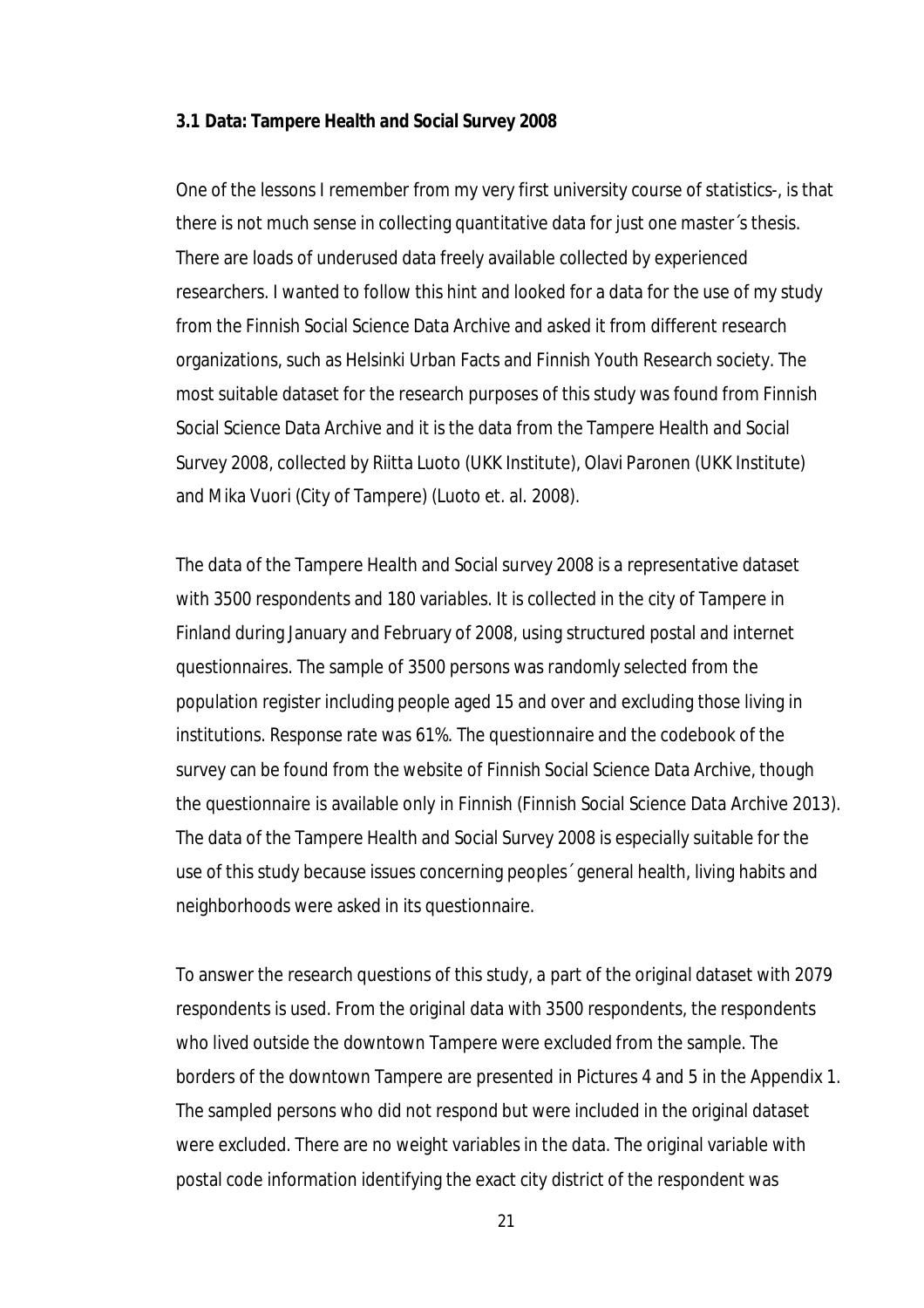### 3.1 Data: Tampere Health and Social Survey 2008

One of the lessons I remember from my very first university course of statistics-, is that there is not much sense in collecting quantitative data for just one master´s thesis. There are loads of underused data freely available collected by experienced researchers. I wanted to follow this hint and looked for a data for the use of my study from the Finnish Social Science Data Archive and asked it from different research organizations, such as Helsinki Urban Facts and Finnish Youth Research society. The most suitable dataset for the research purposes of this study was found from Finnish Social Science Data Archive and it is the data from the Tampere Health and Social Survey 2008, collected by Riitta Luoto (UKK Institute), Olavi Paronen (UKK Institute) and Mika Vuori (City of Tampere) (Luoto et. al. 2008).

The data of the Tampere Health and Social survey 2008 is a representative dataset with 3500 respondents and 180 variables. It is collected in the city of Tampere in Finland during January and February of 2008, using structured postal and internet questionnaires. The sample of 3500 persons was randomly selected from the population register including people aged 15 and over and excluding those living in institutions. Response rate was 61%. The questionnaire and the codebook of the survey can be found from the website of Finnish Social Science Data Archive, though the questionnaire is available only in Finnish (Finnish Social Science Data Archive 2013). The data of the Tampere Health and Social Survey 2008 is especially suitable for the use of this study because issues concerning peoples´ general health, living habits and neighborhoods were asked in its questionnaire.

To answer the research questions of this study, a part of the original dataset with 2079 respondents is used. From the original data with 3500 respondents, the respondents who lived outside the downtown Tampere were excluded from the sample. The borders of the downtown Tampere are presented in Pictures 4 and 5 in the Appendix 1. The sampled persons who did not respond but were included in the original dataset were excluded. There are no weight variables in the data. The original variable with postal code information identifying the exact city district of the respondent was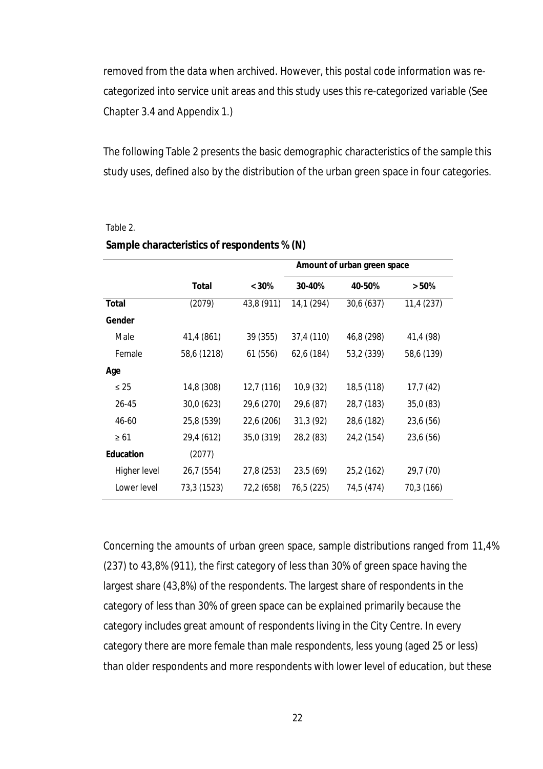removed from the data when archived. However, this postal code information was re-categorized into service unit areas and this study uses this re-categorized variable (See Chapter 3.4 and Appendix 1.)

The following Table 2 presents the basic demographic characteristics of the sample this study uses, defined also by the distribution of the urban green space in four categories.

Table 2.

**Sample characteristics of respondents % (N)**

| | | Amount of urban green space | | | |
|---|---|---|---|---|---|
| | **Total** | **< 30%** | **30-40%** | **40-50%** | **> 50%** |
| **Total** | (2079) | 43,8 (911) | 14,1 (294) | 30,6 (637) | 11,4 (237) |
| **Gender** | | | | | |
| Male | 41,4 (861) | 39 (355) | 37,4 (110) | 46,8 (298) | 41,4 (98) |
| Female | 58,6 (1218) | 61 (556) | 62,6 (184) | 53,2 (339) | 58,6 (139) |
| **Age** | | | | | |
| ≤ 25 | 14,8 (308) | 12,7 (116) | 10,9 (32) | 18,5 (118) | 17,7 (42) |
| 26-45 | 30,0 (623) | 29,6 (270) | 29,6 (87) | 28,7 (183) | 35,0 (83) |
| 46-60 | 25,8 (539) | 22,6 (206) | 31,3 (92) | 28,6 (182) | 23,6 (56) |
| ≥ 61 | 29,4 (612) | 35,0 (319) | 28,2 (83) | 24,2 (154) | 23,6 (56) |
| **Education** | (2077) | | | | |
| Higher level | 26,7 (554) | 27,8 (253) | 23,5 (69) | 25,2 (162) | 29,7 (70) |
| Lower level | 73,3 (1523) | 72,2 (658) | 76,5 (225) | 74,5 (474) | 70,3 (166) |

Concerning the amounts of urban green space, sample distributions ranged from 11,4% (237) to 43,8% (911), the first category of less than 30% of green space having the largest share (43,8%) of the respondents. The largest share of respondents in the category of less than 30% of green space can be explained primarily because the category includes great amount of respondents living in the City Centre. In every category there are more female than male respondents, less young (aged 25 or less) than older respondents and more respondents with lower level of education, but these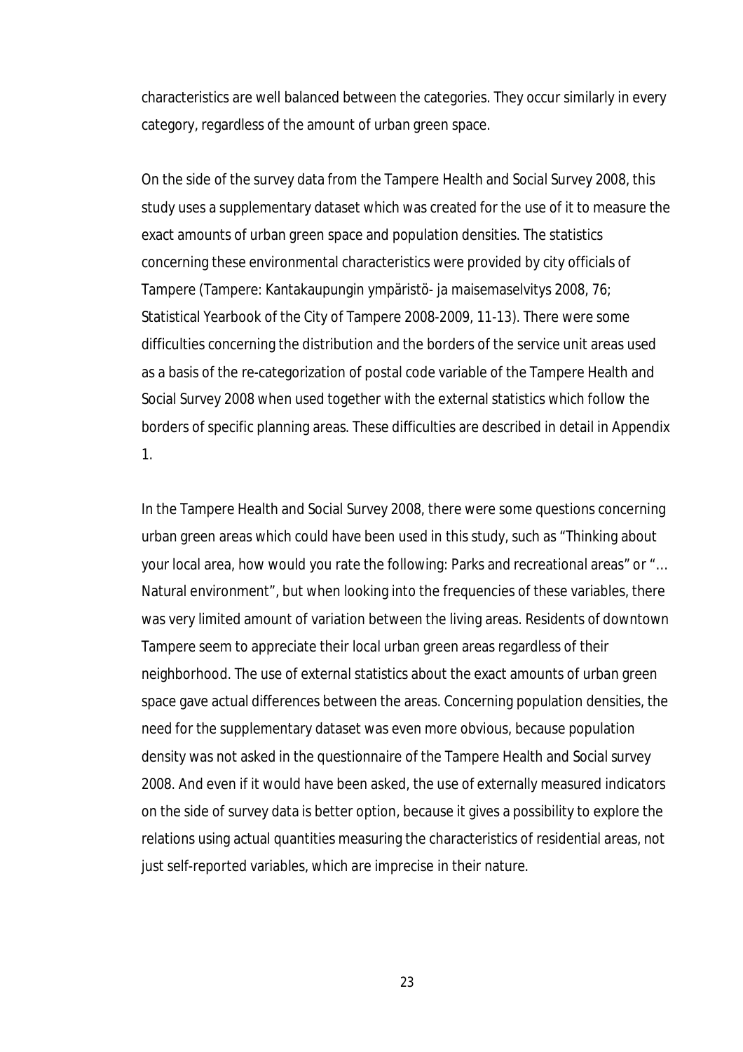characteristics are well balanced between the categories. They occur similarly in every category, regardless of the amount of urban green space.

On the side of the survey data from the Tampere Health and Social Survey 2008, this study uses a supplementary dataset which was created for the use of it to measure the exact amounts of urban green space and population densities. The statistics concerning these environmental characteristics were provided by city officials of Tampere (Tampere: Kantakaupungin ympäristö- ja maisemaselvitys 2008, 76; Statistical Yearbook of the City of Tampere 2008-2009, 11-13). There were some difficulties concerning the distribution and the borders of the service unit areas used as a basis of the re-categorization of postal code variable of the Tampere Health and Social Survey 2008 when used together with the external statistics which follow the borders of specific planning areas. These difficulties are described in detail in Appendix 1.

In the Tampere Health and Social Survey 2008, there were some questions concerning urban green areas which could have been used in this study, such as "Thinking about your local area, how would you rate the following: Parks and recreational areas" or "… Natural environment", but when looking into the frequencies of these variables, there was very limited amount of variation between the living areas. Residents of downtown Tampere seem to appreciate their local urban green areas regardless of their neighborhood. The use of external statistics about the exact amounts of urban green space gave actual differences between the areas. Concerning population densities, the need for the supplementary dataset was even more obvious, because population density was not asked in the questionnaire of the Tampere Health and Social survey 2008. And even if it would have been asked, the use of externally measured indicators on the side of survey data is better option, because it gives a possibility to explore the relations using actual quantities measuring the characteristics of residential areas, not just self-reported variables, which are imprecise in their nature.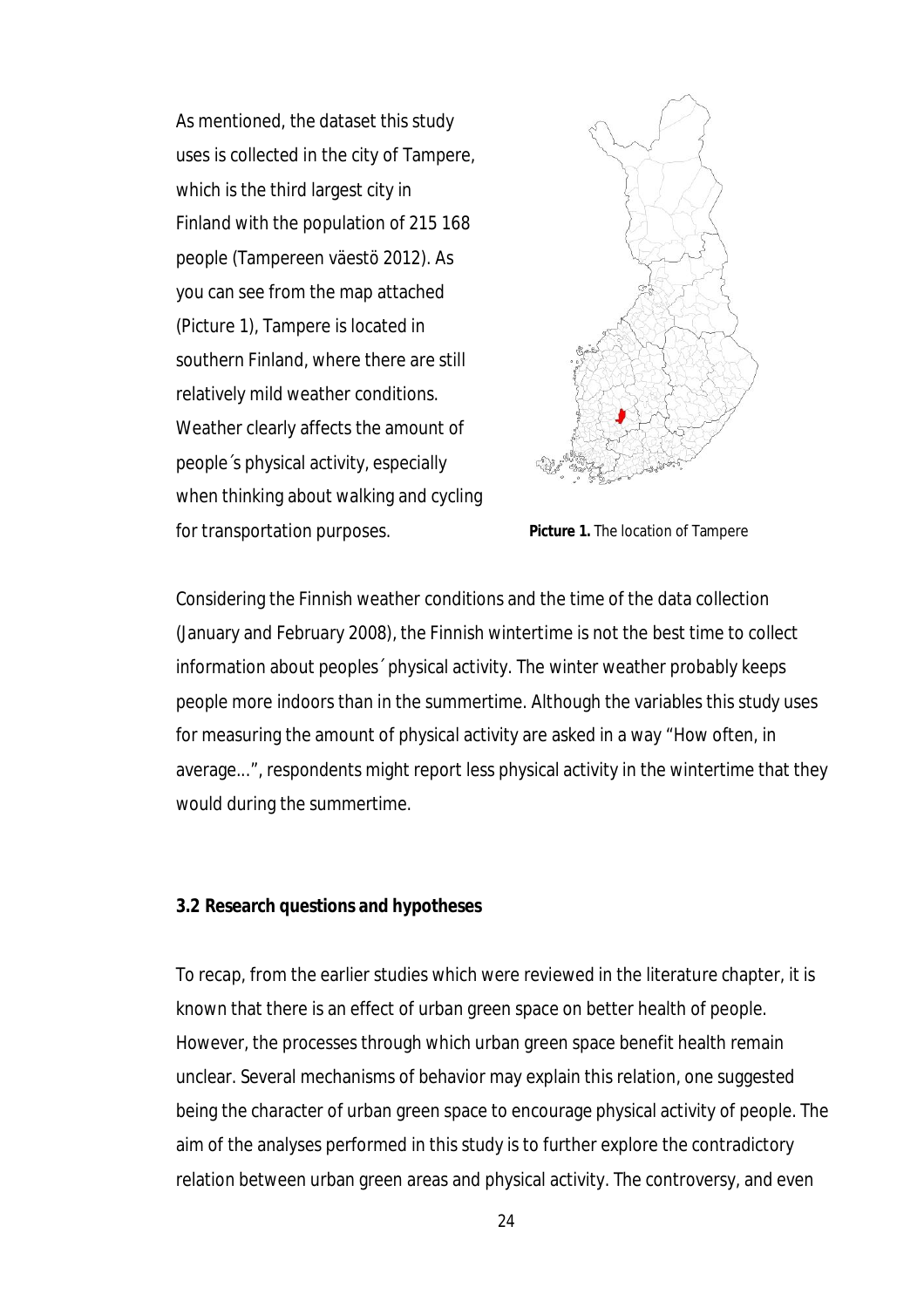As mentioned, the dataset this study uses is collected in the city of Tampere, which is the third largest city in Finland with the population of 215 168 people (Tampereen väestö 2012). As you can see from the map attached (Picture 1), Tampere is located in southern Finland, where there are still relatively mild weather conditions. Weather clearly affects the amount of people´s physical activity, especially when thinking about walking and cycling for transportation purposes.

**Picture 1.** The location of Tampere

Considering the Finnish weather conditions and the time of the data collection (January and February 2008), the Finnish wintertime is not the best time to collect information about peoples´ physical activity. The winter weather probably keeps people more indoors than in the summertime. Although the variables this study uses for measuring the amount of physical activity are asked in a way "How often, in average…", respondents might report less physical activity in the wintertime that they would during the summertime.

**3.2 Research questions and hypotheses**

To recap, from the earlier studies which were reviewed in the literature chapter, it is known that there is an effect of urban green space on better health of people. However, the processes through which urban green space benefit health remain unclear. Several mechanisms of behavior may explain this relation, one suggested being the character of urban green space to encourage physical activity of people. The aim of the analyses performed in this study is to further explore the contradictory relation between urban green areas and physical activity. The controversy, and even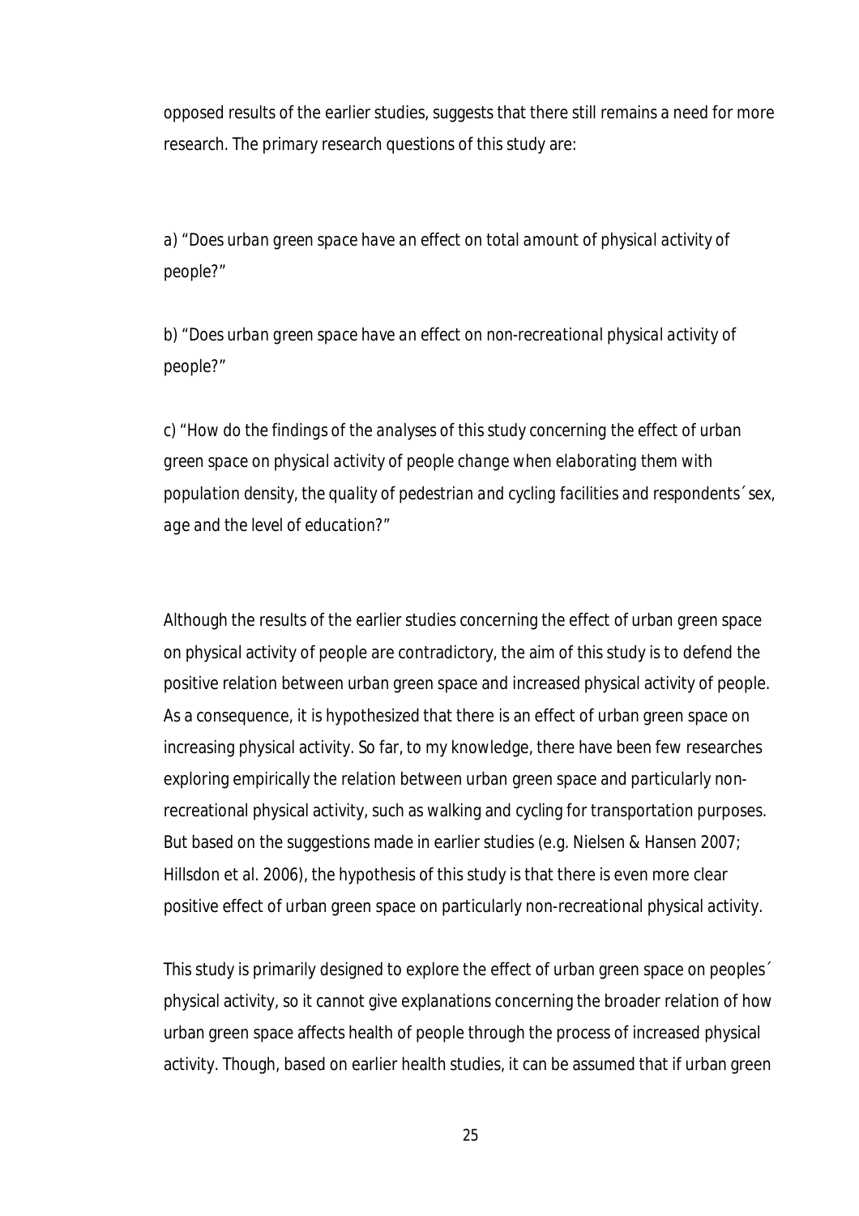opposed results of the earlier studies, suggests that there still remains a need for more research. The primary research questions of this study are:

a) *"Does urban green space have an effect on total amount of physical activity of people?"*

b) *"Does urban green space have an effect on non-recreational physical activity of people?"*

c) *"How do the findings of the analyses of this study concerning the effect of urban green space on physical activity of people change when elaborating them with population density, the quality of pedestrian and cycling facilities and respondents´ sex, age and the level of education?"*

Although the results of the earlier studies concerning the effect of urban green space on physical activity of people are contradictory, the aim of this study is to defend the positive relation between urban green space and increased physical activity of people. As a consequence, it is hypothesized that there is an effect of urban green space on increasing physical activity. So far, to my knowledge, there have been few researches exploring empirically the relation between urban green space and particularly non-recreational physical activity, such as walking and cycling for transportation purposes. But based on the suggestions made in earlier studies (e.g. Nielsen & Hansen 2007; Hillsdon et al. 2006), the hypothesis of this study is that there is even more clear positive effect of urban green space on particularly non-recreational physical activity.

This study is primarily designed to explore the effect of urban green space on peoples´ physical activity, so it cannot give explanations concerning the broader relation of how urban green space affects health of people through the process of increased physical activity. Though, based on earlier health studies, it can be assumed that if urban green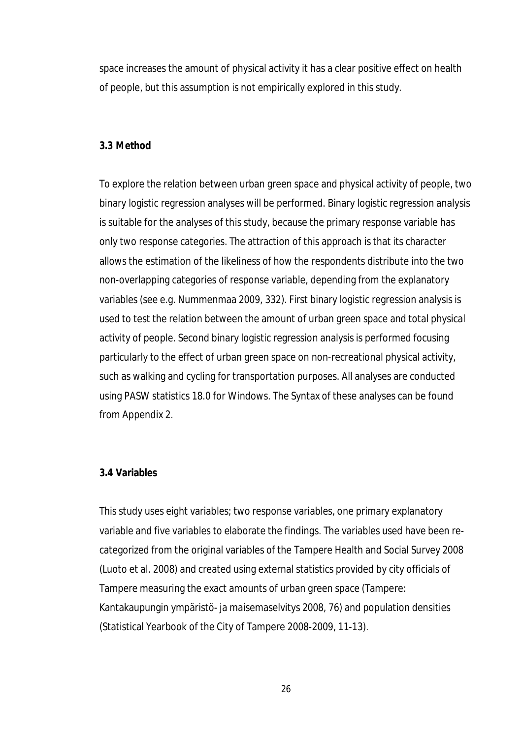space increases the amount of physical activity it has a clear positive effect on health of people, but this assumption is not empirically explored in this study.

### 3.3 Method

To explore the relation between urban green space and physical activity of people, two binary logistic regression analyses will be performed. Binary logistic regression analysis is suitable for the analyses of this study, because the primary response variable has only two response categories. The attraction of this approach is that its character allows the estimation of the likeliness of how the respondents distribute into the two non-overlapping categories of response variable, depending from the explanatory variables (see e.g. Nummenmaa 2009, 332). First binary logistic regression analysis is used to test the relation between the amount of urban green space and total physical activity of people. Second binary logistic regression analysis is performed focusing particularly to the effect of urban green space on non-recreational physical activity, such as walking and cycling for transportation purposes. All analyses are conducted using PASW statistics 18.0 for Windows. The Syntax of these analyses can be found from Appendix 2.

### 3.4 Variables

This study uses eight variables; two response variables, one primary explanatory variable and five variables to elaborate the findings. The variables used have been re-categorized from the original variables of the Tampere Health and Social Survey 2008 (Luoto et al. 2008) and created using external statistics provided by city officials of Tampere measuring the exact amounts of urban green space (Tampere: Kantakaupungin ympäristö- ja maisemaselvitys 2008, 76) and population densities (Statistical Yearbook of the City of Tampere 2008-2009, 11-13).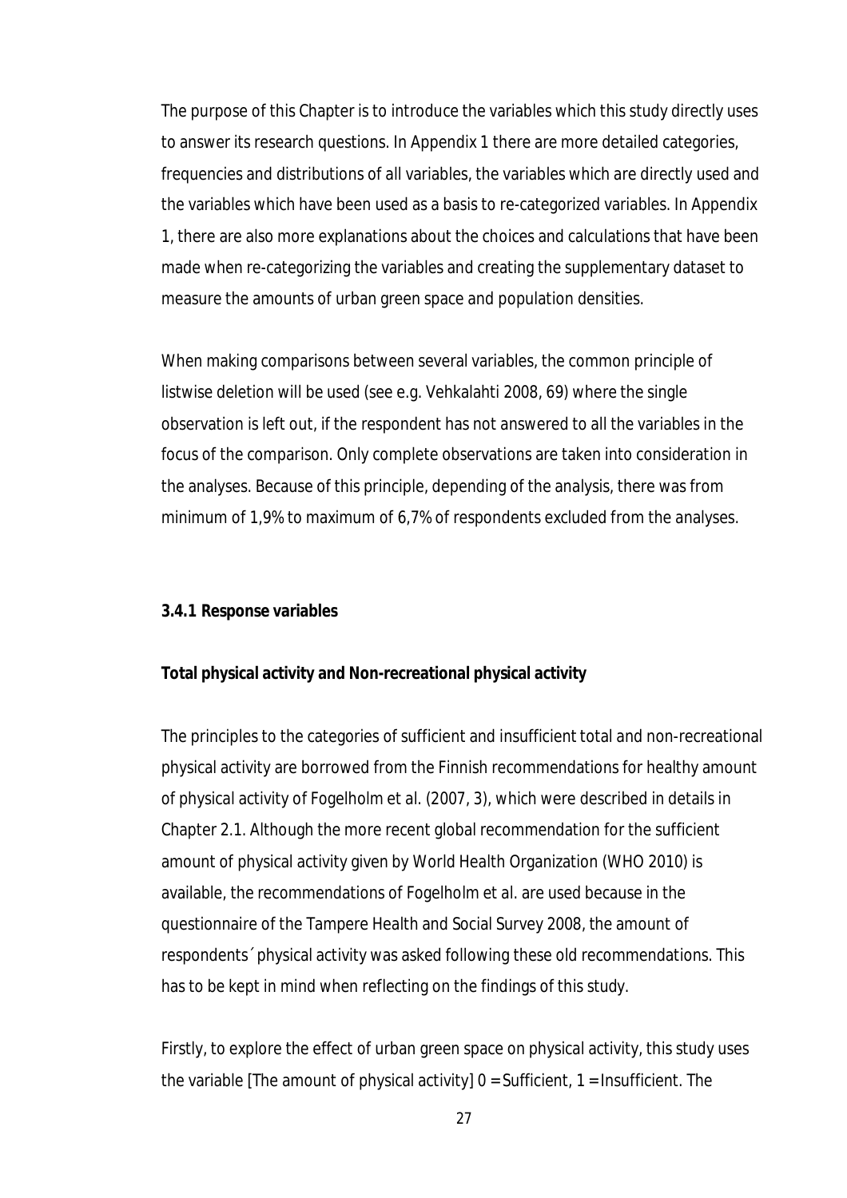The purpose of this Chapter is to introduce the variables which this study directly uses to answer its research questions. In Appendix 1 there are more detailed categories, frequencies and distributions of all variables, the variables which are directly used and the variables which have been used as a basis to re-categorized variables. In Appendix 1, there are also more explanations about the choices and calculations that have been made when re-categorizing the variables and creating the supplementary dataset to measure the amounts of urban green space and population densities.

When making comparisons between several variables, the common principle of listwise deletion will be used (see e.g. Vehkalahti 2008, 69) where the single observation is left out, if the respondent has not answered to all the variables in the focus of the comparison. Only complete observations are taken into consideration in the analyses. Because of this principle, depending of the analysis, there was from minimum of 1,9% to maximum of 6,7% of respondents excluded from the analyses.

### 3.4.1 Response variables

**Total physical activity and Non-recreational physical activity**

The principles to the categories of sufficient and insufficient total and non-recreational physical activity are borrowed from the Finnish recommendations for healthy amount of physical activity of Fogelholm et al. (2007, 3), which were described in details in Chapter 2.1. Although the more recent global recommendation for the sufficient amount of physical activity given by World Health Organization (WHO 2010) is available, the recommendations of Fogelholm et al. are used because in the questionnaire of the Tampere Health and Social Survey 2008, the amount of respondents´ physical activity was asked following these old recommendations. This has to be kept in mind when reflecting on the findings of this study.

Firstly, to explore the effect of urban green space on physical activity, this study uses the variable [The amount of physical activity] 0 = Sufficient, 1 = Insufficient. The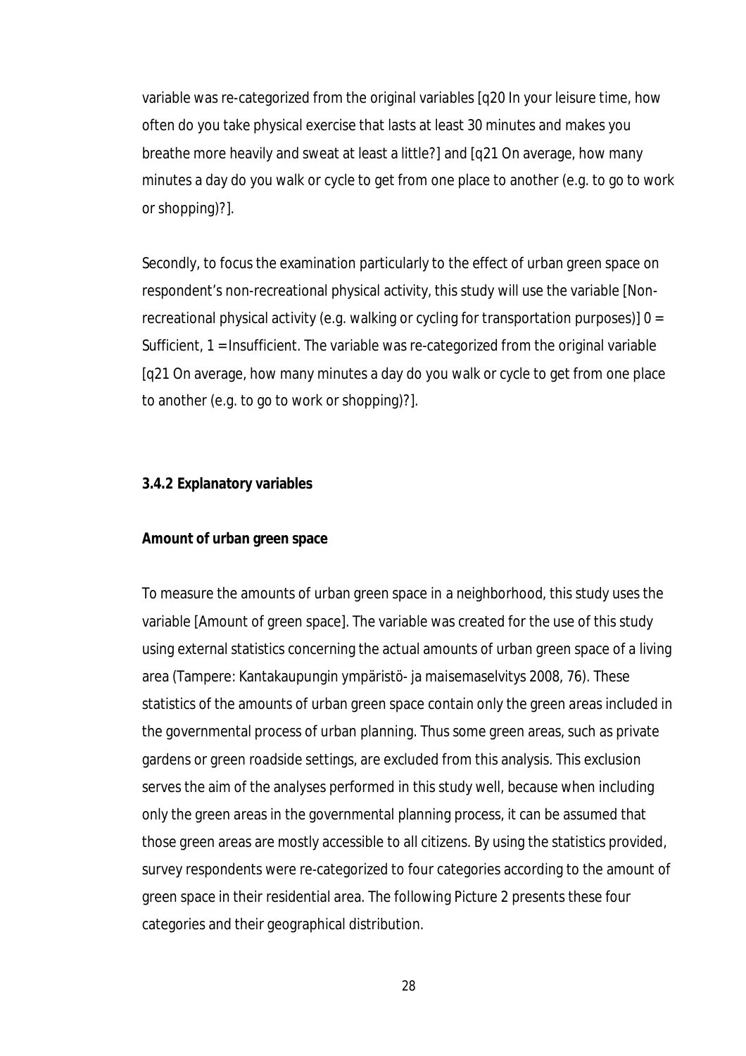variable was re-categorized from the original variables [q20 In your leisure time, how often do you take physical exercise that lasts at least 30 minutes and makes you breathe more heavily and sweat at least a little?] and [q21 On average, how many minutes a day do you walk or cycle to get from one place to another (e.g. to go to work or shopping)?].

Secondly, to focus the examination particularly to the effect of urban green space on respondent's non-recreational physical activity, this study will use the variable [Non-recreational physical activity (e.g. walking or cycling for transportation purposes)] 0 = Sufficient, 1 = Insufficient. The variable was re-categorized from the original variable [q21 On average, how many minutes a day do you walk or cycle to get from one place to another (e.g. to go to work or shopping)?].

### 3.4.2 Explanatory variables

**Amount of urban green space**

To measure the amounts of urban green space in a neighborhood, this study uses the variable [Amount of green space]. The variable was created for the use of this study using external statistics concerning the actual amounts of urban green space of a living area (Tampere: Kantakaupungin ympäristö- ja maisemaselvitys 2008, 76). These statistics of the amounts of urban green space contain only the green areas included in the governmental process of urban planning. Thus some green areas, such as private gardens or green roadside settings, are excluded from this analysis. This exclusion serves the aim of the analyses performed in this study well, because when including only the green areas in the governmental planning process, it can be assumed that those green areas are mostly accessible to all citizens. By using the statistics provided, survey respondents were re-categorized to four categories according to the amount of green space in their residential area. The following Picture 2 presents these four categories and their geographical distribution.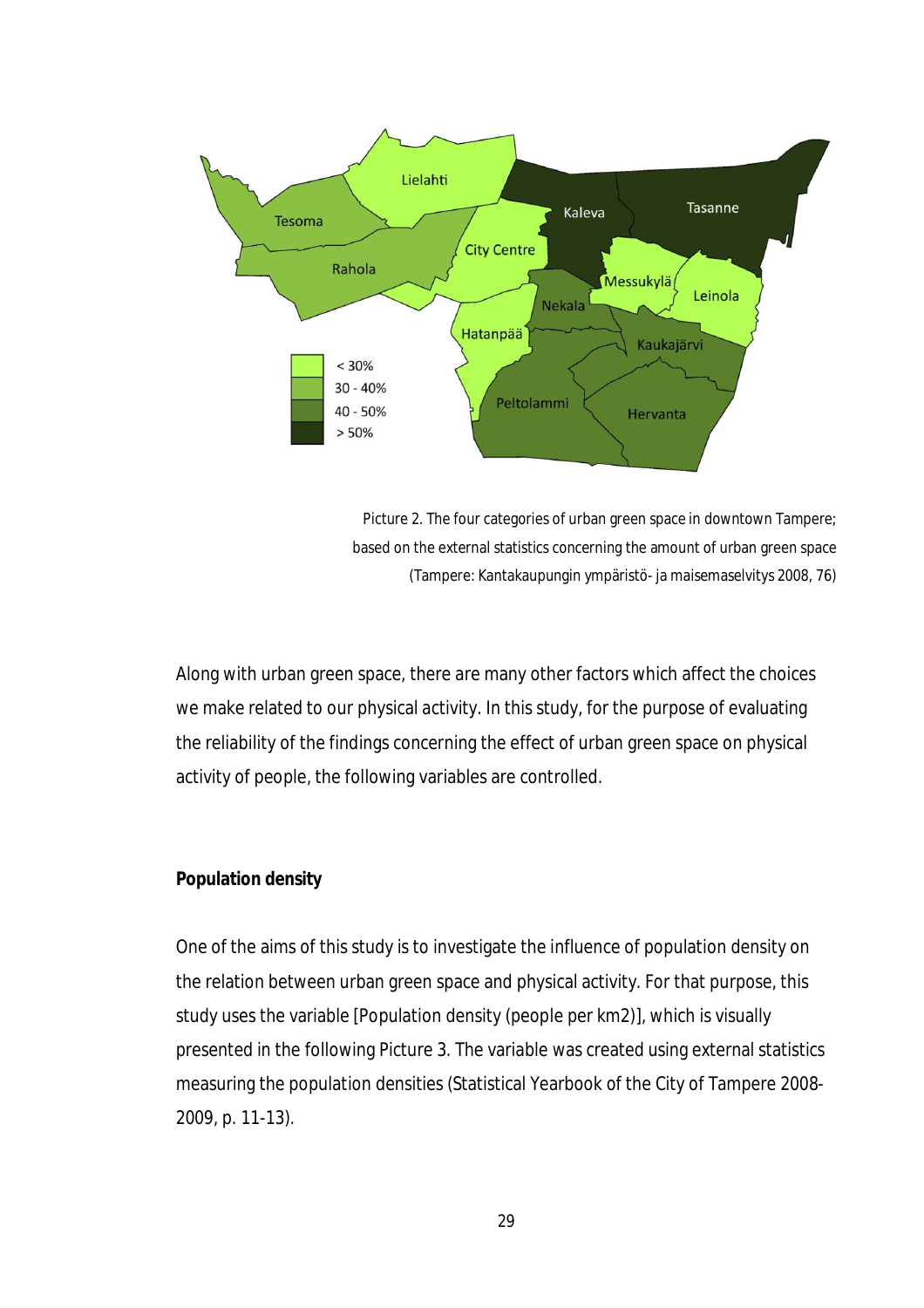Picture 2. The four categories of urban green space in downtown Tampere; based on the external statistics concerning the amount of urban green space (Tampere: Kantakaupungin ympäristö- ja maisemaselvitys 2008, 76)

Along with urban green space, there are many other factors which affect the choices we make related to our physical activity. In this study, for the purpose of evaluating the reliability of the findings concerning the effect of urban green space on physical activity of people, the following variables are controlled.

**Population density**

One of the aims of this study is to investigate the influence of population density on the relation between urban green space and physical activity. For that purpose, this study uses the variable [Population density (people per km2)], which is visually presented in the following Picture 3. The variable was created using external statistics measuring the population densities (Statistical Yearbook of the City of Tampere 2008-2009, p. 11-13).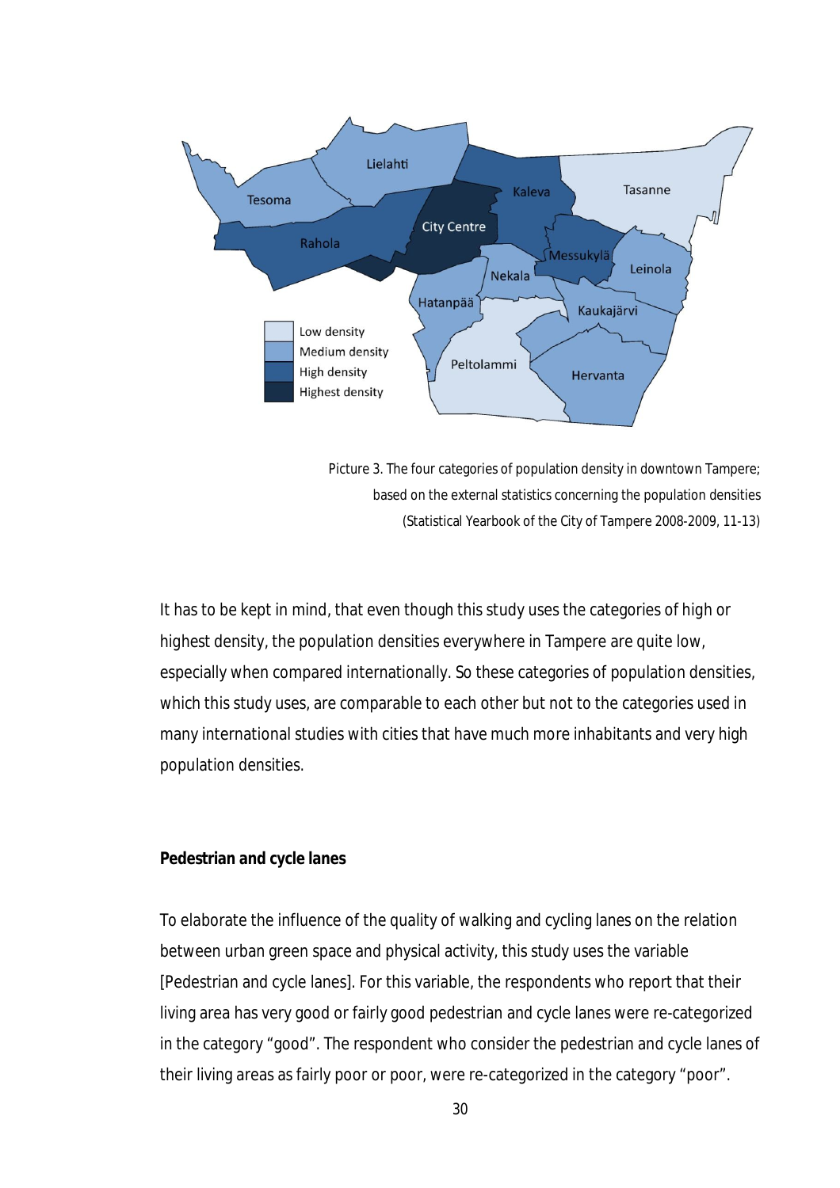Picture 3. The four categories of population density in downtown Tampere; based on the external statistics concerning the population densities (Statistical Yearbook of the City of Tampere 2008-2009, 11-13)

It has to be kept in mind, that even though this study uses the categories of high or highest density, the population densities everywhere in Tampere are quite low, especially when compared internationally. So these categories of population densities, which this study uses, are comparable to each other but not to the categories used in many international studies with cities that have much more inhabitants and very high population densities.

**Pedestrian and cycle lanes**

To elaborate the influence of the quality of walking and cycling lanes on the relation between urban green space and physical activity, this study uses the variable [Pedestrian and cycle lanes]. For this variable, the respondents who report that their living area has very good or fairly good pedestrian and cycle lanes were re-categorized in the category "good". The respondent who consider the pedestrian and cycle lanes of their living areas as fairly poor or poor, were re-categorized in the category "poor".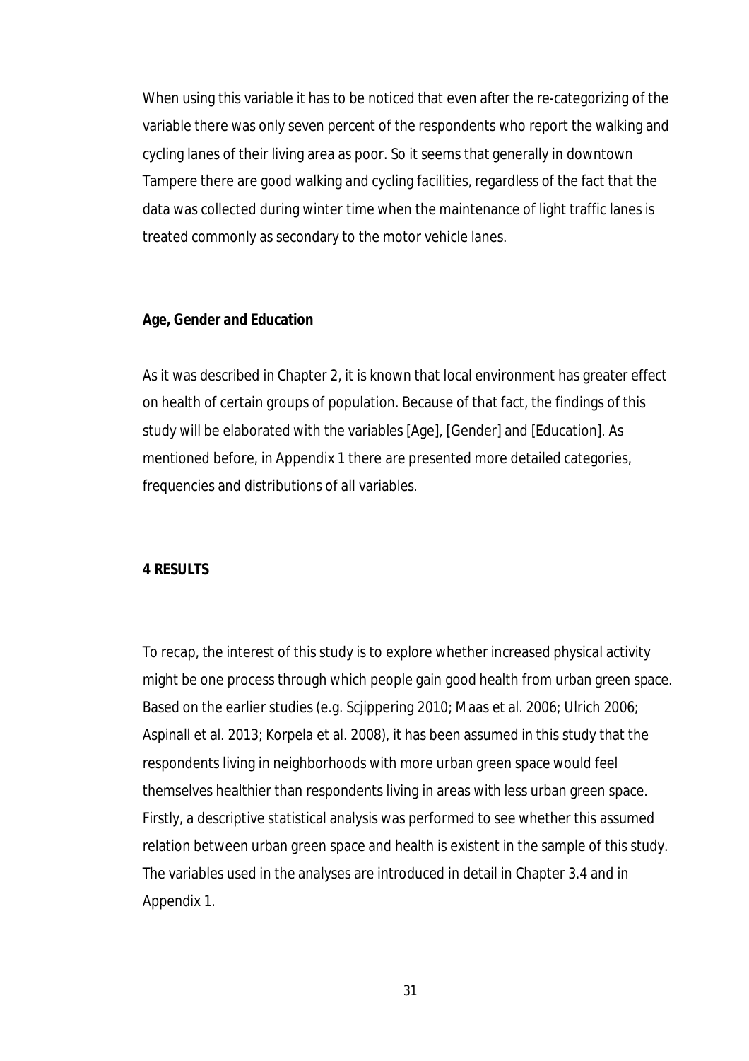When using this variable it has to be noticed that even after the re-categorizing of the variable there was only seven percent of the respondents who report the walking and cycling lanes of their living area as poor. So it seems that generally in downtown Tampere there are good walking and cycling facilities, regardless of the fact that the data was collected during winter time when the maintenance of light traffic lanes is treated commonly as secondary to the motor vehicle lanes.

**Age, Gender and Education**

As it was described in Chapter 2, it is known that local environment has greater effect on health of certain groups of population. Because of that fact, the findings of this study will be elaborated with the variables [Age], [Gender] and [Education]. As mentioned before, in Appendix 1 there are presented more detailed categories, frequencies and distributions of all variables.

# 4 RESULTS

To recap, the interest of this study is to explore whether increased physical activity might be one process through which people gain good health from urban green space. Based on the earlier studies (e.g. Scjippering 2010; Maas et al. 2006; Ulrich 2006; Aspinall et al. 2013; Korpela et al. 2008), it has been assumed in this study that the respondents living in neighborhoods with more urban green space would feel themselves healthier than respondents living in areas with less urban green space. Firstly, a descriptive statistical analysis was performed to see whether this assumed relation between urban green space and health is existent in the sample of this study. The variables used in the analyses are introduced in detail in Chapter 3.4 and in Appendix 1.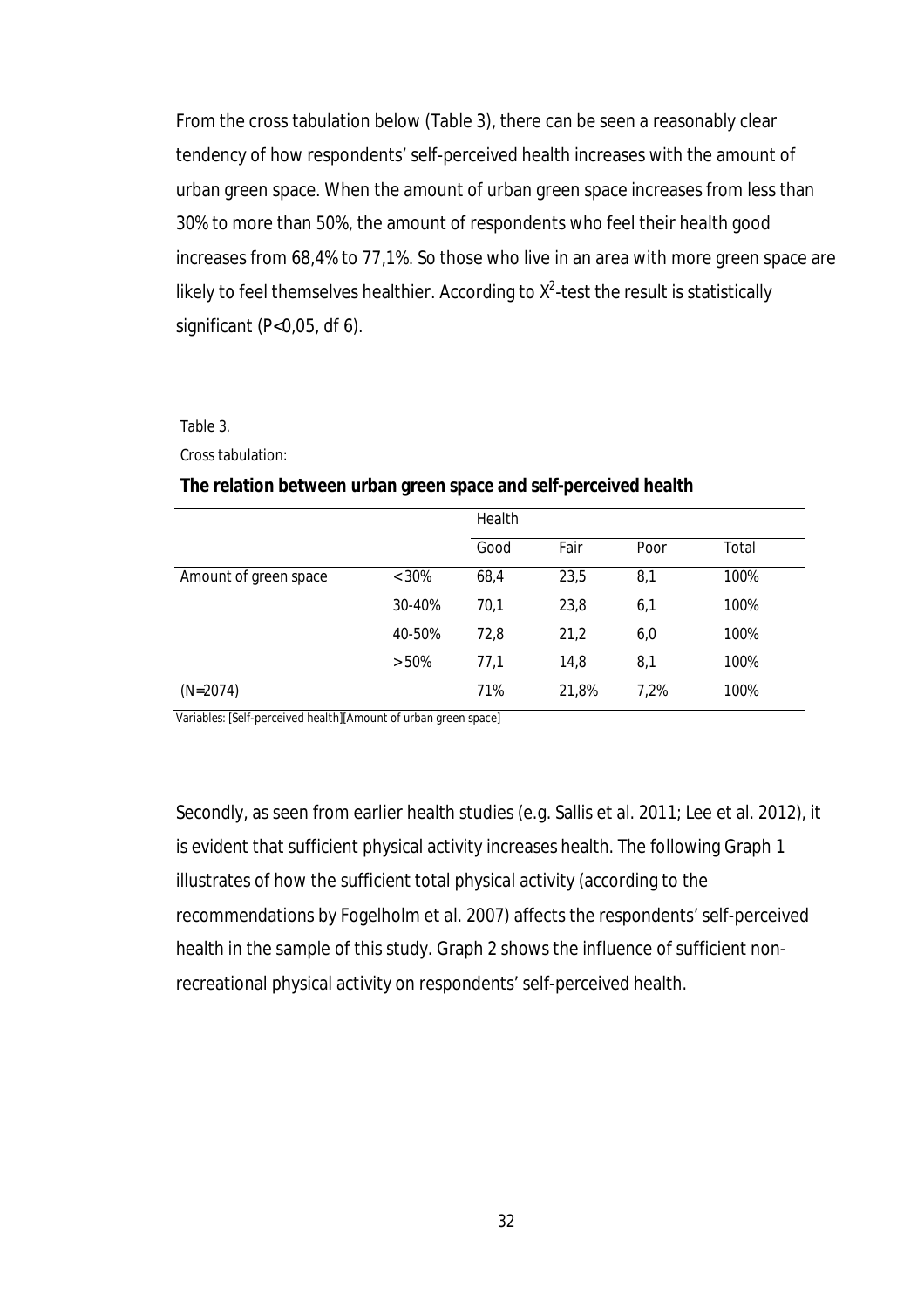From the cross tabulation below (Table 3), there can be seen a reasonably clear tendency of how respondents' self-perceived health increases with the amount of urban green space. When the amount of urban green space increases from less than 30% to more than 50%, the amount of respondents who feel their health good increases from 68,4% to 77,1%. So those who live in an area with more green space are likely to feel themselves healthier. According to $X^2$-test the result is statistically significant ($P<0{,}05$, df 6).

Table 3.

Cross tabulation:

**The relation between urban green space and self-perceived health**

| | | Health | | | |
|---|---|---|---|---|---|
| | | Good | Fair | Poor | Total |
| Amount of green space | < 30% | 68,4 | 23,5 | 8,1 | 100% |
| | 30-40% | 70,1 | 23,8 | 6,1 | 100% |
| | 40-50% | 72,8 | 21,2 | 6,0 | 100% |
| | > 50% | 77,1 | 14,8 | 8,1 | 100% |
| (N=2074) | | 71% | 21,8% | 7,2% | 100% |

Variables: [Self-perceived health][Amount of urban green space]

Secondly, as seen from earlier health studies (e.g. Sallis et al. 2011; Lee et al. 2012), it is evident that sufficient physical activity increases health. The following Graph 1 illustrates of how the sufficient total physical activity (according to the recommendations by Fogelholm et al. 2007) affects the respondents' self-perceived health in the sample of this study. Graph 2 shows the influence of sufficient non-recreational physical activity on respondents' self-perceived health.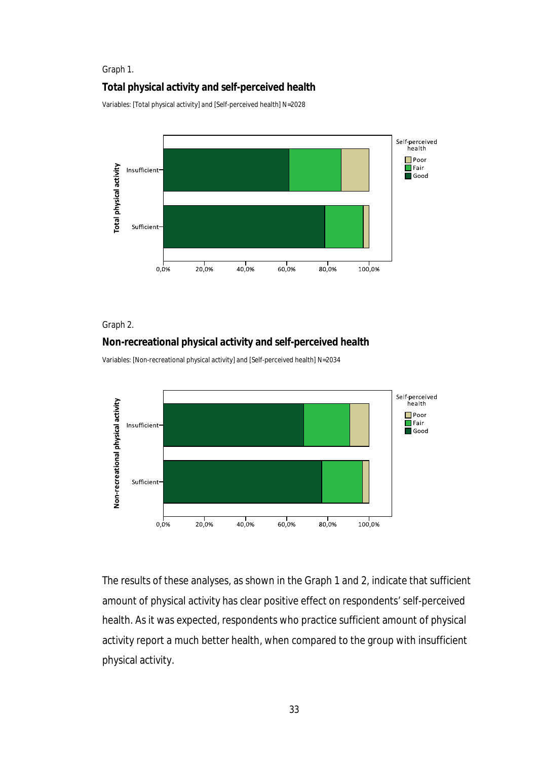Graph 1.

**Total physical activity and self-perceived health**

Variables: [Total physical activity] and [Self-perceived health] N=2028

Graph 2.

**Non-recreational physical activity and self-perceived health**

Variables: [Non-recreational physical activity] and [Self-perceived health] N=2034

The results of these analyses, as shown in the Graph 1 and 2, indicate that sufficient amount of physical activity has clear positive effect on respondents' self-perceived health. As it was expected, respondents who practice sufficient amount of physical activity report a much better health, when compared to the group with insufficient physical activity.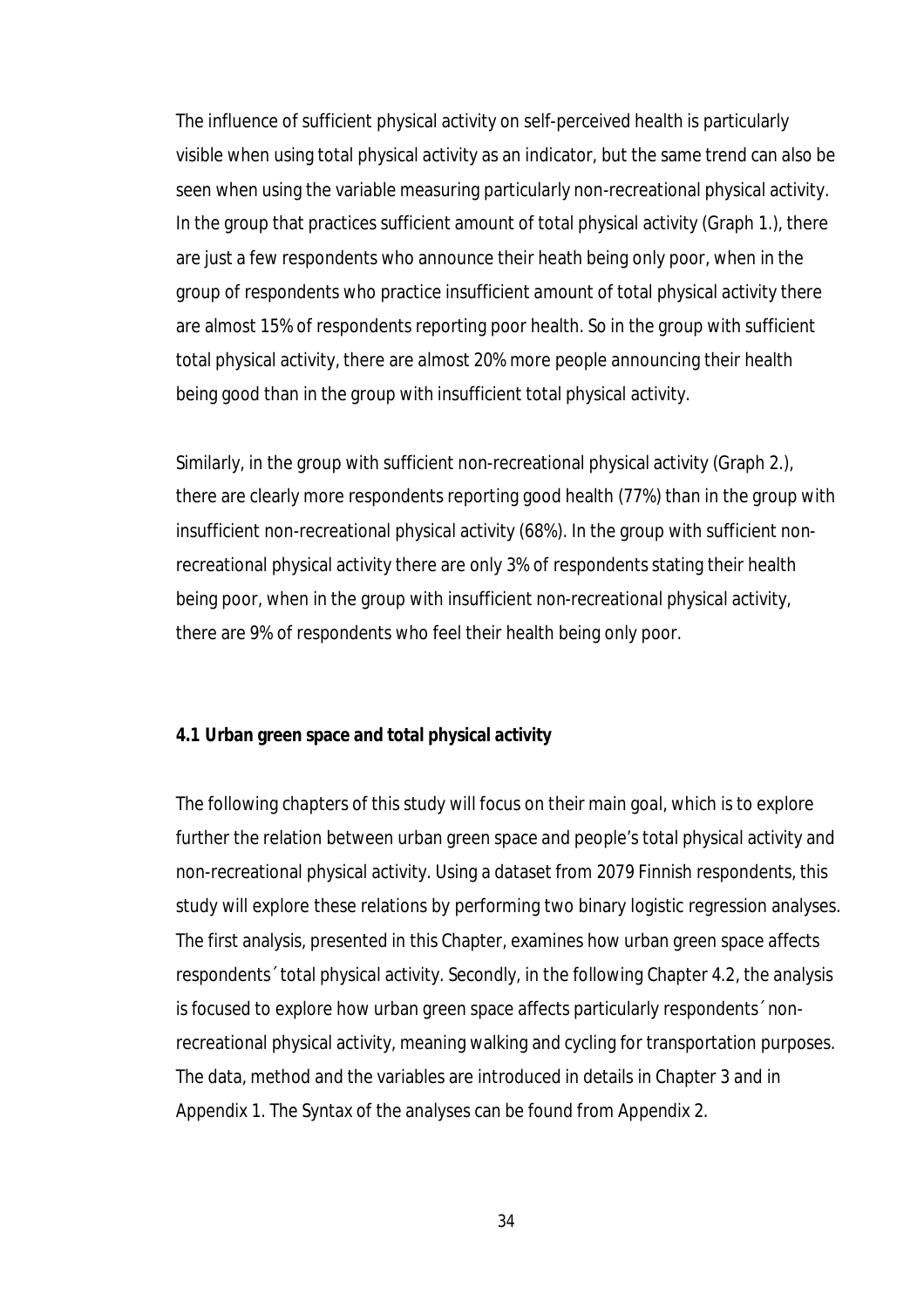The influence of sufficient physical activity on self-perceived health is particularly visible when using total physical activity as an indicator, but the same trend can also be seen when using the variable measuring particularly non-recreational physical activity. In the group that practices sufficient amount of total physical activity (Graph 1.), there are just a few respondents who announce their heath being only poor, when in the group of respondents who practice insufficient amount of total physical activity there are almost 15% of respondents reporting poor health. So in the group with sufficient total physical activity, there are almost 20% more people announcing their health being good than in the group with insufficient total physical activity.

Similarly, in the group with sufficient non-recreational physical activity (Graph 2.), there are clearly more respondents reporting good health (77%) than in the group with insufficient non-recreational physical activity (68%). In the group with sufficient non-recreational physical activity there are only 3% of respondents stating their health being poor, when in the group with insufficient non-recreational physical activity, there are 9% of respondents who feel their health being only poor.

### 4.1 Urban green space and total physical activity

The following chapters of this study will focus on their main goal, which is to explore further the relation between urban green space and people's total physical activity and non-recreational physical activity. Using a dataset from 2079 Finnish respondents, this study will explore these relations by performing two binary logistic regression analyses. The first analysis, presented in this Chapter, examines how urban green space affects respondents´ total physical activity. Secondly, in the following Chapter 4.2, the analysis is focused to explore how urban green space affects particularly respondents´ non-recreational physical activity, meaning walking and cycling for transportation purposes. The data, method and the variables are introduced in details in Chapter 3 and in Appendix 1. The Syntax of the analyses can be found from Appendix 2.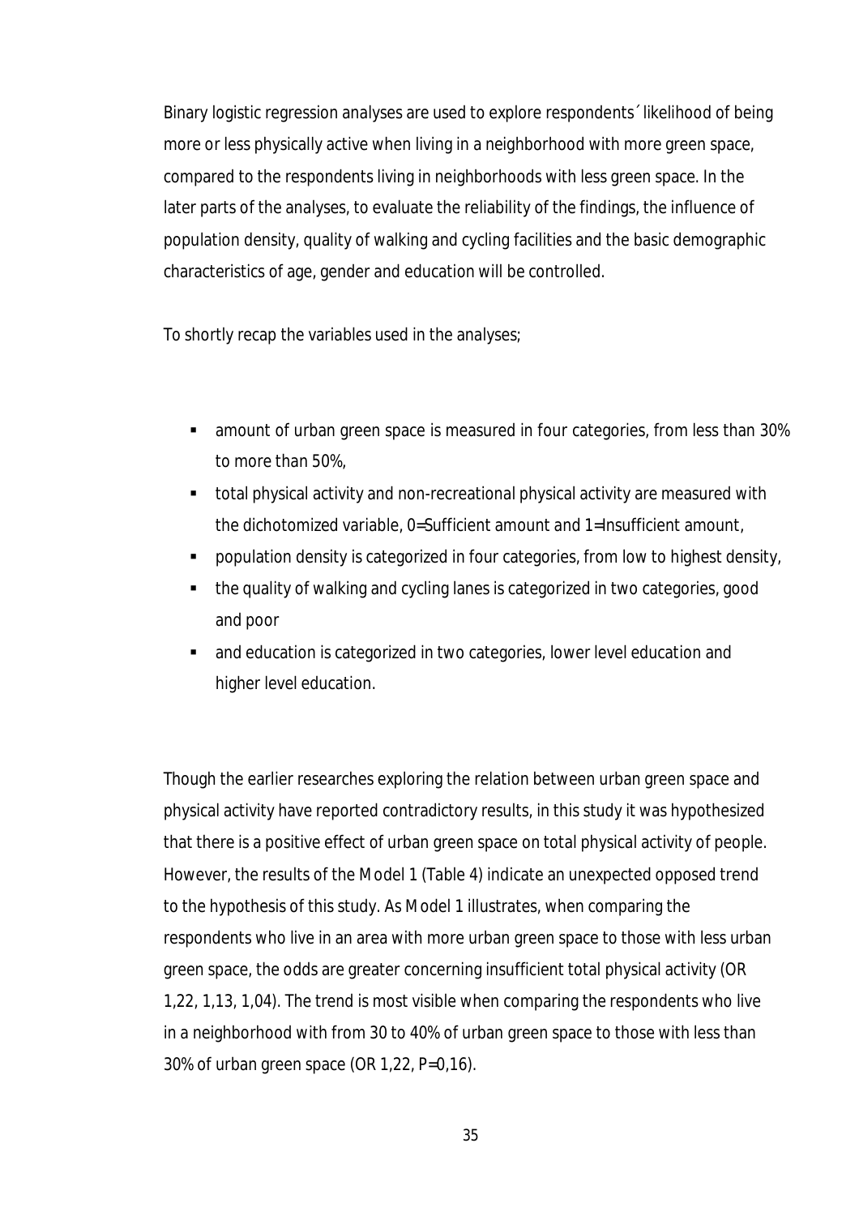Binary logistic regression analyses are used to explore respondents´ likelihood of being more or less physically active when living in a neighborhood with more green space, compared to the respondents living in neighborhoods with less green space. In the later parts of the analyses, to evaluate the reliability of the findings, the influence of population density, quality of walking and cycling facilities and the basic demographic characteristics of age, gender and education will be controlled.

To shortly recap the variables used in the analyses;

- amount of urban green space is measured in four categories, from less than 30% to more than 50%,
- total physical activity and non-recreational physical activity are measured with the dichotomized variable, 0=Sufficient amount and 1=Insufficient amount,
- population density is categorized in four categories, from low to highest density,
- the quality of walking and cycling lanes is categorized in two categories, good and poor
- and education is categorized in two categories, lower level education and higher level education.

Though the earlier researches exploring the relation between urban green space and physical activity have reported contradictory results, in this study it was hypothesized that there is a positive effect of urban green space on total physical activity of people. However, the results of the Model 1 (Table 4) indicate an unexpected opposed trend to the hypothesis of this study. As Model 1 illustrates, when comparing the respondents who live in an area with more urban green space to those with less urban green space, the odds are greater concerning insufficient total physical activity (OR 1,22, 1,13, 1,04). The trend is most visible when comparing the respondents who live in a neighborhood with from 30 to 40% of urban green space to those with less than 30% of urban green space (OR 1,22, P=0,16).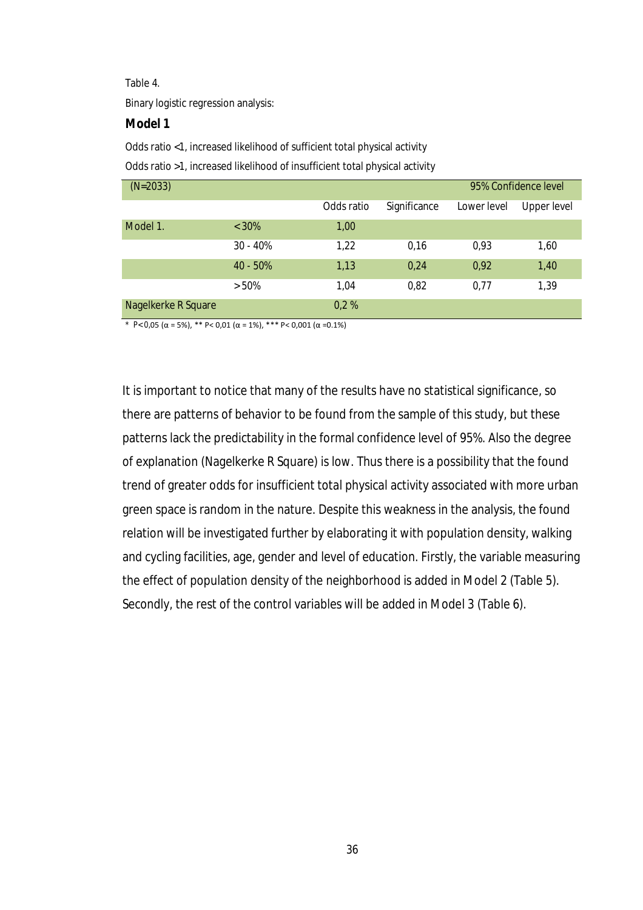Table 4.

Binary logistic regression analysis:

**Model 1**

Odds ratio <1, increased likelihood of sufficient total physical activity

Odds ratio >1, increased likelihood of insufficient total physical activity

| (N=2033) | | | | 95% Confidence level | |
|---|---|---|---|---|---|
| | | Odds ratio | Significance | Lower level | Upper level |
| Model 1. | < 30% | 1,00 | | | |
| | 30 - 40% | 1,22 | 0,16 | 0,93 | 1,60 |
| | 40 - 50% | 1,13 | 0,24 | 0,92 | 1,40 |
| | > 50% | 1,04 | 0,82 | 0,77 | 1,39 |
| Nagelkerke R Square | | 0,2 % | | | |

\* P< 0,05 (α = 5%), ** P< 0,01 (α = 1%), *** P< 0,001 (α =0.1%)

It is important to notice that many of the results have no statistical significance, so there are patterns of behavior to be found from the sample of this study, but these patterns lack the predictability in the formal confidence level of 95%. Also the degree of explanation (Nagelkerke R Square) is low. Thus there is a possibility that the found trend of greater odds for insufficient total physical activity associated with more urban green space is random in the nature. Despite this weakness in the analysis, the found relation will be investigated further by elaborating it with population density, walking and cycling facilities, age, gender and level of education. Firstly, the variable measuring the effect of population density of the neighborhood is added in Model 2 (Table 5). Secondly, the rest of the control variables will be added in Model 3 (Table 6).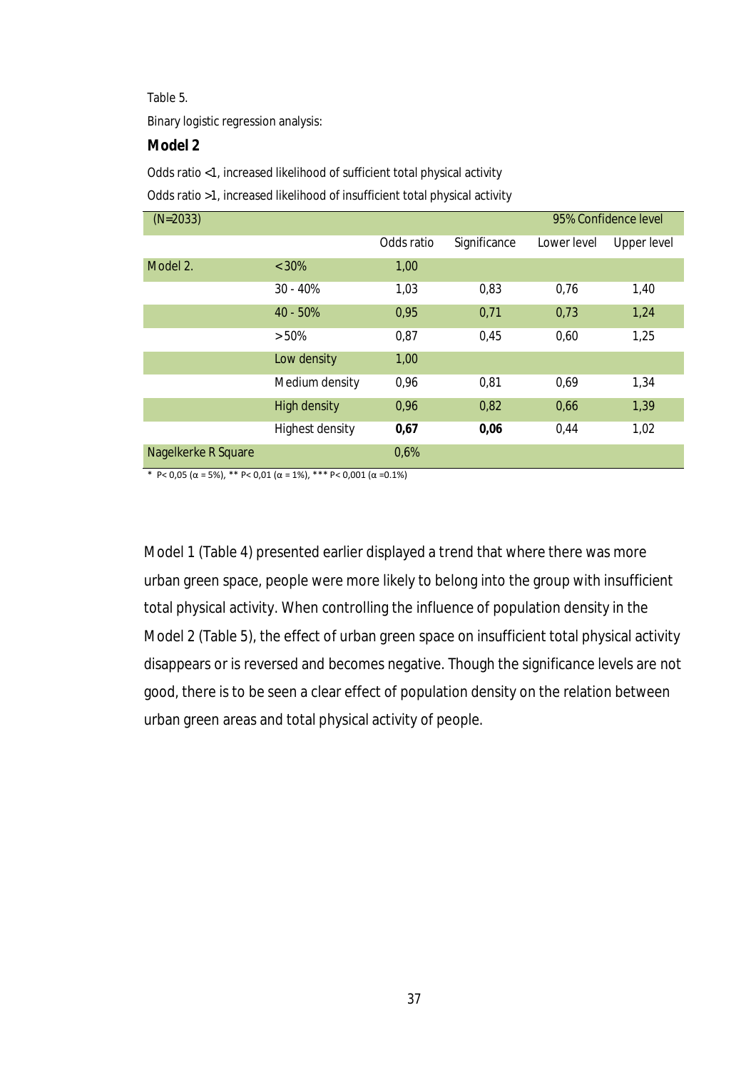Table 5.

Binary logistic regression analysis:

**Model 2**

Odds ratio <1, increased likelihood of sufficient total physical activity

Odds ratio >1, increased likelihood of insufficient total physical activity

| (N=2033) | | | | 95% Confidence level | |
|---|---|---|---|---|---|
| | | Odds ratio | Significance | Lower level | Upper level |
| Model 2. | < 30% | 1,00 | | | |
| | 30 - 40% | 1,03 | 0,83 | 0,76 | 1,40 |
| | 40 - 50% | 0,95 | 0,71 | 0,73 | 1,24 |
| | > 50% | 0,87 | 0,45 | 0,60 | 1,25 |
| | Low density | 1,00 | | | |
| | Medium density | 0,96 | 0,81 | 0,69 | 1,34 |
| | High density | 0,96 | 0,82 | 0,66 | 1,39 |
| | Highest density | **0,67** | **0,06** | 0,44 | 1,02 |
| Nagelkerke R Square | | 0,6% | | | |

* P< 0,05 (α = 5%), ** P< 0,01 (α = 1%), *** P< 0,001 (α =0.1%)

Model 1 (Table 4) presented earlier displayed a trend that where there was more urban green space, people were more likely to belong into the group with insufficient total physical activity. When controlling the influence of population density in the Model 2 (Table 5), the effect of urban green space on insufficient total physical activity disappears or is reversed and becomes negative. Though the significance levels are not good, there is to be seen a clear effect of population density on the relation between urban green areas and total physical activity of people.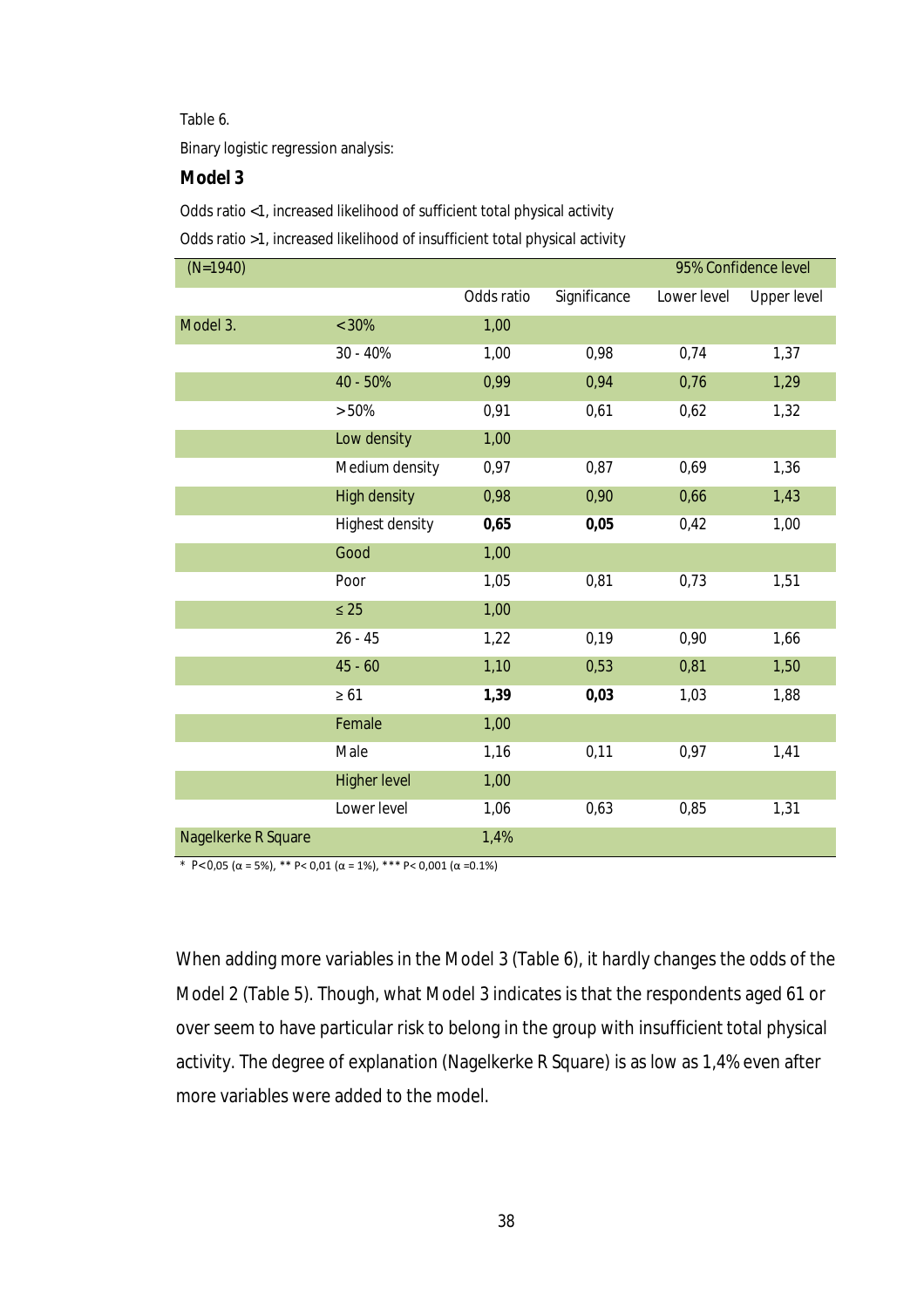Table 6.

Binary logistic regression analysis:

**Model 3**

Odds ratio <1, increased likelihood of sufficient total physical activity

Odds ratio >1, increased likelihood of insufficient total physical activity

| (N=1940) | | | | 95% Confidence level | |
|---|---|---|---|---|---|
| | | Odds ratio | Significance | Lower level | Upper level |
| Model 3. | <30% | 1,00 | | | |
| | 30 - 40% | 1,00 | 0,98 | 0,74 | 1,37 |
| | 40 - 50% | 0,99 | 0,94 | 0,76 | 1,29 |
| | >50% | 0,91 | 0,61 | 0,62 | 1,32 |
| | Low density | 1,00 | | | |
| | Medium density | 0,97 | 0,87 | 0,69 | 1,36 |
| | High density | 0,98 | 0,90 | 0,66 | 1,43 |
| | Highest density | **0,65** | **0,05** | 0,42 | 1,00 |
| | Good | 1,00 | | | |
| | Poor | 1,05 | 0,81 | 0,73 | 1,51 |
| | ≤ 25 | 1,00 | | | |
| | 26 - 45 | 1,22 | 0,19 | 0,90 | 1,66 |
| | 45 - 60 | 1,10 | 0,53 | 0,81 | 1,50 |
| | ≥ 61 | **1,39** | **0,03** | 1,03 | 1,88 |
| | Female | 1,00 | | | |
| | Male | 1,16 | 0,11 | 0,97 | 1,41 |
| | Higher level | 1,00 | | | |
| | Lower level | 1,06 | 0,63 | 0,85 | 1,31 |
| Nagelkerke R Square | | 1,4% | | | |

* P<0,05 (α = 5%), ** P< 0,01 (α = 1%), *** P< 0,001 (α =0.1%)

When adding more variables in the Model 3 (Table 6), it hardly changes the odds of the Model 2 (Table 5). Though, what Model 3 indicates is that the respondents aged 61 or over seem to have particular risk to belong in the group with insufficient total physical activity. The degree of explanation (Nagelkerke R Square) is as low as 1,4% even after more variables were added to the model.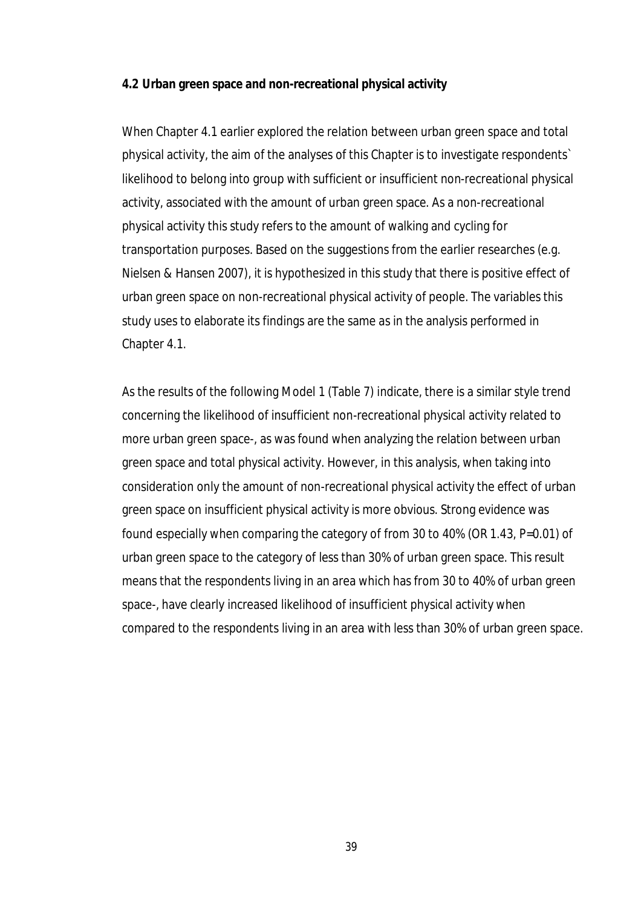### 4.2 Urban green space and non-recreational physical activity

When Chapter 4.1 earlier explored the relation between urban green space and total physical activity, the aim of the analyses of this Chapter is to investigate respondents` likelihood to belong into group with sufficient or insufficient non-recreational physical activity, associated with the amount of urban green space. As a non-recreational physical activity this study refers to the amount of walking and cycling for transportation purposes. Based on the suggestions from the earlier researches (e.g. Nielsen & Hansen 2007), it is hypothesized in this study that there is positive effect of urban green space on non-recreational physical activity of people. The variables this study uses to elaborate its findings are the same as in the analysis performed in Chapter 4.1.

As the results of the following Model 1 (Table 7) indicate, there is a similar style trend concerning the likelihood of insufficient non-recreational physical activity related to more urban green space-, as was found when analyzing the relation between urban green space and total physical activity. However, in this analysis, when taking into consideration only the amount of non-recreational physical activity the effect of urban green space on insufficient physical activity is more obvious. Strong evidence was found especially when comparing the category of from 30 to 40% (OR 1.43, P=0.01) of urban green space to the category of less than 30% of urban green space. This result means that the respondents living in an area which has from 30 to 40% of urban green space-, have clearly increased likelihood of insufficient physical activity when compared to the respondents living in an area with less than 30% of urban green space.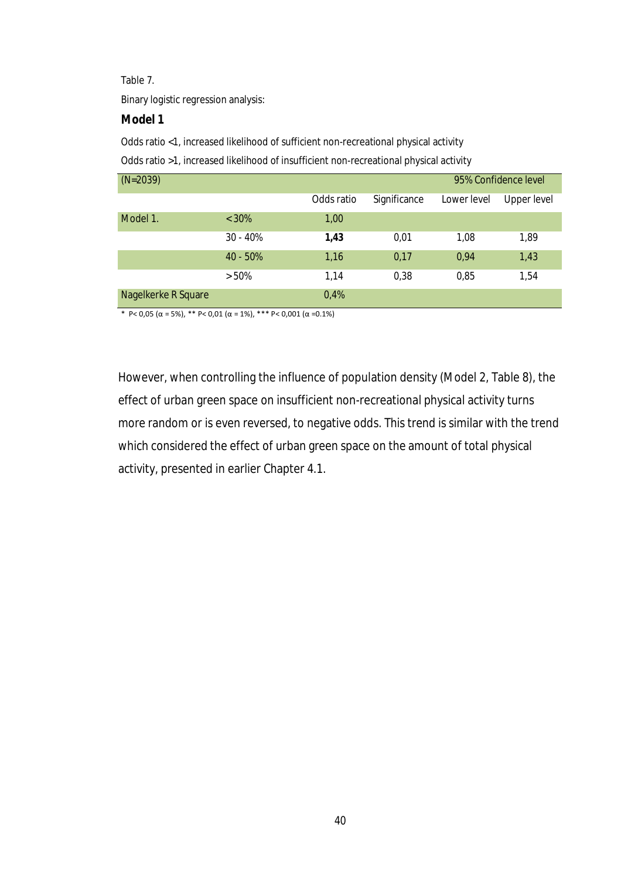Table 7.

Binary logistic regression analysis:

**Model 1**

Odds ratio <1, increased likelihood of sufficient non-recreational physical activity

Odds ratio >1, increased likelihood of insufficient non-recreational physical activity

| (N=2039) | | | | 95% Confidence level | |
|---|---|---|---|---|---|
| | | Odds ratio | Significance | Lower level | Upper level |
| Model 1. | <30% | 1,00 | | | |
| | 30 - 40% | **1,43** | 0,01 | 1,08 | 1,89 |
| | 40 - 50% | 1,16 | 0,17 | 0,94 | 1,43 |
| | >50% | 1,14 | 0,38 | 0,85 | 1,54 |
| Nagelkerke R Square | | 0,4% | | | |

* P< 0,05 (α = 5%), ** P< 0,01 (α = 1%), *** P< 0,001 (α =0.1%)

However, when controlling the influence of population density (Model 2, Table 8), the effect of urban green space on insufficient non-recreational physical activity turns more random or is even reversed, to negative odds. This trend is similar with the trend which considered the effect of urban green space on the amount of total physical activity, presented in earlier Chapter 4.1.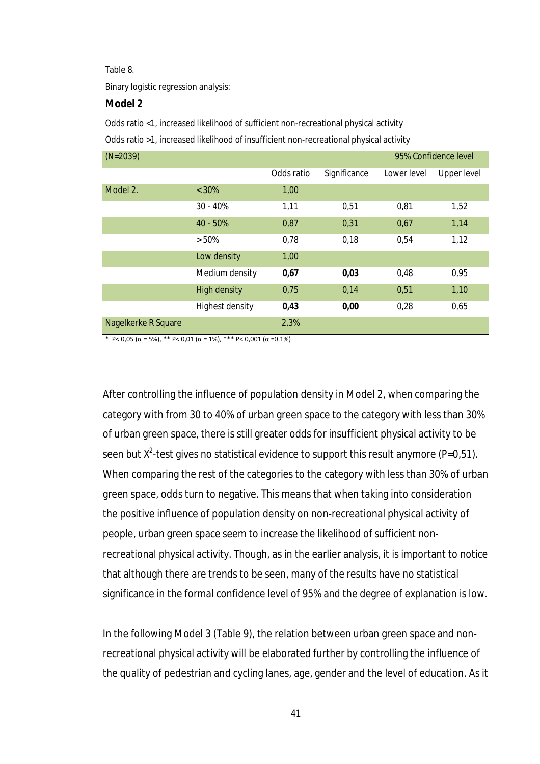Table 8.

Binary logistic regression analysis:

**Model 2**

Odds ratio <1, increased likelihood of sufficient non-recreational physical activity

Odds ratio >1, increased likelihood of insufficient non-recreational physical activity

| (N=2039) | | | | 95% Confidence level | |
|---|---|---|---|---|---|
| | | Odds ratio | Significance | Lower level | Upper level |
| Model 2. | <30% | 1,00 | | | |
| | 30 - 40% | 1,11 | 0,51 | 0,81 | 1,52 |
| | 40 - 50% | 0,87 | 0,31 | 0,67 | 1,14 |
| | >50% | 0,78 | 0,18 | 0,54 | 1,12 |
| | Low density | 1,00 | | | |
| | Medium density | **0,67** | **0,03** | 0,48 | 0,95 |
| | High density | 0,75 | 0,14 | 0,51 | 1,10 |
| | Highest density | **0,43** | **0,00** | 0,28 | 0,65 |
| Nagelkerke R Square | | 2,3% | | | |

\* P< 0,05 (α = 5%), ** P< 0,01 (α = 1%), *** P< 0,001 (α =0.1%)

After controlling the influence of population density in Model 2, when comparing the category with from 30 to 40% of urban green space to the category with less than 30% of urban green space, there is still greater odds for insufficient physical activity to be seen but $X^2$-test gives no statistical evidence to support this result anymore (P=0,51). When comparing the rest of the categories to the category with less than 30% of urban green space, odds turn to negative. This means that when taking into consideration the positive influence of population density on non-recreational physical activity of people, urban green space seem to increase the likelihood of sufficient non-recreational physical activity. Though, as in the earlier analysis, it is important to notice that although there are trends to be seen, many of the results have no statistical significance in the formal confidence level of 95% and the degree of explanation is low.

In the following Model 3 (Table 9), the relation between urban green space and non-recreational physical activity will be elaborated further by controlling the influence of the quality of pedestrian and cycling lanes, age, gender and the level of education. As it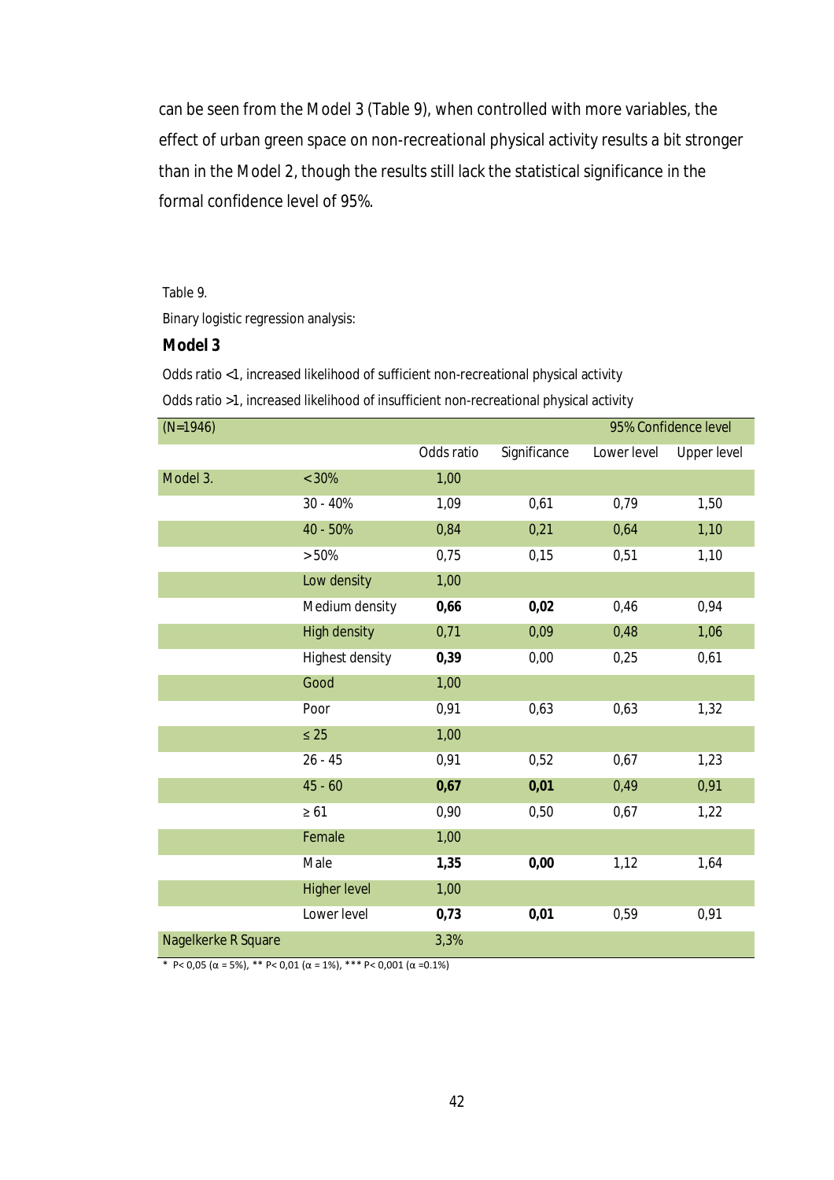can be seen from the Model 3 (Table 9), when controlled with more variables, the effect of urban green space on non-recreational physical activity results a bit stronger than in the Model 2, though the results still lack the statistical significance in the formal confidence level of 95%.

Table 9.

Binary logistic regression analysis:

**Model 3**

Odds ratio <1, increased likelihood of sufficient non-recreational physical activity

Odds ratio >1, increased likelihood of insufficient non-recreational physical activity

| (N=1946) | | | | 95% Confidence level | |
|---|---|---|---|---|---|
| | | Odds ratio | Significance | Lower level | Upper level |
| Model 3. | < 30% | 1,00 | | | |
| | 30 - 40% | 1,09 | 0,61 | 0,79 | 1,50 |
| | 40 - 50% | 0,84 | 0,21 | 0,64 | 1,10 |
| | > 50% | 0,75 | 0,15 | 0,51 | 1,10 |
| | Low density | 1,00 | | | |
| | Medium density | **0,66** | **0,02** | 0,46 | 0,94 |
| | High density | 0,71 | 0,09 | 0,48 | 1,06 |
| | Highest density | **0,39** | 0,00 | 0,25 | 0,61 |
| | Good | 1,00 | | | |
| | Poor | 0,91 | 0,63 | 0,63 | 1,32 |
| | ≤ 25 | 1,00 | | | |
| | 26 - 45 | 0,91 | 0,52 | 0,67 | 1,23 |
| | 45 - 60 | **0,67** | **0,01** | 0,49 | 0,91 |
| | ≥ 61 | 0,90 | 0,50 | 0,67 | 1,22 |
| | Female | 1,00 | | | |
| | Male | **1,35** | **0,00** | 1,12 | 1,64 |
| | Higher level | 1,00 | | | |
| | Lower level | **0,73** | **0,01** | 0,59 | 0,91 |
| Nagelkerke R Square | | 3,3% | | | |

\* P< 0,05 (α = 5%), ** P< 0,01 (α = 1%), *** P< 0,001 (α =0.1%)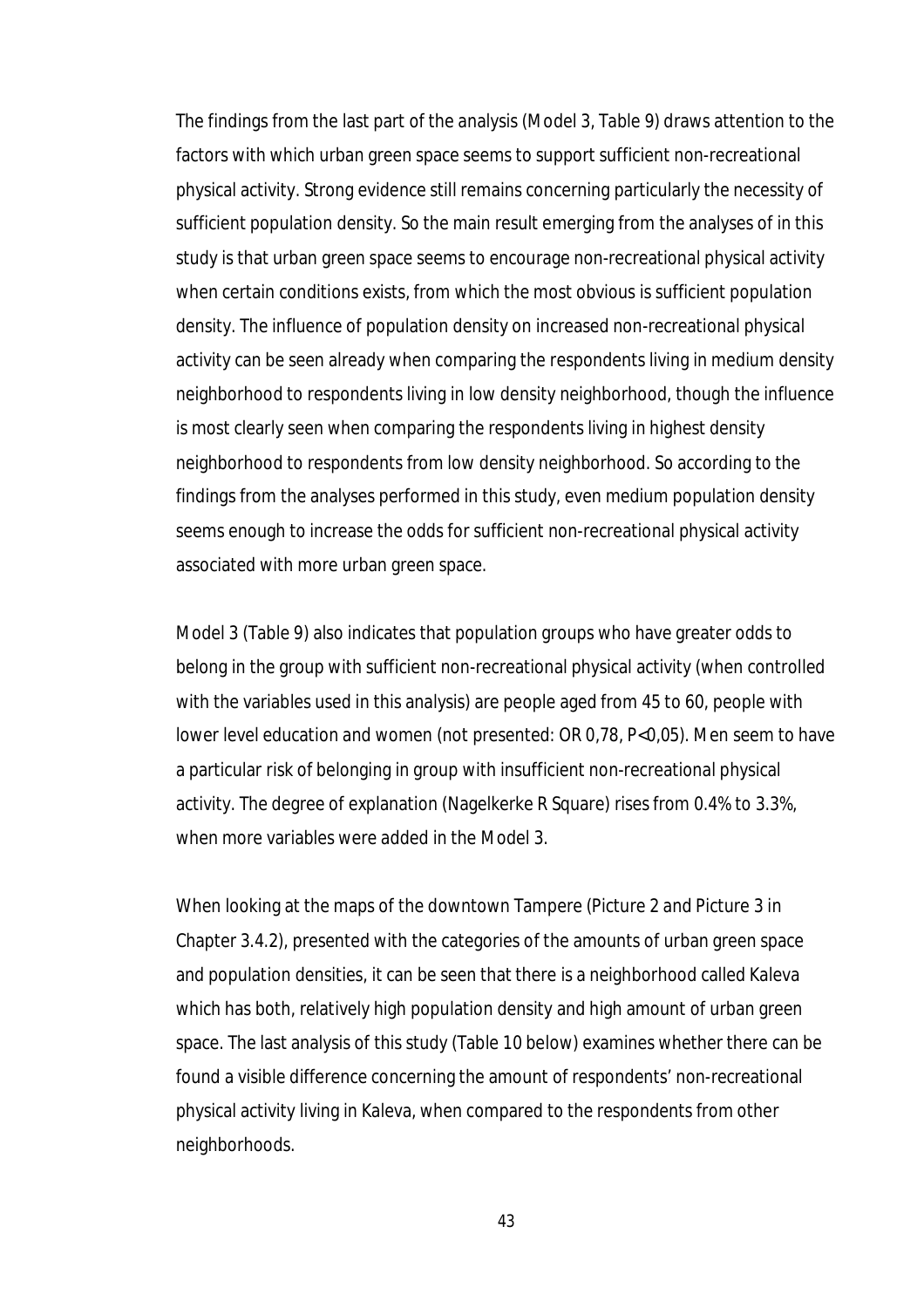The findings from the last part of the analysis (Model 3, Table 9) draws attention to the factors with which urban green space seems to support sufficient non-recreational physical activity. Strong evidence still remains concerning particularly the necessity of sufficient population density. So the main result emerging from the analyses of in this study is that urban green space seems to encourage non-recreational physical activity when certain conditions exists, from which the most obvious is sufficient population density. The influence of population density on increased non-recreational physical activity can be seen already when comparing the respondents living in medium density neighborhood to respondents living in low density neighborhood, though the influence is most clearly seen when comparing the respondents living in highest density neighborhood to respondents from low density neighborhood. So according to the findings from the analyses performed in this study, even medium population density seems enough to increase the odds for sufficient non-recreational physical activity associated with more urban green space.

Model 3 (Table 9) also indicates that population groups who have greater odds to belong in the group with sufficient non-recreational physical activity (when controlled with the variables used in this analysis) are people aged from 45 to 60, people with lower level education and women (not presented: OR 0,78, P<0,05). Men seem to have a particular risk of belonging in group with insufficient non-recreational physical activity. The degree of explanation (Nagelkerke R Square) rises from 0.4% to 3.3%, when more variables were added in the Model 3.

When looking at the maps of the downtown Tampere (Picture 2 and Picture 3 in Chapter 3.4.2), presented with the categories of the amounts of urban green space and population densities, it can be seen that there is a neighborhood called Kaleva which has both, relatively high population density and high amount of urban green space. The last analysis of this study (Table 10 below) examines whether there can be found a visible difference concerning the amount of respondents' non-recreational physical activity living in Kaleva, when compared to the respondents from other neighborhoods.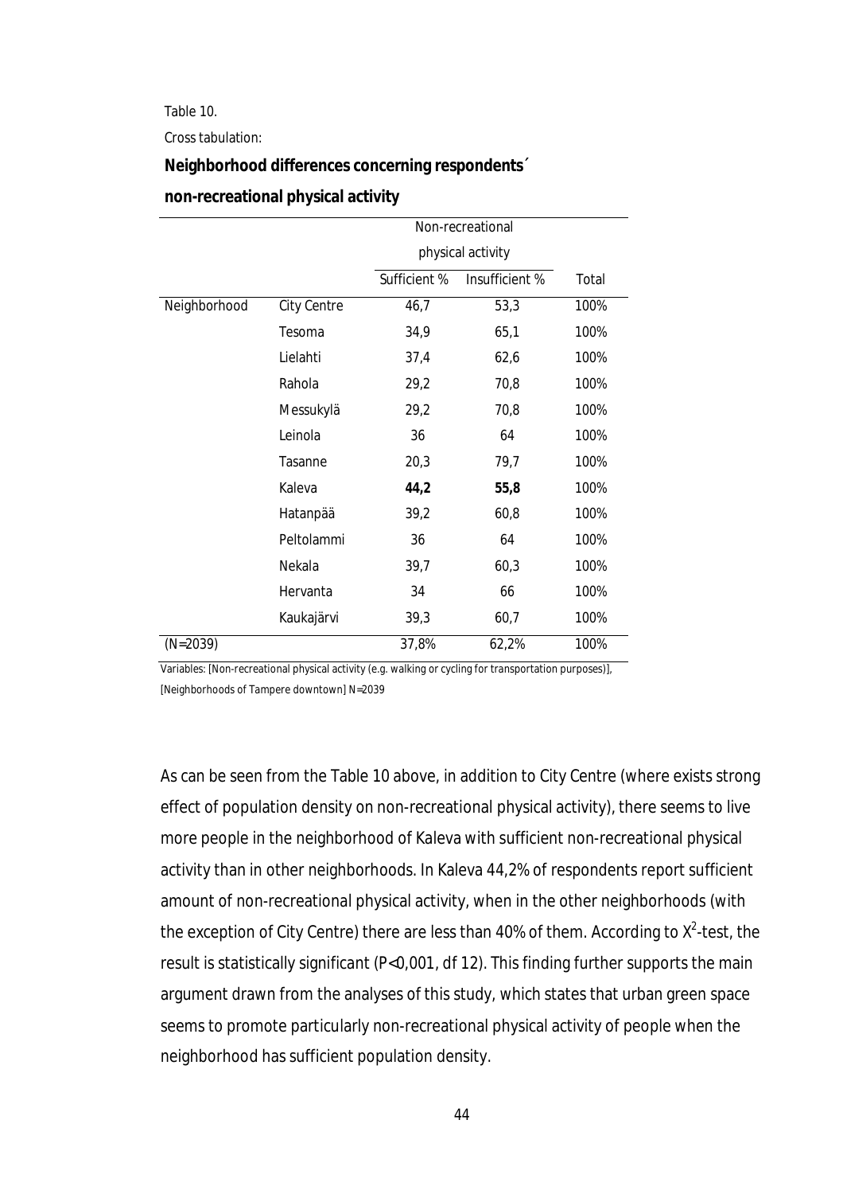Table 10.

Cross tabulation:

**Neighborhood differences concerning respondents´ non-recreational physical activity**

| | | Non-recreational physical activity | | |
|---|---|---|---|---|
| | | Sufficient % | Insufficient % | Total |
| Neighborhood | City Centre | 46,7 | 53,3 | 100% |
| | Tesoma | 34,9 | 65,1 | 100% |
| | Lielahti | 37,4 | 62,6 | 100% |
| | Rahola | 29,2 | 70,8 | 100% |
| | Messukylä | 29,2 | 70,8 | 100% |
| | Leinola | 36 | 64 | 100% |
| | Tasanne | 20,3 | 79,7 | 100% |
| | Kaleva | **44,2** | **55,8** | 100% |
| | Hatanpää | 39,2 | 60,8 | 100% |
| | Peltolammi | 36 | 64 | 100% |
| | Nekala | 39,7 | 60,3 | 100% |
| | Hervanta | 34 | 66 | 100% |
| | Kaukajärvi | 39,3 | 60,7 | 100% |
| (N=2039) | | 37,8% | 62,2% | 100% |

Variables: [Non-recreational physical activity (e.g. walking or cycling for transportation purposes)], [Neighborhoods of Tampere downtown] N=2039

As can be seen from the Table 10 above, in addition to City Centre (where exists strong effect of population density on non-recreational physical activity), there seems to live more people in the neighborhood of Kaleva with sufficient non-recreational physical activity than in other neighborhoods. In Kaleva 44,2% of respondents report sufficient amount of non-recreational physical activity, when in the other neighborhoods (with the exception of City Centre) there are less than 40% of them. According to $X^2$-test, the result is statistically significant ($P<0{,}001$, df 12). This finding further supports the main argument drawn from the analyses of this study, which states that urban green space seems to promote particularly non-recreational physical activity of people when the neighborhood has sufficient population density.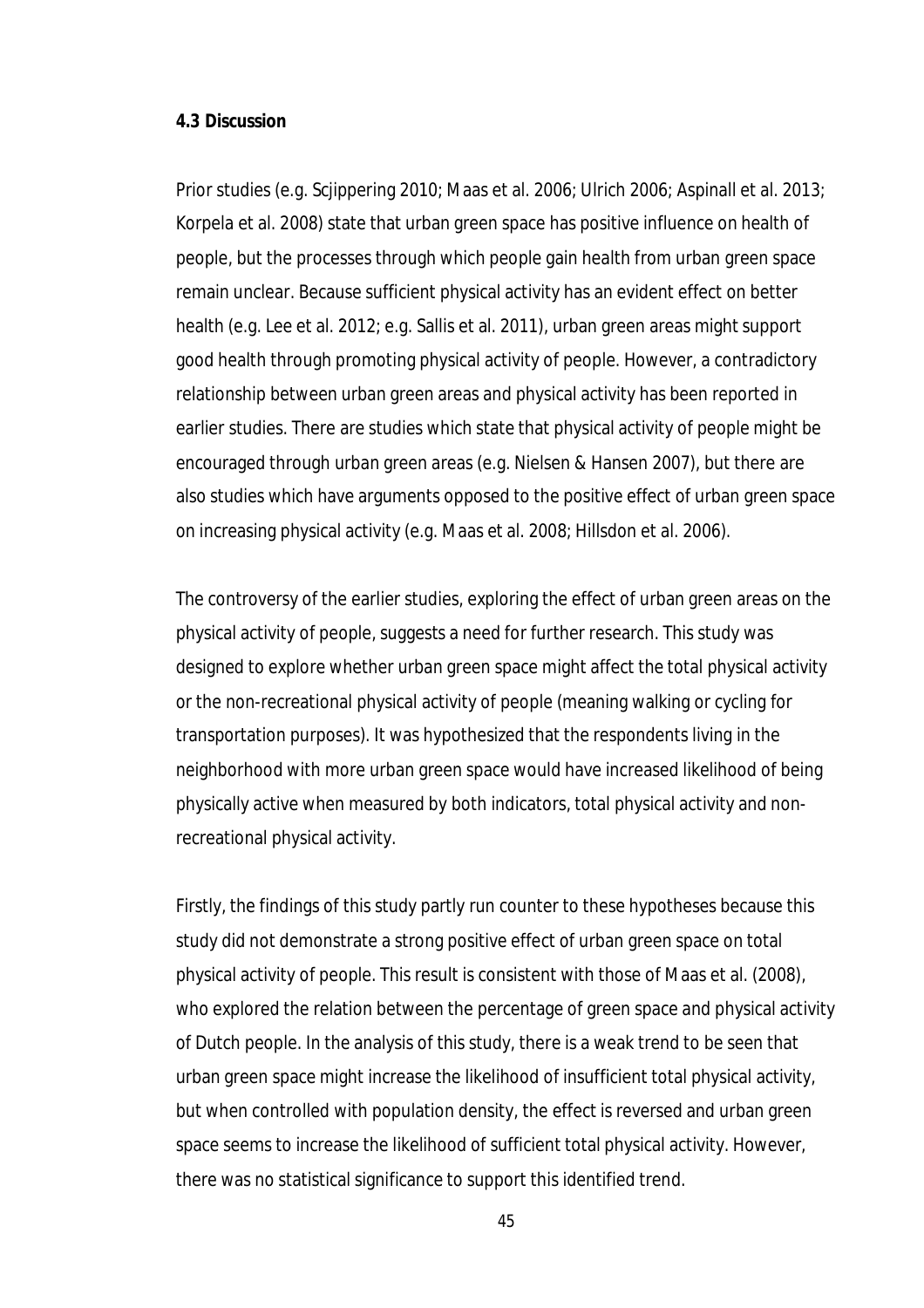**4.3 Discussion**

Prior studies (e.g. Scjippering 2010; Maas et al. 2006; Ulrich 2006; Aspinall et al. 2013; Korpela et al. 2008) state that urban green space has positive influence on health of people, but the processes through which people gain health from urban green space remain unclear. Because sufficient physical activity has an evident effect on better health (e.g. Lee et al. 2012; e.g. Sallis et al. 2011), urban green areas might support good health through promoting physical activity of people. However, a contradictory relationship between urban green areas and physical activity has been reported in earlier studies. There are studies which state that physical activity of people might be encouraged through urban green areas (e.g. Nielsen & Hansen 2007), but there are also studies which have arguments opposed to the positive effect of urban green space on increasing physical activity (e.g. Maas et al. 2008; Hillsdon et al. 2006).

The controversy of the earlier studies, exploring the effect of urban green areas on the physical activity of people, suggests a need for further research. This study was designed to explore whether urban green space might affect the total physical activity or the non-recreational physical activity of people (meaning walking or cycling for transportation purposes). It was hypothesized that the respondents living in the neighborhood with more urban green space would have increased likelihood of being physically active when measured by both indicators, total physical activity and non-recreational physical activity.

Firstly, the findings of this study partly run counter to these hypotheses because this study did not demonstrate a strong positive effect of urban green space on total physical activity of people. This result is consistent with those of Maas et al. (2008), who explored the relation between the percentage of green space and physical activity of Dutch people. In the analysis of this study, there is a weak trend to be seen that urban green space might increase the likelihood of insufficient total physical activity, but when controlled with population density, the effect is reversed and urban green space seems to increase the likelihood of sufficient total physical activity. However, there was no statistical significance to support this identified trend.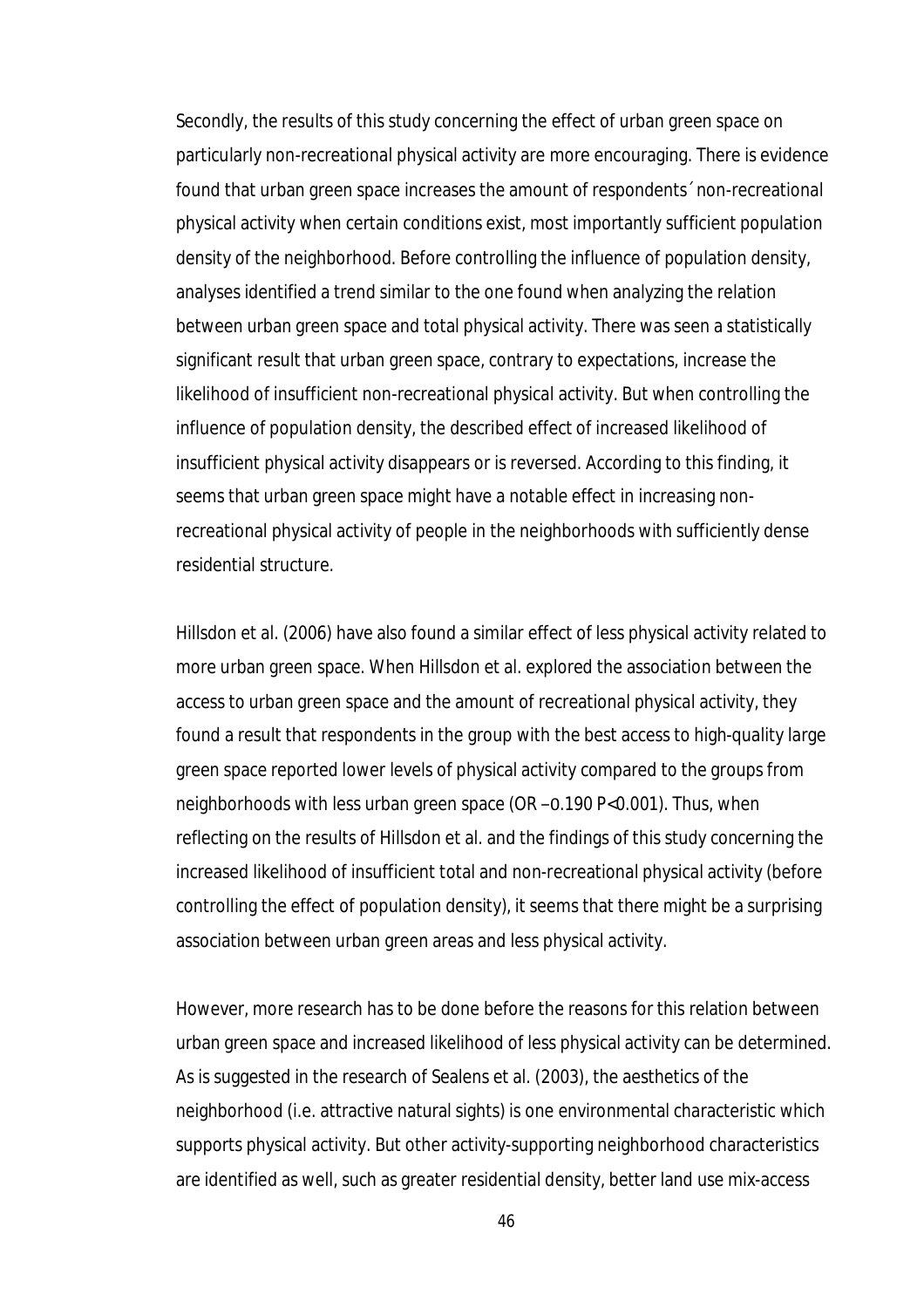Secondly, the results of this study concerning the effect of urban green space on particularly non-recreational physical activity are more encouraging. There is evidence found that urban green space increases the amount of respondents´ non-recreational physical activity when certain conditions exist, most importantly sufficient population density of the neighborhood. Before controlling the influence of population density, analyses identified a trend similar to the one found when analyzing the relation between urban green space and total physical activity. There was seen a statistically significant result that urban green space, contrary to expectations, increase the likelihood of insufficient non-recreational physical activity. But when controlling the influence of population density, the described effect of increased likelihood of insufficient physical activity disappears or is reversed. According to this finding, it seems that urban green space might have a notable effect in increasing non-recreational physical activity of people in the neighborhoods with sufficiently dense residential structure.

Hillsdon et al. (2006) have also found a similar effect of less physical activity related to more urban green space. When Hillsdon et al. explored the association between the access to urban green space and the amount of recreational physical activity, they found a result that respondents in the group with the best access to high-quality large green space reported lower levels of physical activity compared to the groups from neighborhoods with less urban green space (OR –0.190 P<0.001). Thus, when reflecting on the results of Hillsdon et al. and the findings of this study concerning the increased likelihood of insufficient total and non-recreational physical activity (before controlling the effect of population density), it seems that there might be a surprising association between urban green areas and less physical activity.

However, more research has to be done before the reasons for this relation between urban green space and increased likelihood of less physical activity can be determined. As is suggested in the research of Sealens et al. (2003), the aesthetics of the neighborhood (i.e. attractive natural sights) is one environmental characteristic which supports physical activity. But other activity-supporting neighborhood characteristics are identified as well, such as greater residential density, better land use mix-access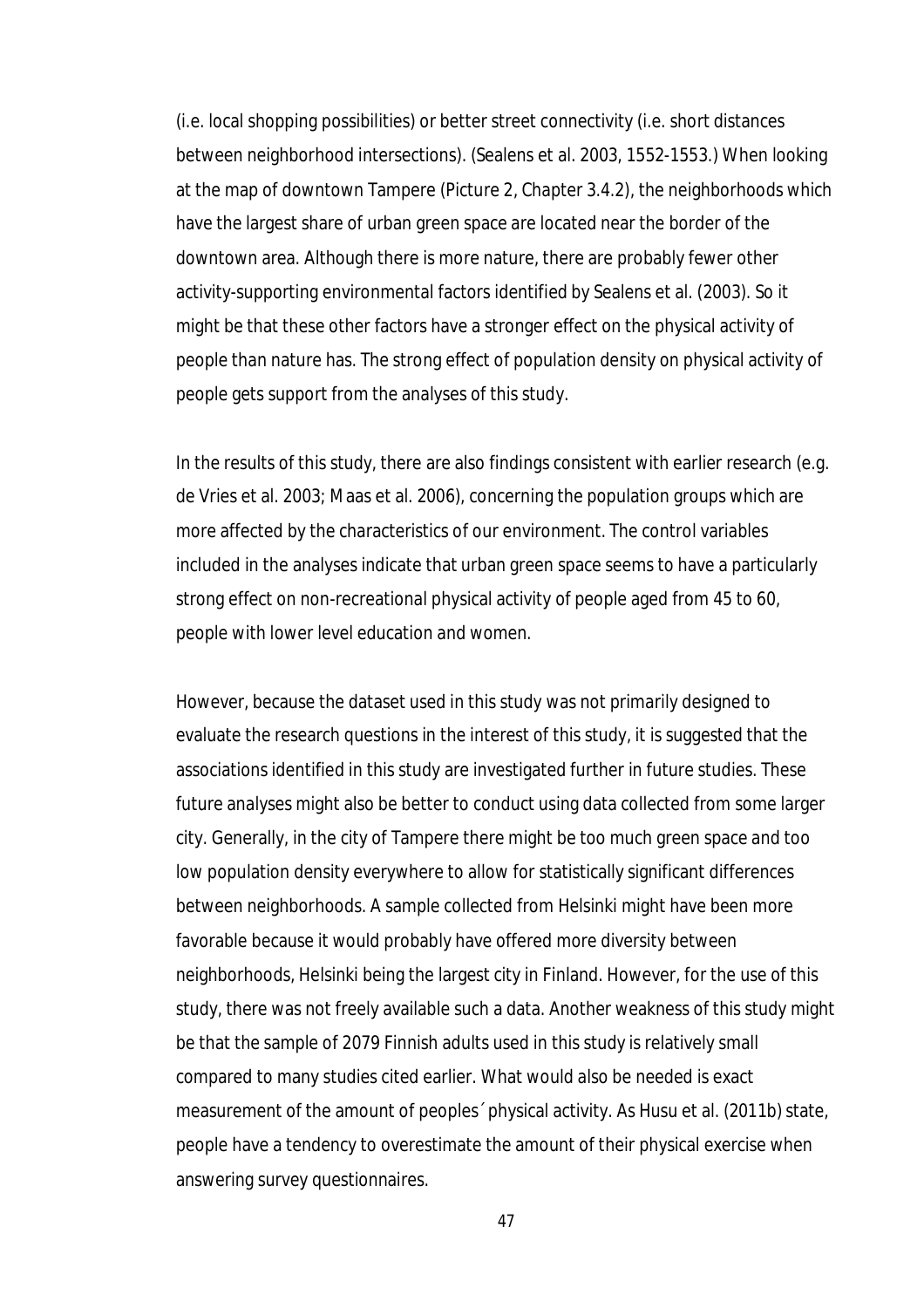(i.e. local shopping possibilities) or better street connectivity (i.e. short distances between neighborhood intersections). (Sealens et al. 2003, 1552-1553.) When looking at the map of downtown Tampere (Picture 2, Chapter 3.4.2), the neighborhoods which have the largest share of urban green space are located near the border of the downtown area. Although there is more nature, there are probably fewer other activity-supporting environmental factors identified by Sealens et al. (2003). So it might be that these other factors have a stronger effect on the physical activity of people than nature has. The strong effect of population density on physical activity of people gets support from the analyses of this study.

In the results of this study, there are also findings consistent with earlier research (e.g. de Vries et al. 2003; Maas et al. 2006), concerning the population groups which are more affected by the characteristics of our environment. The control variables included in the analyses indicate that urban green space seems to have a particularly strong effect on non-recreational physical activity of people aged from 45 to 60, people with lower level education and women.

However, because the dataset used in this study was not primarily designed to evaluate the research questions in the interest of this study, it is suggested that the associations identified in this study are investigated further in future studies. These future analyses might also be better to conduct using data collected from some larger city. Generally, in the city of Tampere there might be too much green space and too low population density everywhere to allow for statistically significant differences between neighborhoods. A sample collected from Helsinki might have been more favorable because it would probably have offered more diversity between neighborhoods, Helsinki being the largest city in Finland. However, for the use of this study, there was not freely available such a data. Another weakness of this study might be that the sample of 2079 Finnish adults used in this study is relatively small compared to many studies cited earlier. What would also be needed is exact measurement of the amount of peoples´ physical activity. As Husu et al. (2011b) state, people have a tendency to overestimate the amount of their physical exercise when answering survey questionnaires.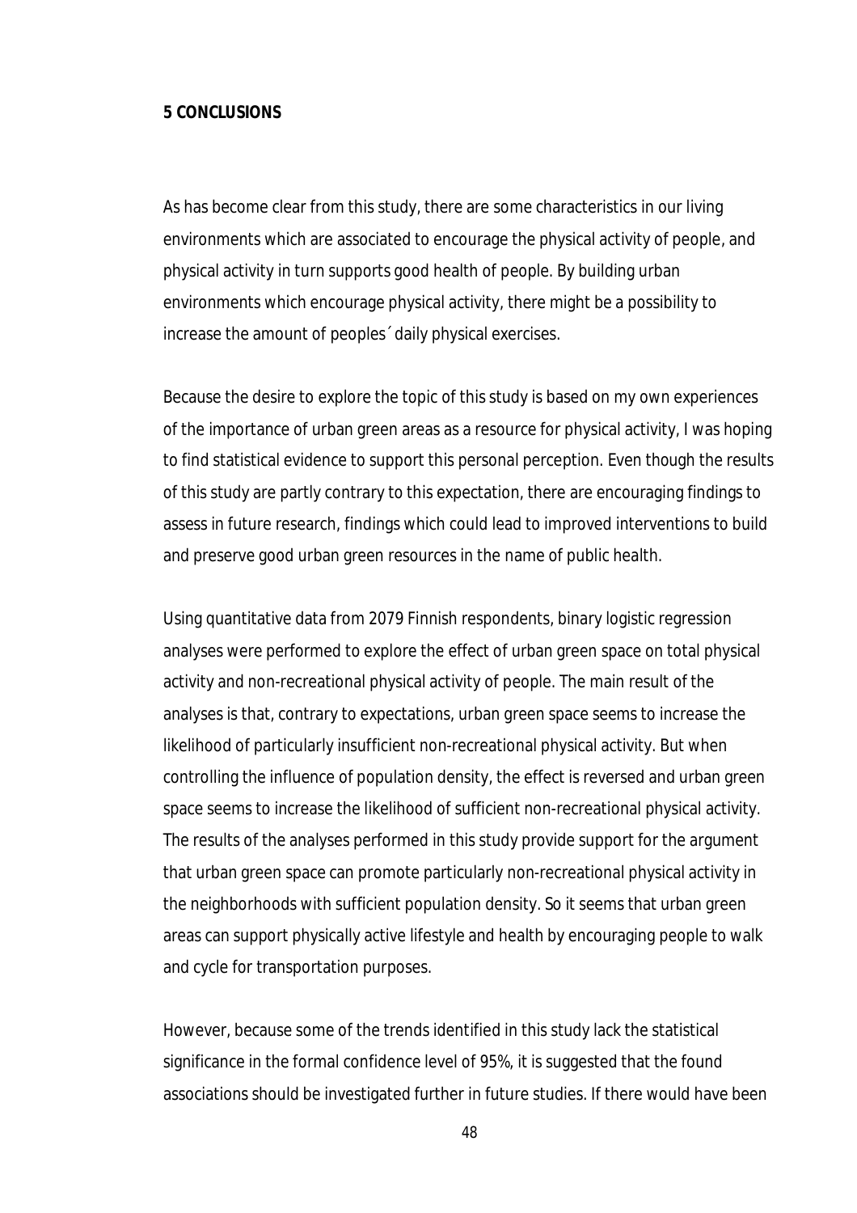# 5 CONCLUSIONS

As has become clear from this study, there are some characteristics in our living environments which are associated to encourage the physical activity of people, and physical activity in turn supports good health of people. By building urban environments which encourage physical activity, there might be a possibility to increase the amount of peoples´ daily physical exercises.

Because the desire to explore the topic of this study is based on my own experiences of the importance of urban green areas as a resource for physical activity, I was hoping to find statistical evidence to support this personal perception. Even though the results of this study are partly contrary to this expectation, there are encouraging findings to assess in future research, findings which could lead to improved interventions to build and preserve good urban green resources in the name of public health.

Using quantitative data from 2079 Finnish respondents, binary logistic regression analyses were performed to explore the effect of urban green space on total physical activity and non-recreational physical activity of people. The main result of the analyses is that, contrary to expectations, urban green space seems to increase the likelihood of particularly insufficient non-recreational physical activity. But when controlling the influence of population density, the effect is reversed and urban green space seems to increase the likelihood of sufficient non-recreational physical activity. The results of the analyses performed in this study provide support for the argument that urban green space can promote particularly non-recreational physical activity in the neighborhoods with sufficient population density. So it seems that urban green areas can support physically active lifestyle and health by encouraging people to walk and cycle for transportation purposes.

However, because some of the trends identified in this study lack the statistical significance in the formal confidence level of 95%, it is suggested that the found associations should be investigated further in future studies. If there would have been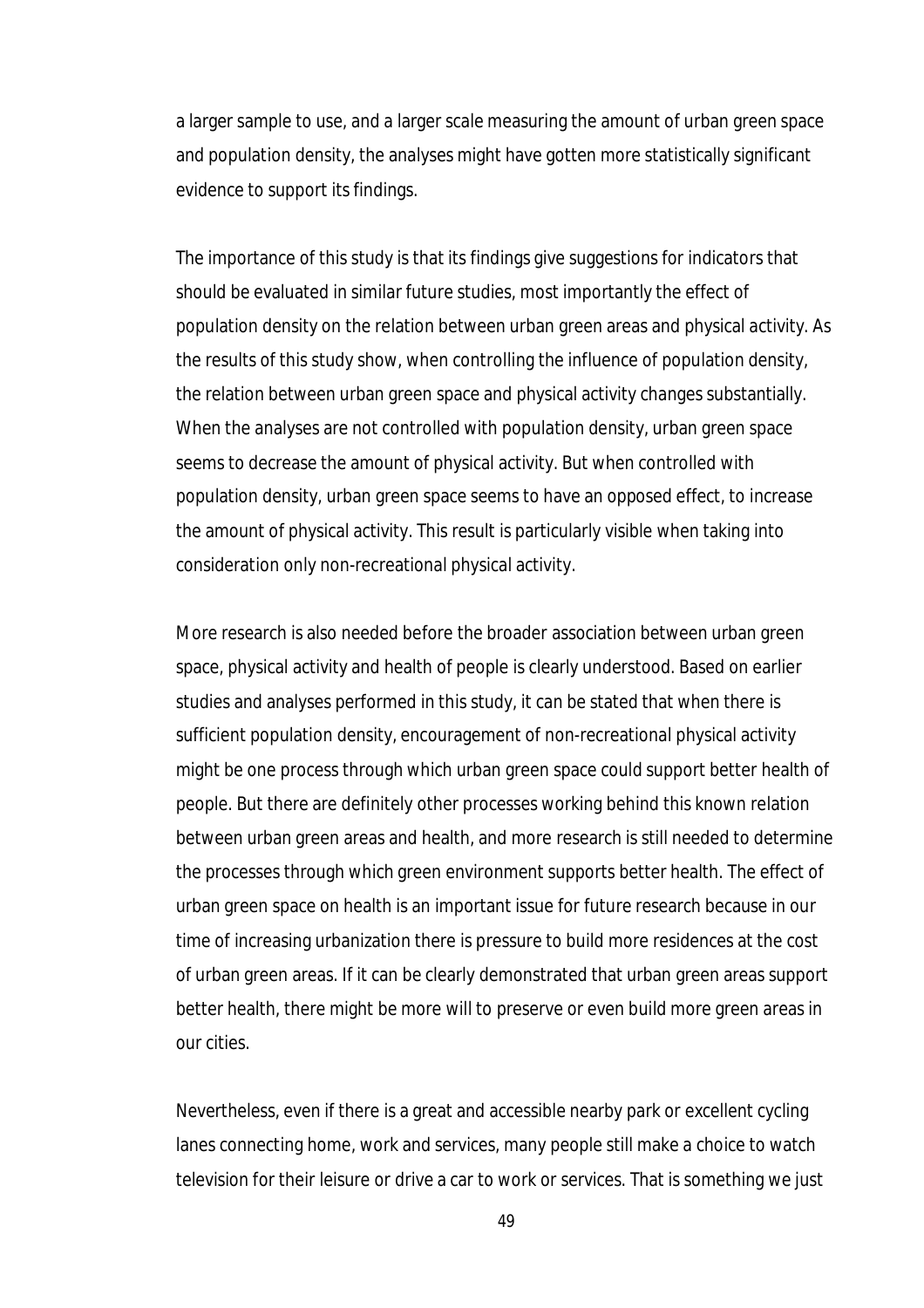a larger sample to use, and a larger scale measuring the amount of urban green space and population density, the analyses might have gotten more statistically significant evidence to support its findings.

The importance of this study is that its findings give suggestions for indicators that should be evaluated in similar future studies, most importantly the effect of population density on the relation between urban green areas and physical activity. As the results of this study show, when controlling the influence of population density, the relation between urban green space and physical activity changes substantially. When the analyses are not controlled with population density, urban green space seems to decrease the amount of physical activity. But when controlled with population density, urban green space seems to have an opposed effect, to increase the amount of physical activity. This result is particularly visible when taking into consideration only non-recreational physical activity.

More research is also needed before the broader association between urban green space, physical activity and health of people is clearly understood. Based on earlier studies and analyses performed in this study, it can be stated that when there is sufficient population density, encouragement of non-recreational physical activity might be one process through which urban green space could support better health of people. But there are definitely other processes working behind this known relation between urban green areas and health, and more research is still needed to determine the processes through which green environment supports better health. The effect of urban green space on health is an important issue for future research because in our time of increasing urbanization there is pressure to build more residences at the cost of urban green areas. If it can be clearly demonstrated that urban green areas support better health, there might be more will to preserve or even build more green areas in our cities.

Nevertheless, even if there is a great and accessible nearby park or excellent cycling lanes connecting home, work and services, many people still make a choice to watch television for their leisure or drive a car to work or services. That is something we just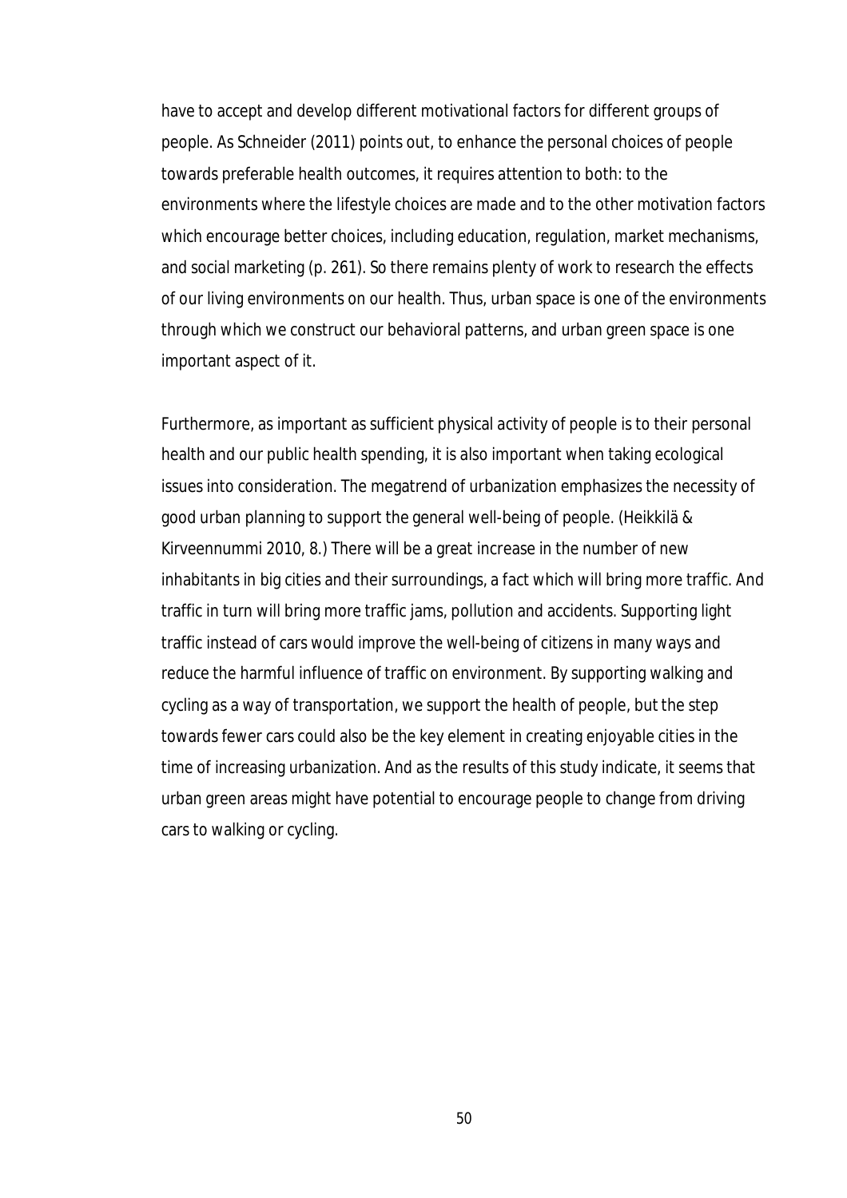have to accept and develop different motivational factors for different groups of people. As Schneider (2011) points out, to enhance the personal choices of people towards preferable health outcomes, it requires attention to both: to the environments where the lifestyle choices are made and to the other motivation factors which encourage better choices, including education, regulation, market mechanisms, and social marketing (p. 261). So there remains plenty of work to research the effects of our living environments on our health. Thus, urban space is one of the environments through which we construct our behavioral patterns, and urban green space is one important aspect of it.

Furthermore, as important as sufficient physical activity of people is to their personal health and our public health spending, it is also important when taking ecological issues into consideration. The megatrend of urbanization emphasizes the necessity of good urban planning to support the general well-being of people. (Heikkilä & Kirveennummi 2010, 8.) There will be a great increase in the number of new inhabitants in big cities and their surroundings, a fact which will bring more traffic. And traffic in turn will bring more traffic jams, pollution and accidents. Supporting light traffic instead of cars would improve the well-being of citizens in many ways and reduce the harmful influence of traffic on environment. By supporting walking and cycling as a way of transportation, we support the health of people, but the step towards fewer cars could also be the key element in creating enjoyable cities in the time of increasing urbanization. And as the results of this study indicate, it seems that urban green areas might have potential to encourage people to change from driving cars to walking or cycling.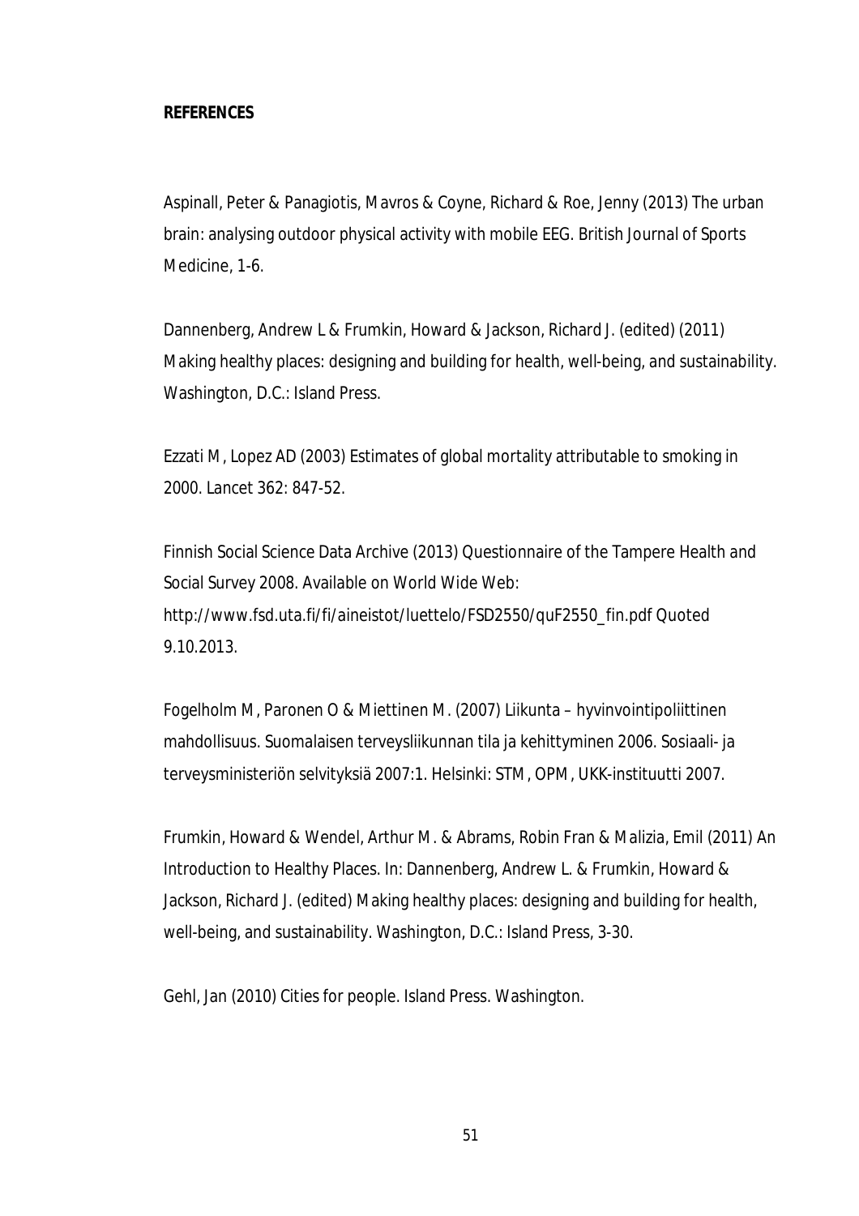**REFERENCES**

Aspinall, Peter & Panagiotis, Mavros & Coyne, Richard & Roe, Jenny (2013) The urban brain: analysing outdoor physical activity with mobile EEG. British Journal of Sports Medicine, 1-6.

Dannenberg, Andrew L & Frumkin, Howard & Jackson, Richard J. (edited) (2011) Making healthy places: designing and building for health, well-being, and sustainability. Washington, D.C.: Island Press.

Ezzati M, Lopez AD (2003) Estimates of global mortality attributable to smoking in 2000. Lancet 362: 847-52.

Finnish Social Science Data Archive (2013) Questionnaire of the Tampere Health and Social Survey 2008. Available on World Wide Web: http://www.fsd.uta.fi/fi/aineistot/luettelo/FSD2550/quF2550_fin.pdf Quoted 9.10.2013.

Fogelholm M, Paronen O & Miettinen M. (2007) Liikunta – hyvinvointipoliittinen mahdollisuus. Suomalaisen terveysliikunnan tila ja kehittyminen 2006. Sosiaali- ja terveysministeriön selvityksiä 2007:1. Helsinki: STM, OPM, UKK-instituutti 2007.

Frumkin, Howard & Wendel, Arthur M. & Abrams, Robin Fran & Malizia, Emil (2011) An Introduction to Healthy Places. In: Dannenberg, Andrew L. & Frumkin, Howard & Jackson, Richard J. (edited) Making healthy places: designing and building for health, well-being, and sustainability. Washington, D.C.: Island Press, 3-30.

Gehl, Jan (2010) Cities for people. Island Press. Washington.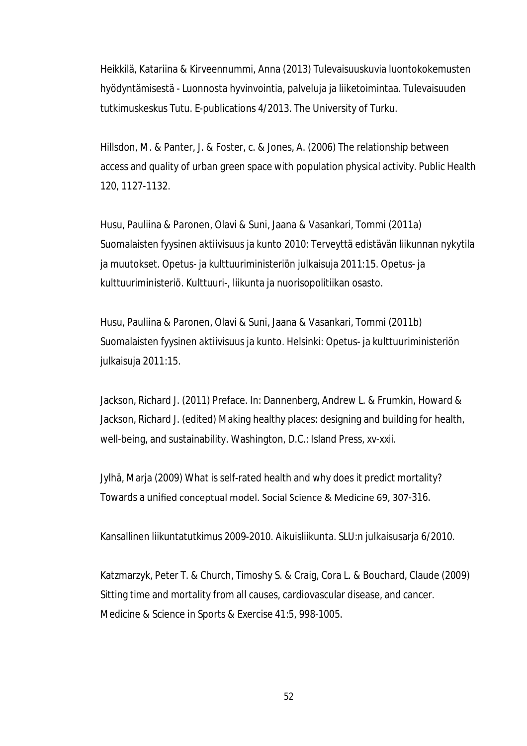Heikkilä, Katariina & Kirveennummi, Anna (2013) Tulevaisuuskuvia luontokokemusten hyödyntämisestä - Luonnosta hyvinvointia, palveluja ja liiketoimintaa. Tulevaisuuden tutkimuskeskus Tutu. E-publications 4/2013. The University of Turku.

Hillsdon, M. & Panter, J. & Foster, c. & Jones, A. (2006) The relationship between access and quality of urban green space with population physical activity. Public Health 120, 1127-1132.

Husu, Pauliina & Paronen, Olavi & Suni, Jaana & Vasankari, Tommi (2011a) Suomalaisten fyysinen aktiivisuus ja kunto 2010: Terveyttä edistävän liikunnan nykytila ja muutokset. Opetus- ja kulttuuriministeriön julkaisuja 2011:15. Opetus- ja kulttuuriministeriö. Kulttuuri-, liikunta ja nuorisopolitiikan osasto.

Husu, Pauliina & Paronen, Olavi & Suni, Jaana & Vasankari, Tommi (2011b) Suomalaisten fyysinen aktiivisuus ja kunto. Helsinki: Opetus- ja kulttuuriministeriön julkaisuja 2011:15.

Jackson, Richard J. (2011) Preface. In: Dannenberg, Andrew L. & Frumkin, Howard & Jackson, Richard J. (edited) Making healthy places: designing and building for health, well-being, and sustainability. Washington, D.C.: Island Press, xv-xxii.

Jylhä, Marja (2009) What is self-rated health and why does it predict mortality? Towards a unified conceptual model. Social Science & Medicine 69, 307-316.

Kansallinen liikuntatutkimus 2009-2010. Aikuisliikunta. SLU:n julkaisusarja 6/2010.

Katzmarzyk, Peter T. & Church, Timoshy S. & Craig, Cora L. & Bouchard, Claude (2009) Sitting time and mortality from all causes, cardiovascular disease, and cancer. Medicine & Science in Sports & Exercise 41:5, 998-1005.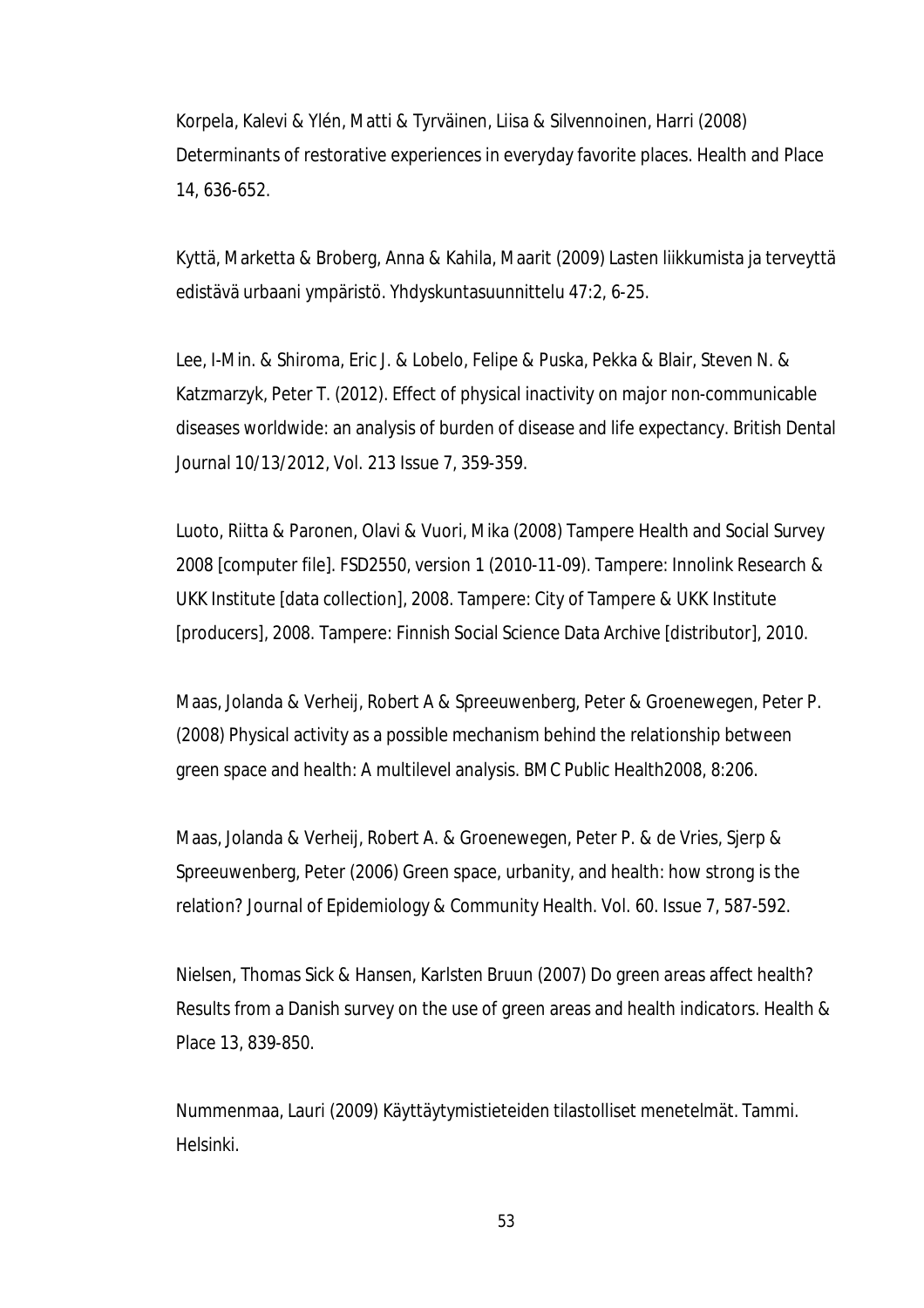Korpela, Kalevi & Ylén, Matti & Tyrväinen, Liisa & Silvennoinen, Harri (2008) Determinants of restorative experiences in everyday favorite places. Health and Place 14, 636-652.

Kyttä, Marketta & Broberg, Anna & Kahila, Maarit (2009) Lasten liikkumista ja terveyttä edistävä urbaani ympäristö. Yhdyskuntasuunnittelu 47:2, 6-25.

Lee, I-Min. & Shiroma, Eric J. & Lobelo, Felipe & Puska, Pekka & Blair, Steven N. & Katzmarzyk, Peter T. (2012). Effect of physical inactivity on major non-communicable diseases worldwide: an analysis of burden of disease and life expectancy. British Dental Journal 10/13/2012, Vol. 213 Issue 7, 359-359.

Luoto, Riitta & Paronen, Olavi & Vuori, Mika (2008) Tampere Health and Social Survey 2008 [computer file]. FSD2550, version 1 (2010-11-09). Tampere: Innolink Research & UKK Institute [data collection], 2008. Tampere: City of Tampere & UKK Institute [producers], 2008. Tampere: Finnish Social Science Data Archive [distributor], 2010.

Maas, Jolanda & Verheij, Robert A & Spreeuwenberg, Peter & Groenewegen, Peter P. (2008) Physical activity as a possible mechanism behind the relationship between green space and health: A multilevel analysis. BMC Public Health2008, 8:206.

Maas, Jolanda & Verheij, Robert A. & Groenewegen, Peter P. & de Vries, Sjerp & Spreeuwenberg, Peter (2006) Green space, urbanity, and health: how strong is the relation? Journal of Epidemiology & Community Health. Vol. 60. Issue 7, 587-592.

Nielsen, Thomas Sick & Hansen, Karlsten Bruun (2007) Do green areas affect health? Results from a Danish survey on the use of green areas and health indicators. Health & Place 13, 839-850.

Nummenmaa, Lauri (2009) Käyttäytymistieteiden tilastolliset menetelmät. Tammi. Helsinki.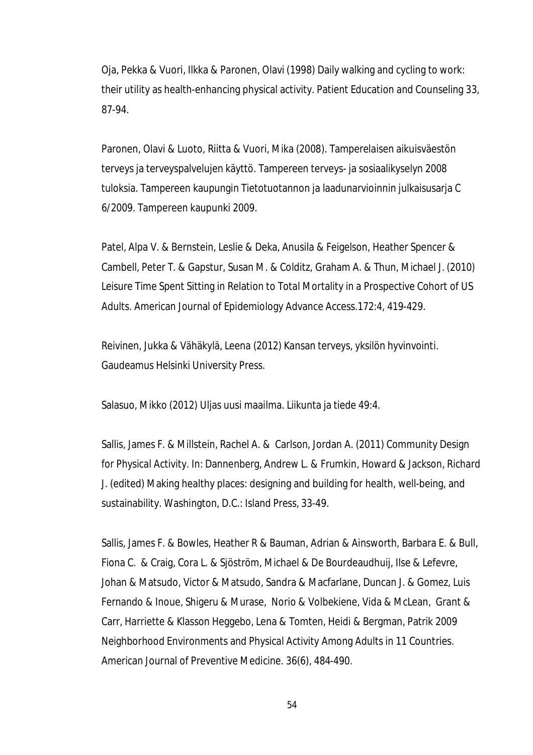Oja, Pekka & Vuori, Ilkka & Paronen, Olavi (1998) Daily walking and cycling to work: their utility as health-enhancing physical activity. Patient Education and Counseling 33, 87-94.

Paronen, Olavi & Luoto, Riitta & Vuori, Mika (2008). Tamperelaisen aikuisväestön terveys ja terveyspalvelujen käyttö. Tampereen terveys- ja sosiaalikyselyn 2008 tuloksia. Tampereen kaupungin Tietotuotannon ja laadunarvioinnin julkaisusarja C 6/2009. Tampereen kaupunki 2009.

Patel, Alpa V. & Bernstein, Leslie & Deka, Anusila & Feigelson, Heather Spencer & Cambell, Peter T. & Gapstur, Susan M. & Colditz, Graham A. & Thun, Michael J. (2010) Leisure Time Spent Sitting in Relation to Total Mortality in a Prospective Cohort of US Adults. American Journal of Epidemiology Advance Access.172:4, 419-429.

Reivinen, Jukka & Vähäkylä, Leena (2012) Kansan terveys, yksilön hyvinvointi. Gaudeamus Helsinki University Press.

Salasuo, Mikko (2012) Uljas uusi maailma. Liikunta ja tiede 49:4.

Sallis, James F. & Millstein, Rachel A. & Carlson, Jordan A. (2011) Community Design for Physical Activity. In: Dannenberg, Andrew L. & Frumkin, Howard & Jackson, Richard J. (edited) Making healthy places: designing and building for health, well-being, and sustainability. Washington, D.C.: Island Press, 33-49.

Sallis, James F. & Bowles, Heather R & Bauman, Adrian & Ainsworth, Barbara E. & Bull, Fiona C. & Craig, Cora L. & Sjöström, Michael & De Bourdeaudhuij, Ilse & Lefevre, Johan & Matsudo, Victor & Matsudo, Sandra & Macfarlane, Duncan J. & Gomez, Luis Fernando & Inoue, Shigeru & Murase, Norio & Volbekiene, Vida & McLean, Grant & Carr, Harriette & Klasson Heggebo, Lena & Tomten, Heidi & Bergman, Patrik 2009 Neighborhood Environments and Physical Activity Among Adults in 11 Countries. American Journal of Preventive Medicine. 36(6), 484-490.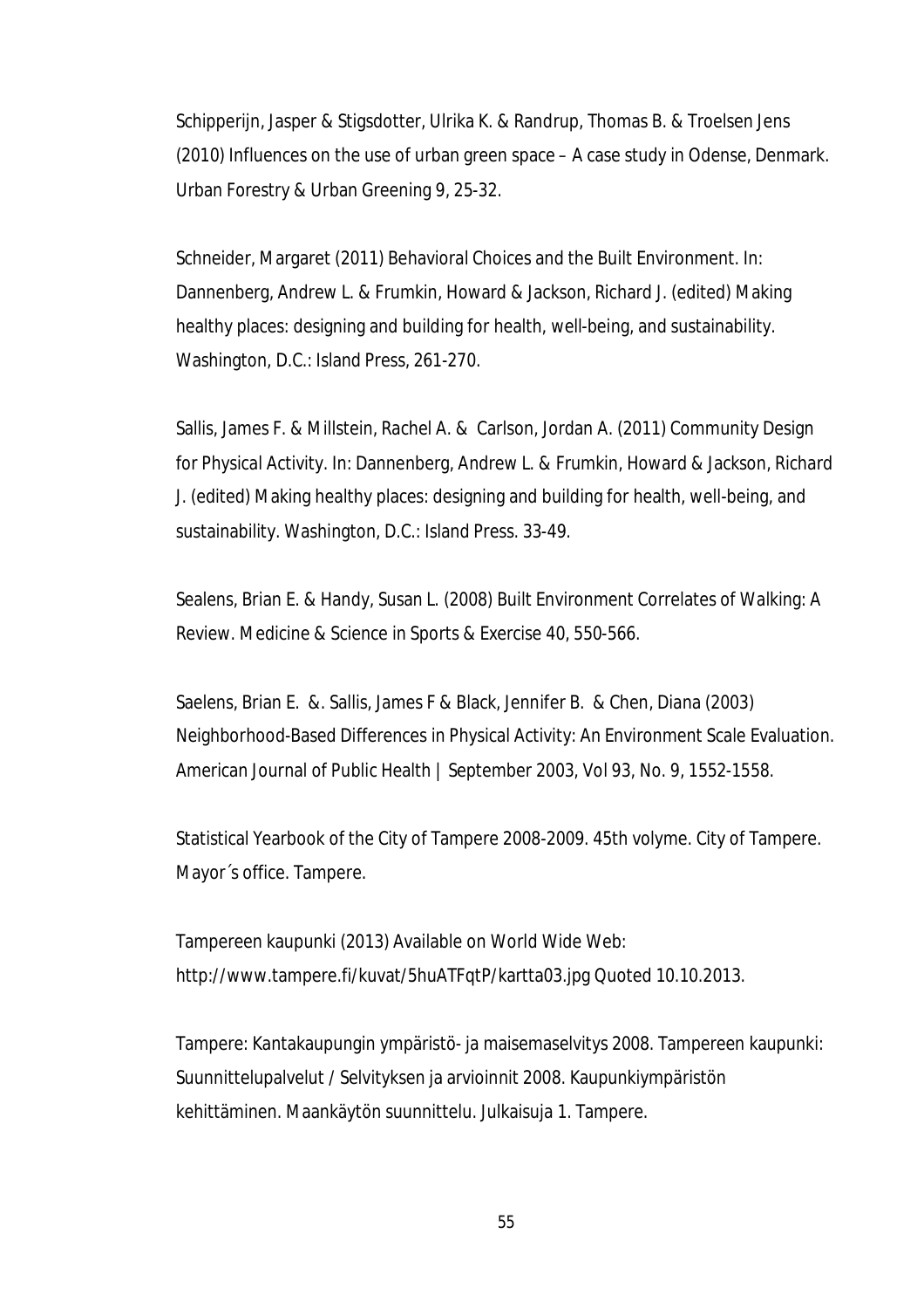Schipperijn, Jasper & Stigsdotter, Ulrika K. & Randrup, Thomas B. & Troelsen Jens (2010) Influences on the use of urban green space – A case study in Odense, Denmark. Urban Forestry & Urban Greening 9, 25-32.

Schneider, Margaret (2011) Behavioral Choices and the Built Environment. In: Dannenberg, Andrew L. & Frumkin, Howard & Jackson, Richard J. (edited) Making healthy places: designing and building for health, well-being, and sustainability. Washington, D.C.: Island Press, 261-270.

Sallis, James F. & Millstein, Rachel A. & Carlson, Jordan A. (2011) Community Design for Physical Activity. In: Dannenberg, Andrew L. & Frumkin, Howard & Jackson, Richard J. (edited) Making healthy places: designing and building for health, well-being, and sustainability. Washington, D.C.: Island Press. 33-49.

Sealens, Brian E. & Handy, Susan L. (2008) Built Environment Correlates of Walking: A Review. Medicine & Science in Sports & Exercise 40, 550-566.

Saelens, Brian E. &. Sallis, James F & Black, Jennifer B. & Chen, Diana (2003) Neighborhood-Based Differences in Physical Activity: An Environment Scale Evaluation. American Journal of Public Health | September 2003, Vol 93, No. 9, 1552-1558.

Statistical Yearbook of the City of Tampere 2008-2009. 45th volyme. City of Tampere. Mayor´s office. Tampere.

Tampereen kaupunki (2013) Available on World Wide Web: http://www.tampere.fi/kuvat/5huATFqtP/kartta03.jpg Quoted 10.10.2013.

Tampere: Kantakaupungin ympäristö- ja maisemaselvitys 2008. Tampereen kaupunki: Suunnittelupalvelut / Selvityksen ja arvioinnit 2008. Kaupunkiympäristön kehittäminen. Maankäytön suunnittelu. Julkaisuja 1. Tampere.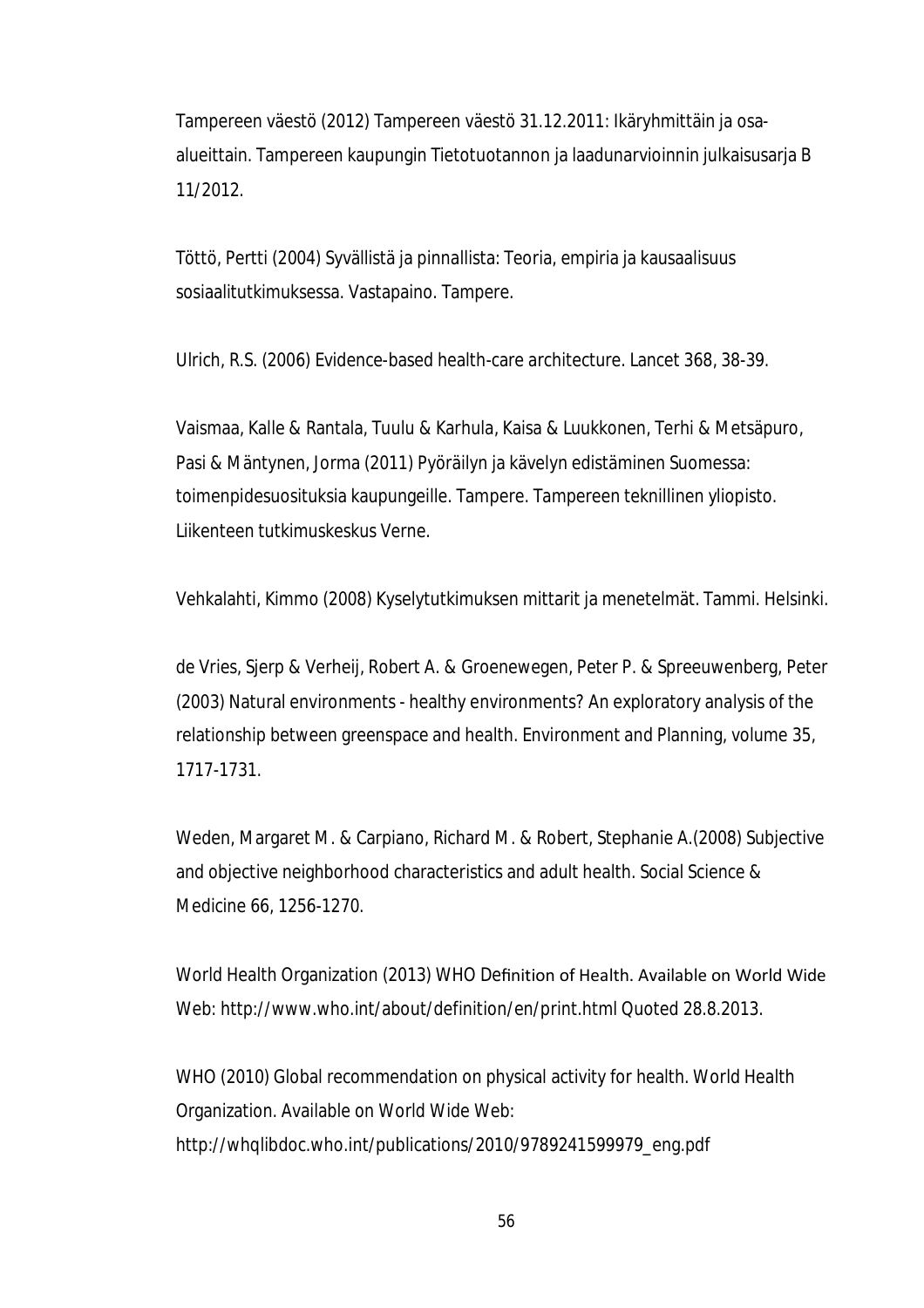Tampereen väestö (2012) Tampereen väestö 31.12.2011: Ikäryhmittäin ja osa-alueittain. Tampereen kaupungin Tietotuotannon ja laadunarvioinnin julkaisusarja B 11/2012.

Töttö, Pertti (2004) Syvällistä ja pinnallista: Teoria, empiria ja kausaalisuus sosiaalitutkimuksessa. Vastapaino. Tampere.

Ulrich, R.S. (2006) Evidence-based health-care architecture. Lancet 368, 38-39.

Vaismaa, Kalle & Rantala, Tuulu & Karhula, Kaisa & Luukkonen, Terhi & Metsäpuro, Pasi & Mäntynen, Jorma (2011) Pyöräilyn ja kävelyn edistäminen Suomessa: toimenpidesuosituksia kaupungeille. Tampere. Tampereen teknillinen yliopisto. Liikenteen tutkimuskeskus Verne.

Vehkalahti, Kimmo (2008) Kyselytutkimuksen mittarit ja menetelmät. Tammi. Helsinki.

de Vries, Sjerp & Verheij, Robert A. & Groenewegen, Peter P. & Spreeuwenberg, Peter (2003) Natural environments - healthy environments? An exploratory analysis of the relationship between greenspace and health. Environment and Planning, volume 35, 1717-1731.

Weden, Margaret M. & Carpiano, Richard M. & Robert, Stephanie A.(2008) Subjective and objective neighborhood characteristics and adult health. Social Science & Medicine 66, 1256-1270.

World Health Organization (2013) WHO Definition of Health. Available on World Wide Web: http://www.who.int/about/definition/en/print.html Quoted 28.8.2013.

WHO (2010) Global recommendation on physical activity for health. World Health Organization. Available on World Wide Web: http://whqlibdoc.who.int/publications/2010/9789241599979_eng.pdf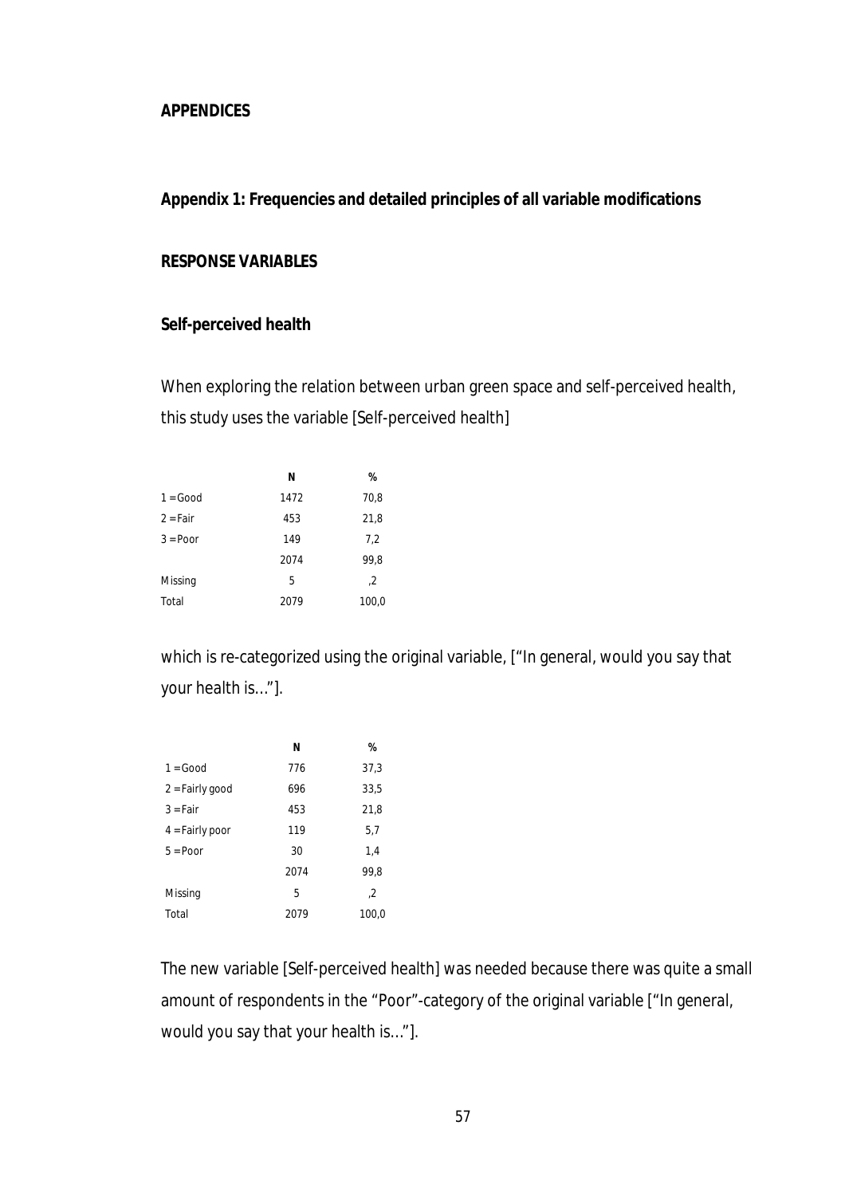## APPENDICES

### Appendix 1: Frequencies and detailed principles of all variable modifications

#### RESPONSE VARIABLES

#### Self-perceived health

When exploring the relation between urban green space and self-perceived health, this study uses the variable [Self-perceived health]

| | N | % |
|---|---|---|
| 1 = Good | 1472 | 70,8 |
| 2 = Fair | 453 | 21,8 |
| 3 = Poor | 149 | 7,2 |
| | 2074 | 99,8 |
| Missing | 5 | ,2 |
| Total | 2079 | 100,0 |

which is re-categorized using the original variable, ["In general, would you say that your health is…"].

| | N | % |
|---|---|---|
| 1 = Good | 776 | 37,3 |
| 2 = Fairly good | 696 | 33,5 |
| 3 = Fair | 453 | 21,8 |
| 4 = Fairly poor | 119 | 5,7 |
| 5 = Poor | 30 | 1,4 |
| | 2074 | 99,8 |
| Missing | 5 | ,2 |
| Total | 2079 | 100,0 |

The new variable [Self-perceived health] was needed because there was quite a small amount of respondents in the "Poor"-category of the original variable ["In general, would you say that your health is…"].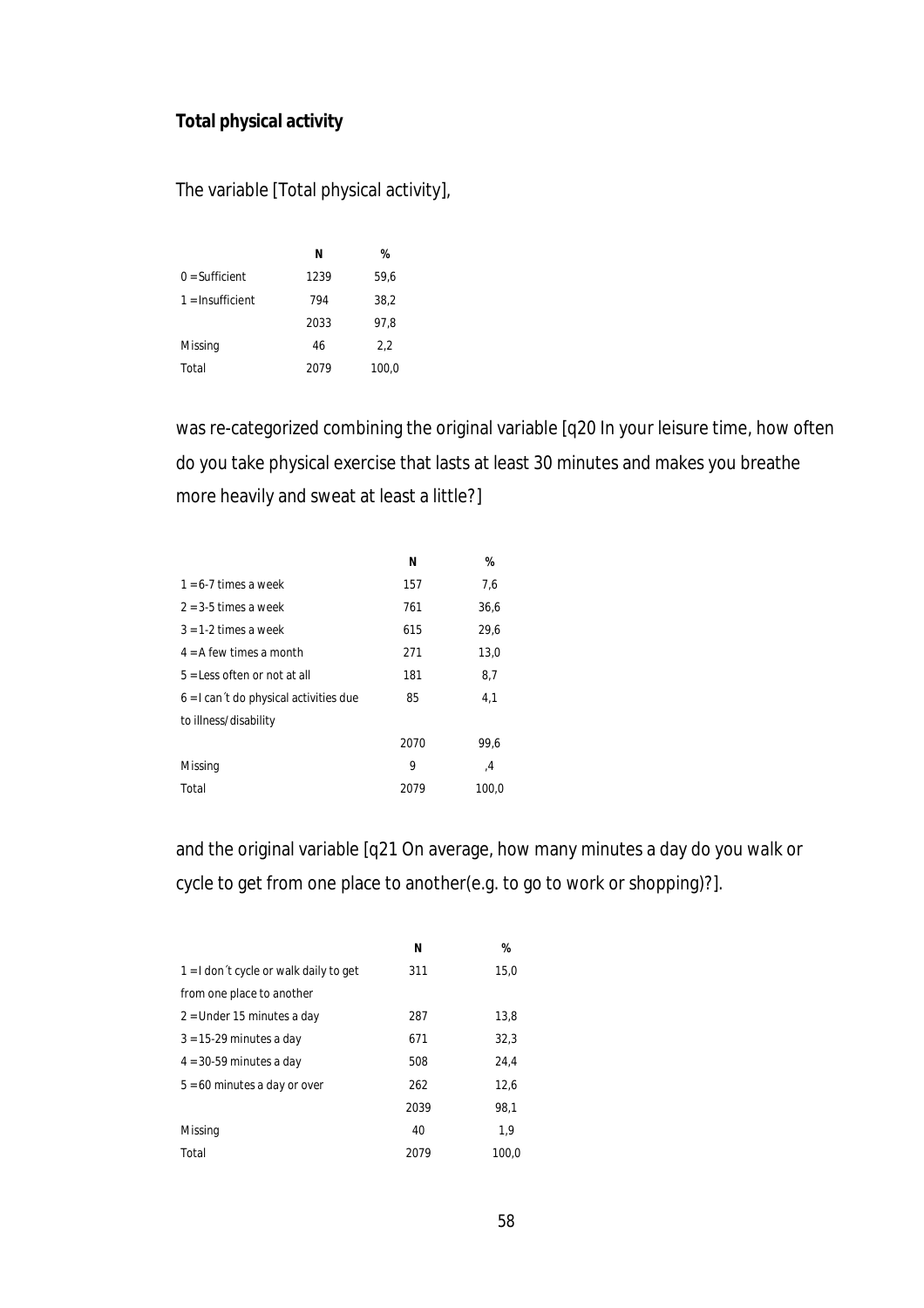**Total physical activity**

The variable [Total physical activity],

| | N | % |
|---|---|---|
| 0 = Sufficient | 1239 | 59,6 |
| 1 = Insufficient | 794 | 38,2 |
| | 2033 | 97,8 |
| Missing | 46 | 2,2 |
| Total | 2079 | 100,0 |

was re-categorized combining the original variable [q20 In your leisure time, how often do you take physical exercise that lasts at least 30 minutes and makes you breathe more heavily and sweat at least a little?]

| | N | % |
|---|---|---|
| 1 = 6-7 times a week | 157 | 7,6 |
| 2 = 3-5 times a week | 761 | 36,6 |
| 3 = 1-2 times a week | 615 | 29,6 |
| 4 = A few times a month | 271 | 13,0 |
| 5 = Less often or not at all | 181 | 8,7 |
| 6 = I can´t do physical activities due to illness/disability | 85 | 4,1 |
| | 2070 | 99,6 |
| Missing | 9 | ,4 |
| Total | 2079 | 100,0 |

and the original variable [q21 On average, how many minutes a day do you walk or cycle to get from one place to another(e.g. to go to work or shopping)?].

| | N | % |
|---|---|---|
| 1 = I don´t cycle or walk daily to get from one place to another | 311 | 15,0 |
| 2 = Under 15 minutes a day | 287 | 13,8 |
| 3 = 15-29 minutes a day | 671 | 32,3 |
| 4 = 30-59 minutes a day | 508 | 24,4 |
| 5 = 60 minutes a day or over | 262 | 12,6 |
| | 2039 | 98,1 |
| Missing | 40 | 1,9 |
| Total | 2079 | 100,0 |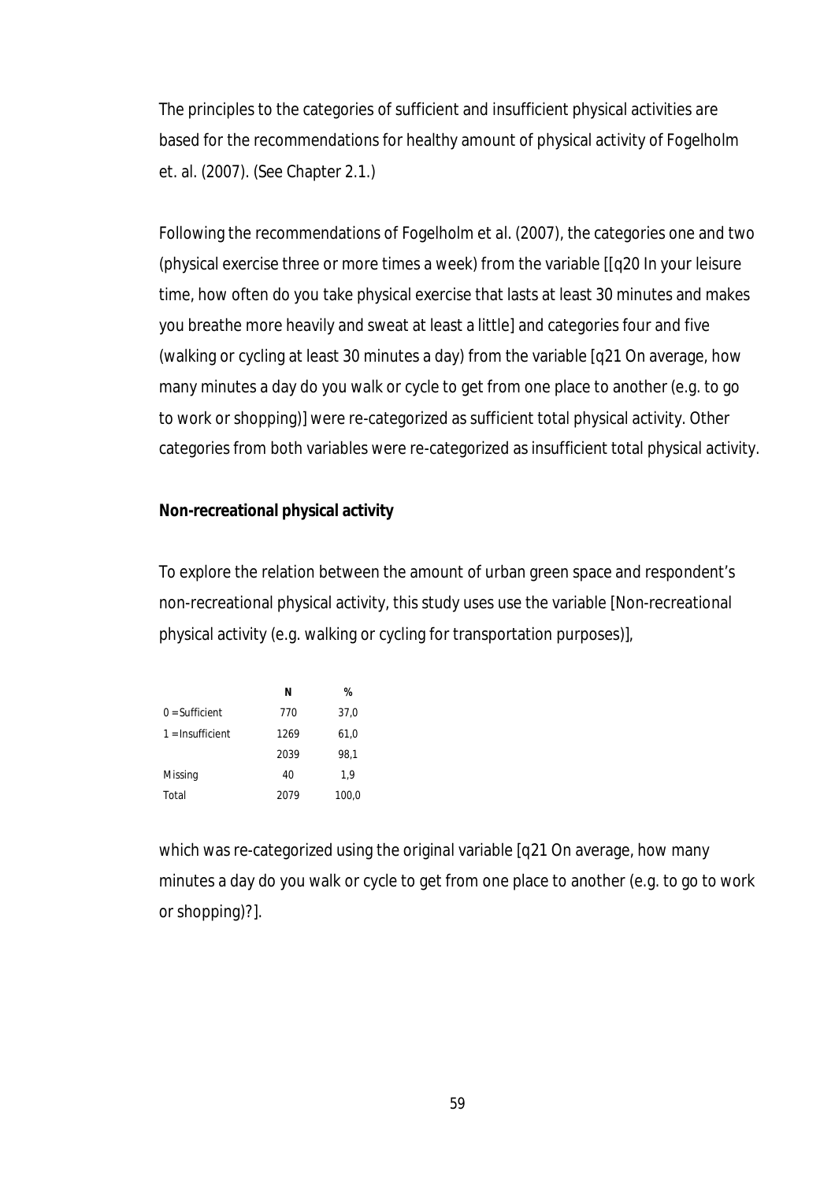The principles to the categories of sufficient and insufficient physical activities are based for the recommendations for healthy amount of physical activity of Fogelholm et. al. (2007). (See Chapter 2.1.)

Following the recommendations of Fogelholm et al. (2007), the categories one and two (physical exercise three or more times a week) from the variable [[q20 In your leisure time, how often do you take physical exercise that lasts at least 30 minutes and makes you breathe more heavily and sweat at least a little] and categories four and five (walking or cycling at least 30 minutes a day) from the variable [q21 On average, how many minutes a day do you walk or cycle to get from one place to another (e.g. to go to work or shopping)] were re-categorized as sufficient total physical activity. Other categories from both variables were re-categorized as insufficient total physical activity.

**Non-recreational physical activity**

To explore the relation between the amount of urban green space and respondent's non-recreational physical activity, this study uses use the variable [Non-recreational physical activity (e.g. walking or cycling for transportation purposes)],

| | N | % |
|---|---|---|
| 0 = Sufficient | 770 | 37,0 |
| 1 = Insufficient | 1269 | 61,0 |
| | 2039 | 98,1 |
| Missing | 40 | 1,9 |
| Total | 2079 | 100,0 |

which was re-categorized using the original variable [q21 On average, how many minutes a day do you walk or cycle to get from one place to another (e.g. to go to work or shopping)?].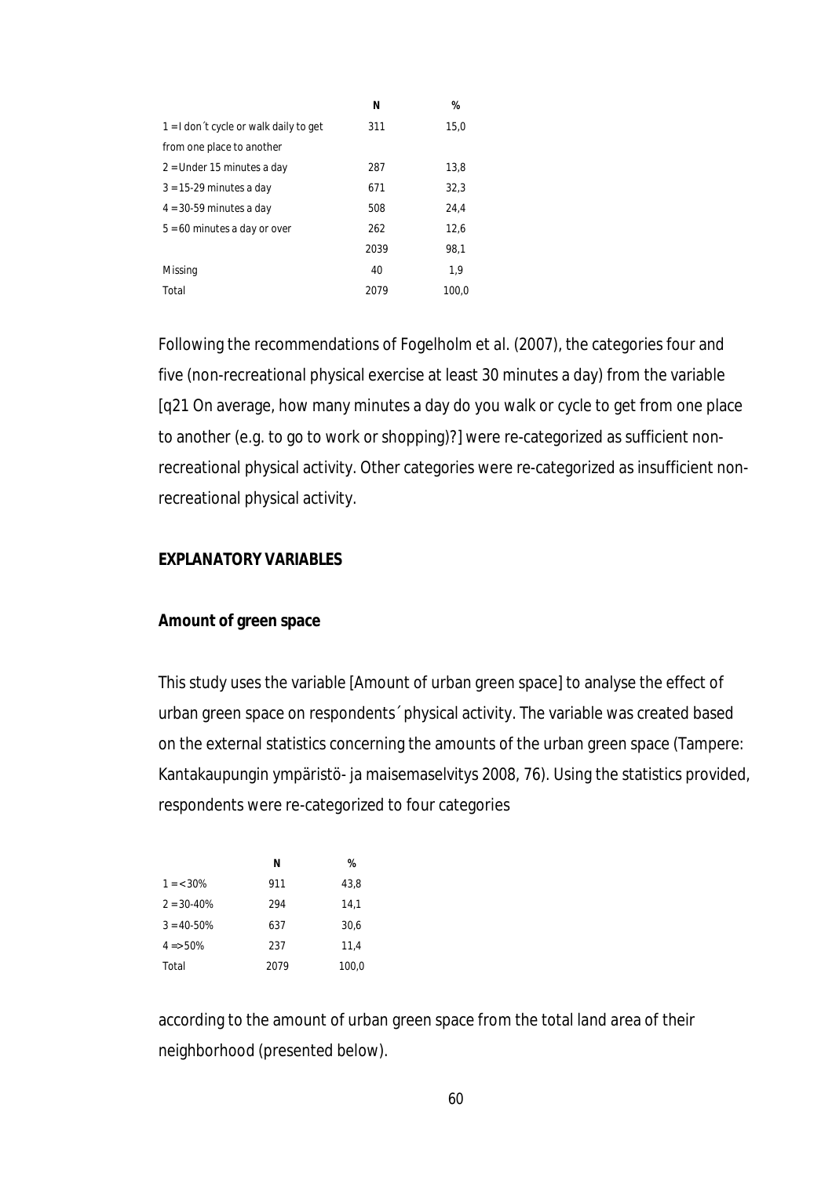| | N | % |
|---|---|---|
| 1 = I don´t cycle or walk daily to get from one place to another | 311 | 15,0 |
| 2 = Under 15 minutes a day | 287 | 13,8 |
| 3 = 15-29 minutes a day | 671 | 32,3 |
| 4 = 30-59 minutes a day | 508 | 24,4 |
| 5 = 60 minutes a day or over | 262 | 12,6 |
| | 2039 | 98,1 |
| Missing | 40 | 1,9 |
| Total | 2079 | 100,0 |

Following the recommendations of Fogelholm et al. (2007), the categories four and five (non-recreational physical exercise at least 30 minutes a day) from the variable [q21 On average, how many minutes a day do you walk or cycle to get from one place to another (e.g. to go to work or shopping)?] were re-categorized as sufficient non-recreational physical activity. Other categories were re-categorized as insufficient non-recreational physical activity.

**EXPLANATORY VARIABLES**

**Amount of green space**

This study uses the variable [Amount of urban green space] to analyse the effect of urban green space on respondents´ physical activity. The variable was created based on the external statistics concerning the amounts of the urban green space (Tampere: Kantakaupungin ympäristö- ja maisemaselvitys 2008, 76). Using the statistics provided, respondents were re-categorized to four categories

| | N | % |
|---|---|---|
| 1 = <30% | 911 | 43,8 |
| 2 = 30-40% | 294 | 14,1 |
| 3 = 40-50% | 637 | 30,6 |
| 4 => 50% | 237 | 11,4 |
| Total | 2079 | 100,0 |

according to the amount of urban green space from the total land area of their neighborhood (presented below).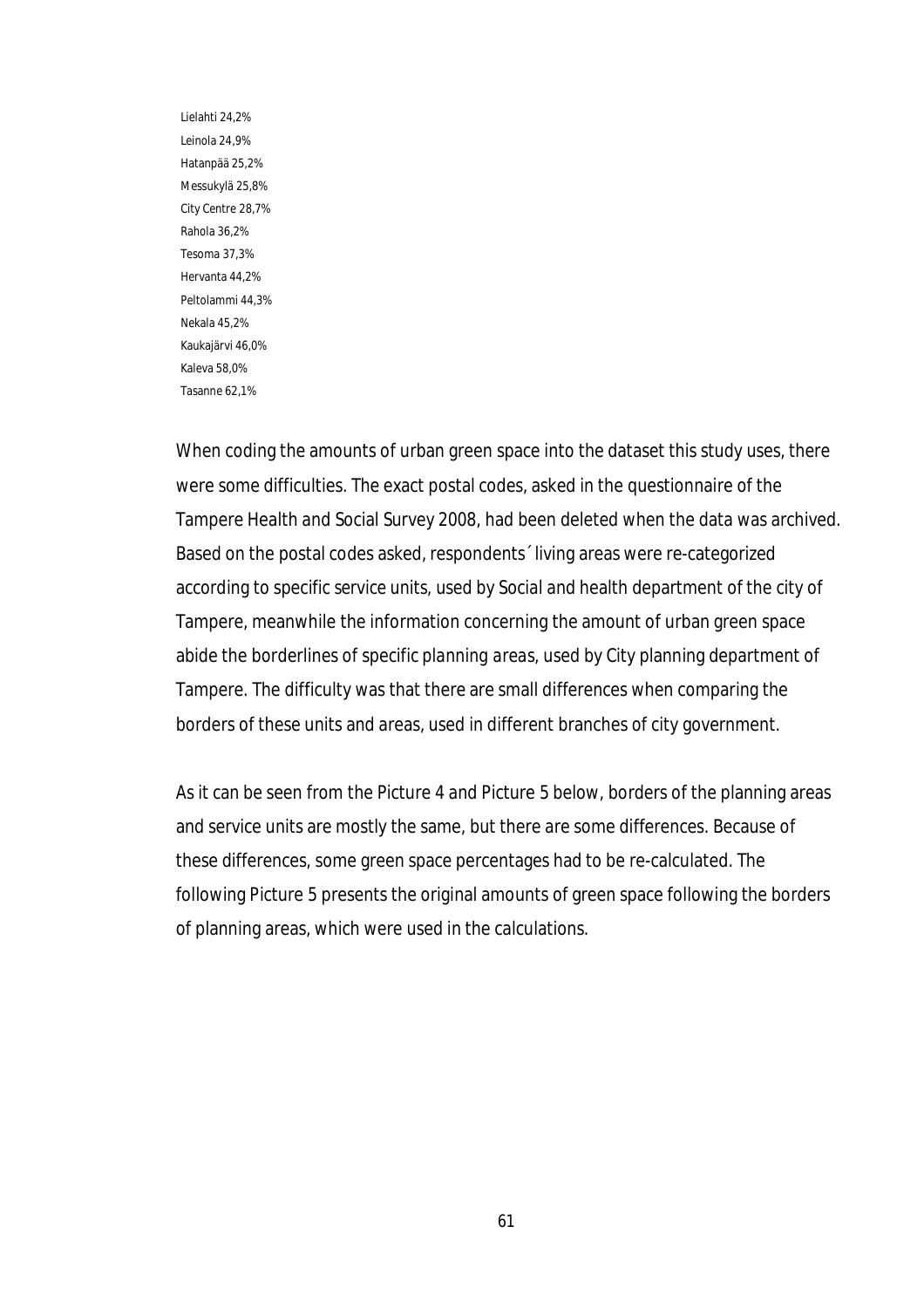Lielahti 24,2%
Leinola 24,9%
Hatanpää 25,2%
Messukylä 25,8%
City Centre 28,7%
Rahola 36,2%
Tesoma 37,3%
Hervanta 44,2%
Peltolammi 44,3%
Nekala 45,2%
Kaukajärvi 46,0%
Kaleva 58,0%
Tasanne 62,1%

When coding the amounts of urban green space into the dataset this study uses, there were some difficulties. The exact postal codes, asked in the questionnaire of the Tampere Health and Social Survey 2008, had been deleted when the data was archived. Based on the postal codes asked, respondents´ living areas were re-categorized according to specific service units, used by Social and health department of the city of Tampere, meanwhile the information concerning the amount of urban green space abide the borderlines of specific planning areas, used by City planning department of Tampere. The difficulty was that there are small differences when comparing the borders of these units and areas, used in different branches of city government.

As it can be seen from the Picture 4 and Picture 5 below, borders of the planning areas and service units are mostly the same, but there are some differences. Because of these differences, some green space percentages had to be re-calculated. The following Picture 5 presents the original amounts of green space following the borders of planning areas, which were used in the calculations.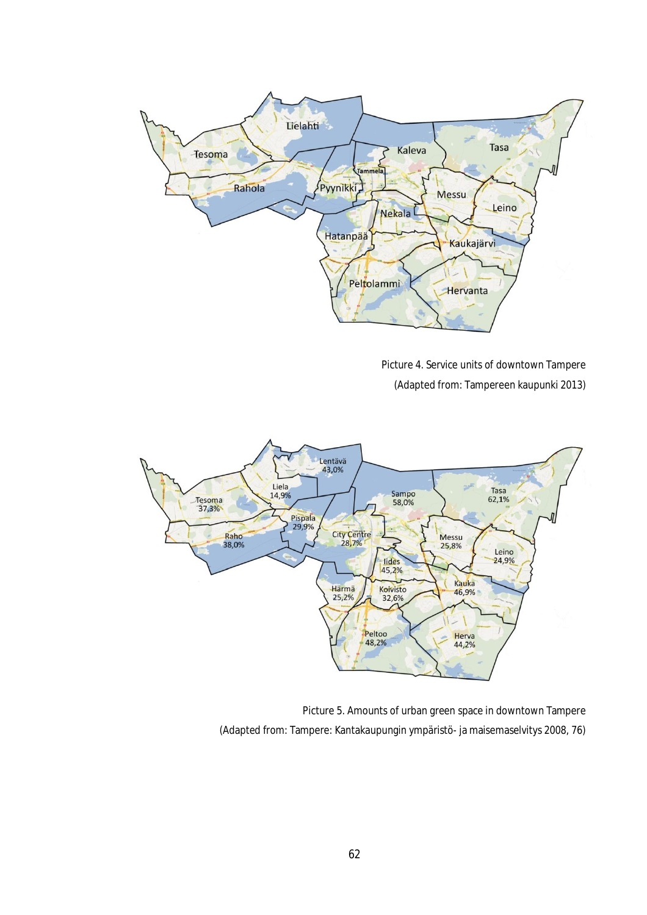Picture 4. Service units of downtown Tampere
(Adapted from: Tampereen kaupunki 2013)

Picture 5. Amounts of urban green space in downtown Tampere
(Adapted from: Tampere: Kantakaupungin ympäristö- ja maisemaselvitys 2008, 76)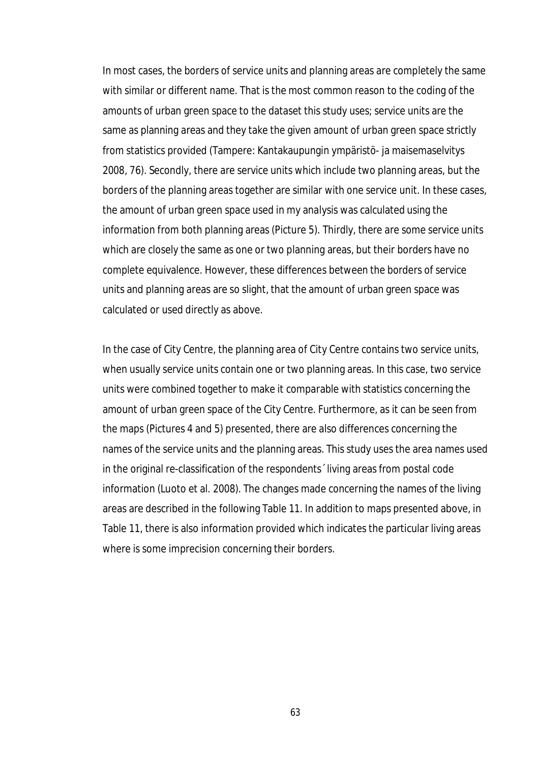In most cases, the borders of service units and planning areas are completely the same with similar or different name. That is the most common reason to the coding of the amounts of urban green space to the dataset this study uses; service units are the same as planning areas and they take the given amount of urban green space strictly from statistics provided (Tampere: Kantakaupungin ympäristö- ja maisemaselvitys 2008, 76). Secondly, there are service units which include two planning areas, but the borders of the planning areas together are similar with one service unit. In these cases, the amount of urban green space used in my analysis was calculated using the information from both planning areas (Picture 5). Thirdly, there are some service units which are closely the same as one or two planning areas, but their borders have no complete equivalence. However, these differences between the borders of service units and planning areas are so slight, that the amount of urban green space was calculated or used directly as above.

In the case of City Centre, the planning area of City Centre contains two service units, when usually service units contain one or two planning areas. In this case, two service units were combined together to make it comparable with statistics concerning the amount of urban green space of the City Centre. Furthermore, as it can be seen from the maps (Pictures 4 and 5) presented, there are also differences concerning the names of the service units and the planning areas. This study uses the area names used in the original re-classification of the respondents´ living areas from postal code information (Luoto et al. 2008). The changes made concerning the names of the living areas are described in the following Table 11. In addition to maps presented above, in Table 11, there is also information provided which indicates the particular living areas where is some imprecision concerning their borders.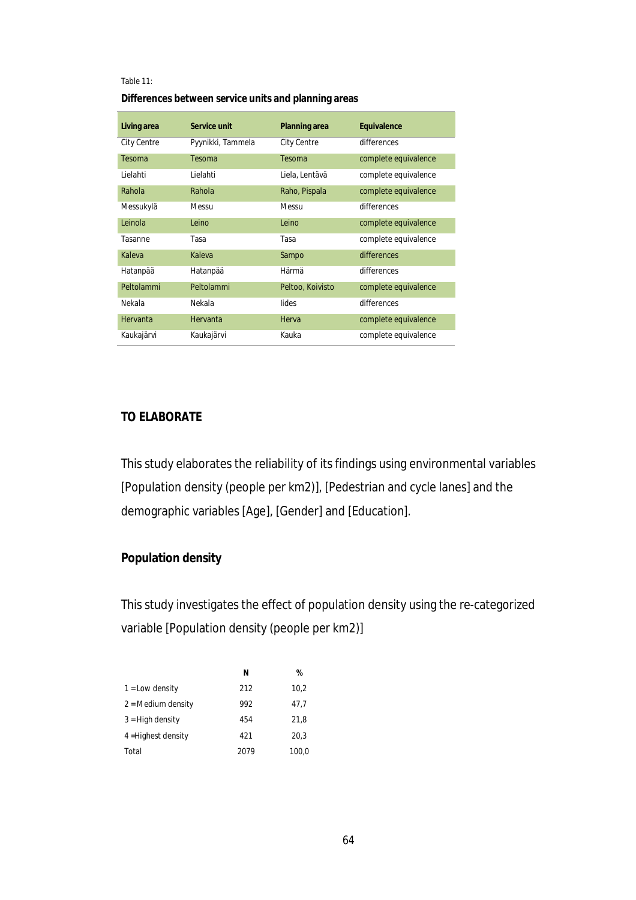Table 11:

**Differences between service units and planning areas**

| Living area | Service unit | Planning area | Equivalence |
|---|---|---|---|
| City Centre | Pyynikki, Tammela | City Centre | differences |
| Tesoma | Tesoma | Tesoma | complete equivalence |
| Lielahti | Lielahti | Liela, Lentävä | complete equivalence |
| Rahola | Rahola | Raho, Pispala | complete equivalence |
| Messukylä | Messu | Messu | differences |
| Leinola | Leino | Leino | complete equivalence |
| Tasanne | Tasa | Tasa | complete equivalence |
| Kaleva | Kaleva | Sampo | differences |
| Hatanpää | Hatanpää | Härmä | differences |
| Peltolammi | Peltolammi | Peltoo, Koivisto | complete equivalence |
| Nekala | Nekala | Iides | differences |
| Hervanta | Hervanta | Herva | complete equivalence |
| Kaukajärvi | Kaukajärvi | Kauka | complete equivalence |

## TO ELABORATE

This study elaborates the reliability of its findings using environmental variables [Population density (people per km2)], [Pedestrian and cycle lanes] and the demographic variables [Age], [Gender] and [Education].

### Population density

This study investigates the effect of population density using the re-categorized variable [Population density (people per km2)]

| | N | % |
|---|---|---|
| 1 = Low density | 212 | 10,2 |
| 2 = Medium density | 992 | 47,7 |
| 3 = High density | 454 | 21,8 |
| 4 =Highest density | 421 | 20,3 |
| Total | 2079 | 100,0 |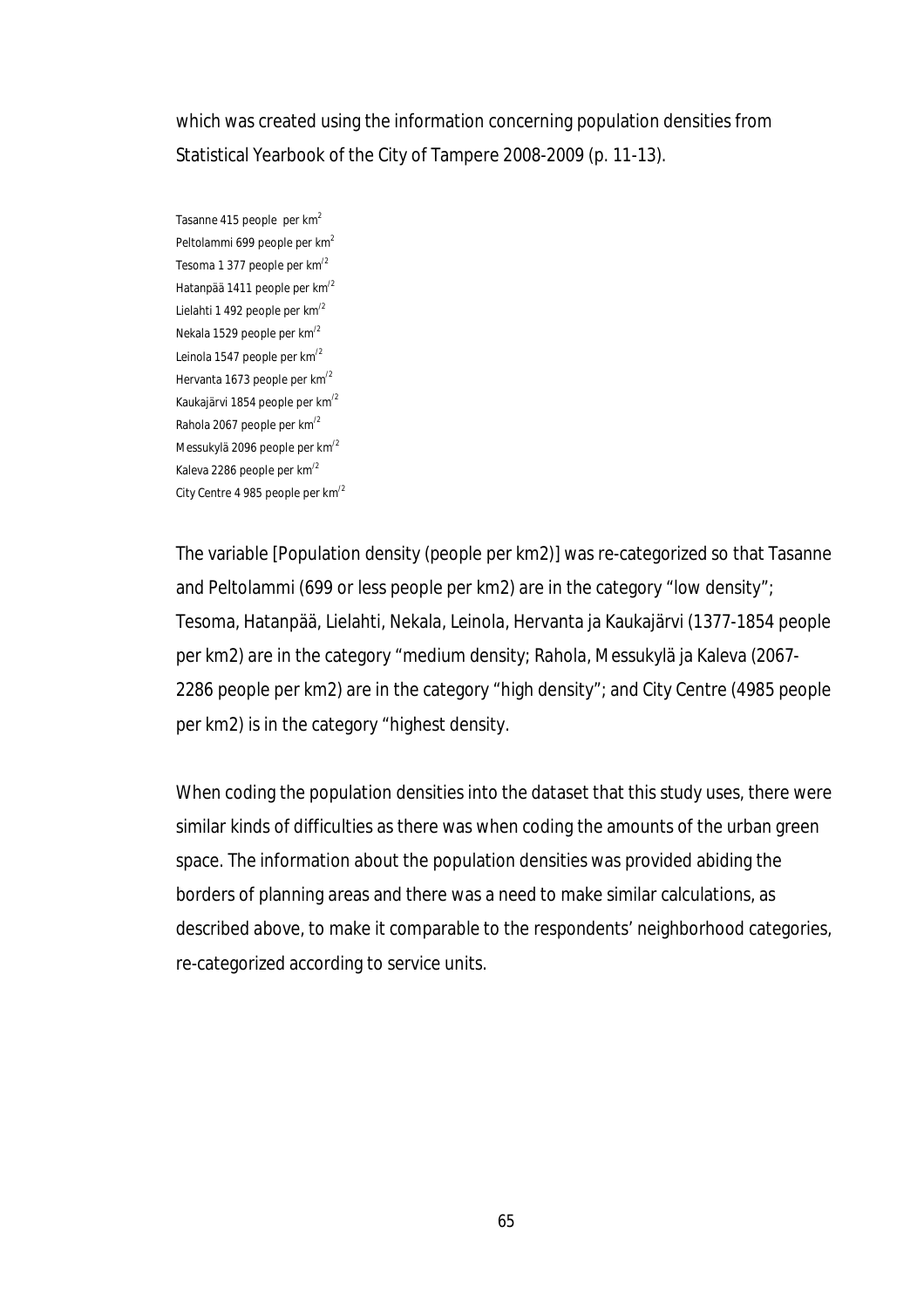which was created using the information concerning population densities from Statistical Yearbook of the City of Tampere 2008-2009 (p. 11-13).

Tasanne 415 people per $km^2$
Peltolammi 699 people per $km^2$
Tesoma 1 377 people per $km^{/2}$
Hatanpää 1411 people per $km^{/2}$
Lielahti 1 492 people per $km^{/2}$
Nekala 1529 people per $km^{/2}$
Leinola 1547 people per $km^{/2}$
Hervanta 1673 people per $km^{/2}$
Kaukajärvi 1854 people per $km^{/2}$
Rahola 2067 people per $km^{/2}$
Messukylä 2096 people per $km^{/2}$
Kaleva 2286 people per $km^{/2}$
City Centre 4 985 people per $km^{/2}$

The variable [Population density (people per km2)] was re-categorized so that Tasanne and Peltolammi (699 or less people per km2) are in the category "low density"; Tesoma, Hatanpää, Lielahti, Nekala, Leinola, Hervanta ja Kaukajärvi (1377-1854 people per km2) are in the category "medium density; Rahola, Messukylä ja Kaleva (2067-2286 people per km2) are in the category "high density"; and City Centre (4985 people per km2) is in the category "highest density.

When coding the population densities into the dataset that this study uses, there were similar kinds of difficulties as there was when coding the amounts of the urban green space. The information about the population densities was provided abiding the borders of planning areas and there was a need to make similar calculations, as described above, to make it comparable to the respondents' neighborhood categories, re-categorized according to service units.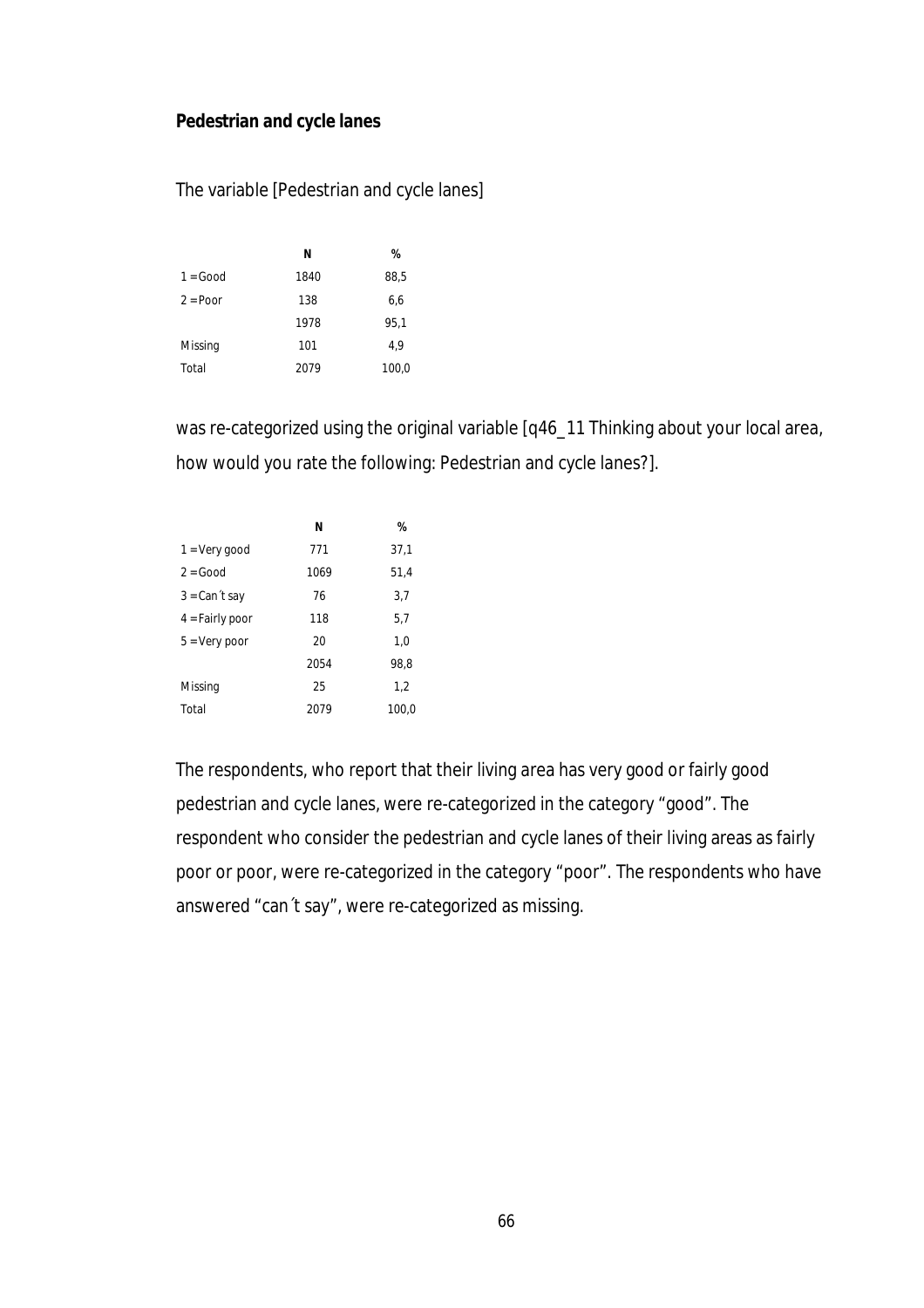**Pedestrian and cycle lanes**

The variable [Pedestrian and cycle lanes]

| | N | % |
|---|---|---|
| 1 = Good | 1840 | 88,5 |
| 2 = Poor | 138 | 6,6 |
| | 1978 | 95,1 |
| Missing | 101 | 4,9 |
| Total | 2079 | 100,0 |

was re-categorized using the original variable [q46_11 Thinking about your local area, how would you rate the following: Pedestrian and cycle lanes?].

| | N | % |
|---|---|---|
| 1 = Very good | 771 | 37,1 |
| 2 = Good | 1069 | 51,4 |
| 3 = Can´t say | 76 | 3,7 |
| 4 = Fairly poor | 118 | 5,7 |
| 5 = Very poor | 20 | 1,0 |
| | 2054 | 98,8 |
| Missing | 25 | 1,2 |
| Total | 2079 | 100,0 |

The respondents, who report that their living area has very good or fairly good pedestrian and cycle lanes, were re-categorized in the category "good". The respondent who consider the pedestrian and cycle lanes of their living areas as fairly poor or poor, were re-categorized in the category "poor". The respondents who have answered "can´t say", were re-categorized as missing.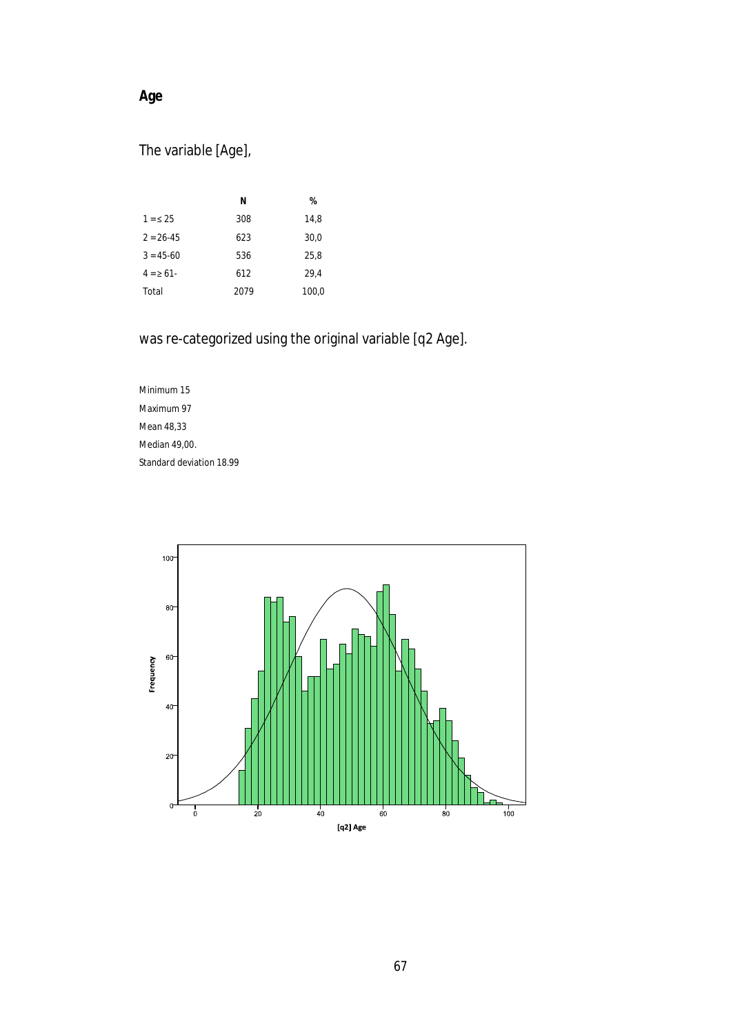**Age**

The variable [Age],

| | N | % |
|---|---|---|
| 1 = ≤ 25 | 308 | 14,8 |
| 2 = 26-45 | 623 | 30,0 |
| 3 = 45-60 | 536 | 25,8 |
| 4 = ≥ 61- | 612 | 29,4 |
| Total | 2079 | 100,0 |

was re-categorized using the original variable [q2 Age].

Minimum 15

Maximum 97

Mean 48,33

Median 49,00.

Standard deviation 18.99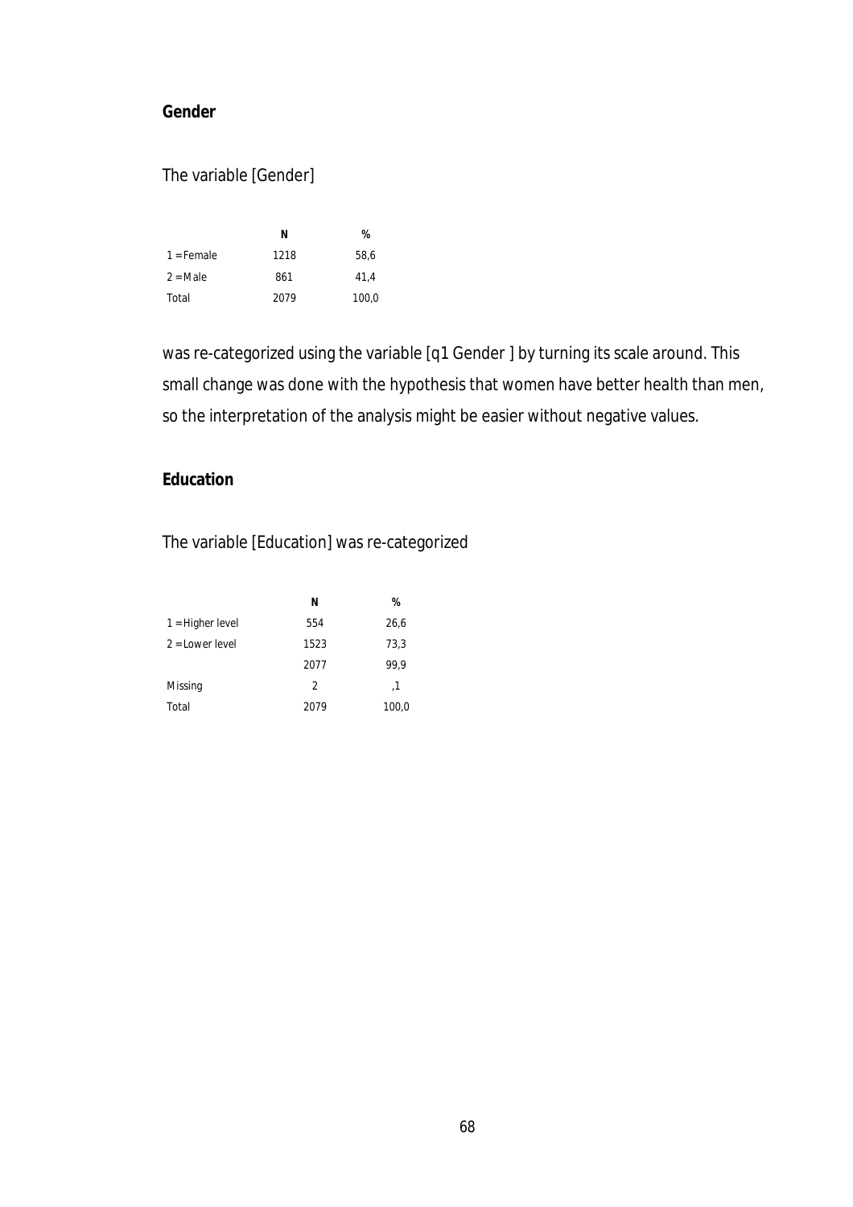**Gender**

The variable [Gender]

| | N | % |
|---|---|---|
| 1 = Female | 1218 | 58,6 |
| 2 = Male | 861 | 41,4 |
| Total | 2079 | 100,0 |

was re-categorized using the variable [q1 Gender ] by turning its scale around. This small change was done with the hypothesis that women have better health than men, so the interpretation of the analysis might be easier without negative values.

**Education**

The variable [Education] was re-categorized

| | N | % |
|---|---|---|
| 1 = Higher level | 554 | 26,6 |
| 2 = Lower level | 1523 | 73,3 |
| | 2077 | 99,9 |
| Missing | 2 | ,1 |
| Total | 2079 | 100,0 |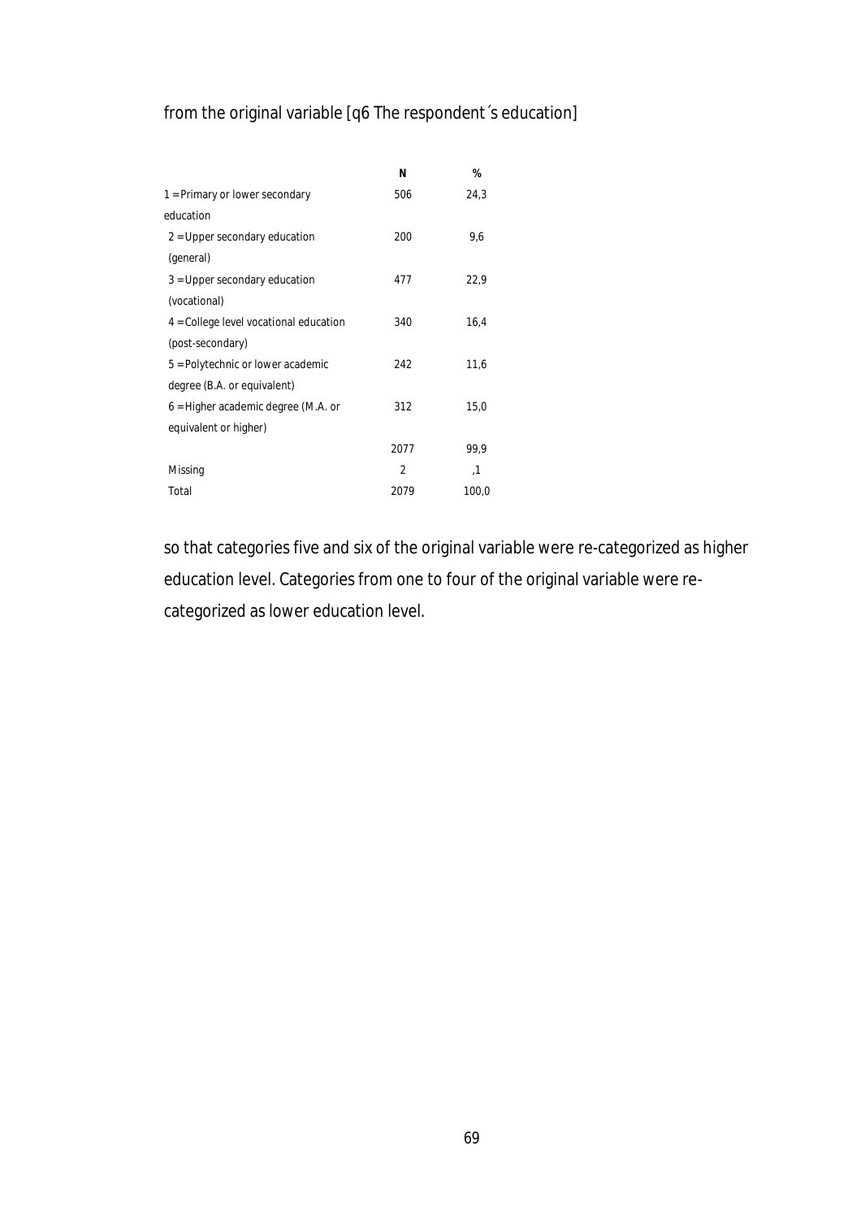from the original variable [q6 The respondent´s education]

| | N | % |
|---|---|---|
| 1 = Primary or lower secondary education | 506 | 24,3 |
| 2 = Upper secondary education (general) | 200 | 9,6 |
| 3 = Upper secondary education (vocational) | 477 | 22,9 |
| 4 = College level vocational education (post-secondary) | 340 | 16,4 |
| 5 = Polytechnic or lower academic degree (B.A. or equivalent) | 242 | 11,6 |
| 6 = Higher academic degree (M.A. or equivalent or higher) | 312 | 15,0 |
| | 2077 | 99,9 |
| Missing | 2 | ,1 |
| Total | 2079 | 100,0 |

so that categories five and six of the original variable were re-categorized as higher education level. Categories from one to four of the original variable were re-categorized as lower education level.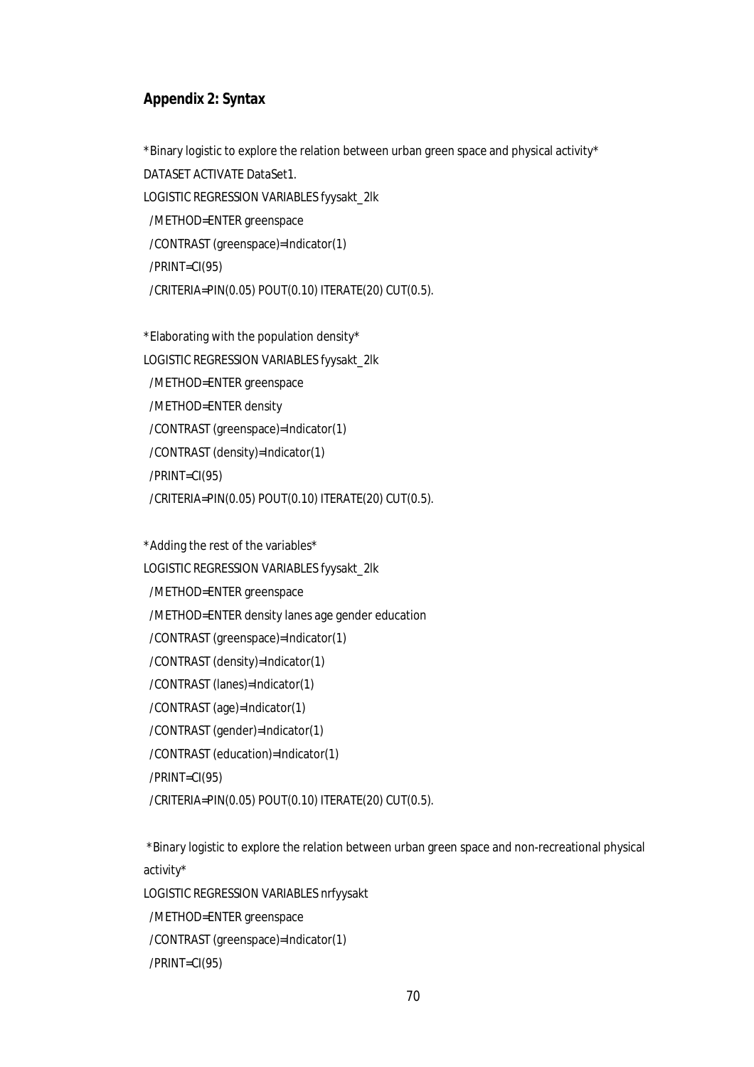## Appendix 2: Syntax

```
*Binary logistic to explore the relation between urban green space and physical activity*
DATASET ACTIVATE DataSet1.
LOGISTIC REGRESSION VARIABLES fyysakt_2lk
  /METHOD=ENTER greenspace
  /CONTRAST (greenspace)=Indicator(1)
  /PRINT=CI(95)
  /CRITERIA=PIN(0.05) POUT(0.10) ITERATE(20) CUT(0.5).

*Elaborating with the population density*
LOGISTIC REGRESSION VARIABLES fyysakt_2lk
  /METHOD=ENTER greenspace
  /METHOD=ENTER density
  /CONTRAST (greenspace)=Indicator(1)
  /CONTRAST (density)=Indicator(1)
  /PRINT=CI(95)
  /CRITERIA=PIN(0.05) POUT(0.10) ITERATE(20) CUT(0.5).

*Adding the rest of the variables*
LOGISTIC REGRESSION VARIABLES fyysakt_2lk
  /METHOD=ENTER greenspace
  /METHOD=ENTER density lanes age gender education
  /CONTRAST (greenspace)=Indicator(1)
  /CONTRAST (density)=Indicator(1)
  /CONTRAST (lanes)=Indicator(1)
  /CONTRAST (age)=Indicator(1)
  /CONTRAST (gender)=Indicator(1)
  /CONTRAST (education)=Indicator(1)
  /PRINT=CI(95)
  /CRITERIA=PIN(0.05) POUT(0.10) ITERATE(20) CUT(0.5).

 *Binary logistic to explore the relation between urban green space and non-recreational physical activity*
LOGISTIC REGRESSION VARIABLES nrfyysakt
  /METHOD=ENTER greenspace
  /CONTRAST (greenspace)=Indicator(1)
  /PRINT=CI(95)
```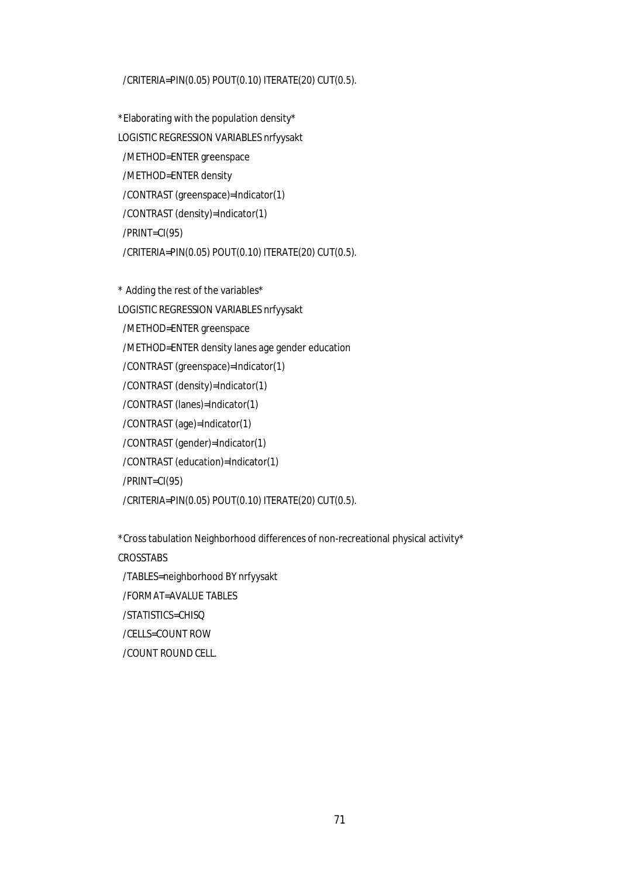```
  /CRITERIA=PIN(0.05) POUT(0.10) ITERATE(20) CUT(0.5).

*Elaborating with the population density*
LOGISTIC REGRESSION VARIABLES nrfyysakt
  /METHOD=ENTER greenspace
  /METHOD=ENTER density
  /CONTRAST (greenspace)=Indicator(1)
  /CONTRAST (density)=Indicator(1)
  /PRINT=CI(95)
  /CRITERIA=PIN(0.05) POUT(0.10) ITERATE(20) CUT(0.5).

* Adding the rest of the variables*
LOGISTIC REGRESSION VARIABLES nrfyysakt
  /METHOD=ENTER greenspace
  /METHOD=ENTER density lanes age gender education
  /CONTRAST (greenspace)=Indicator(1)
  /CONTRAST (density)=Indicator(1)
  /CONTRAST (lanes)=Indicator(1)
  /CONTRAST (age)=Indicator(1)
  /CONTRAST (gender)=Indicator(1)
  /CONTRAST (education)=Indicator(1)
  /PRINT=CI(95)
  /CRITERIA=PIN(0.05) POUT(0.10) ITERATE(20) CUT(0.5).

*Cross tabulation Neighborhood differences of non-recreational physical activity*
CROSSTABS
  /TABLES=neighborhood BY nrfyysakt
  /FORMAT=AVALUE TABLES
  /STATISTICS=CHISQ
  /CELLS=COUNT ROW
  /COUNT ROUND CELL.
```